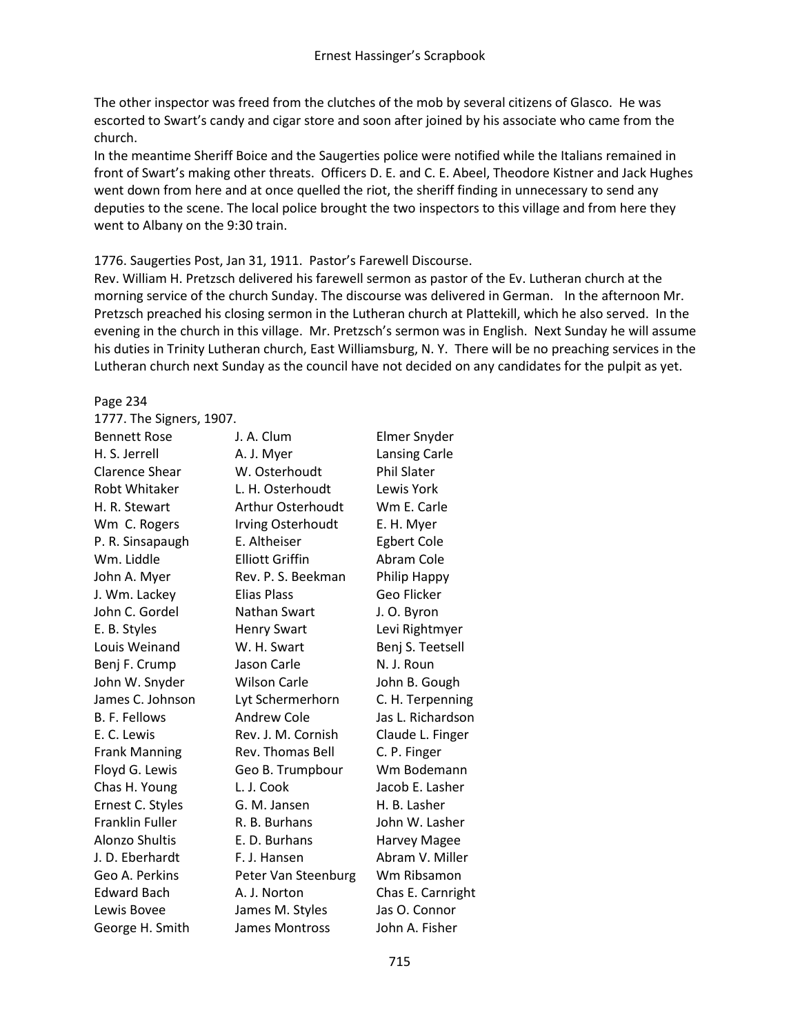The other inspector was freed from the clutches of the mob by several citizens of Glasco. He was escorted to Swart's candy and cigar store and soon after joined by his associate who came from the church.

In the meantime Sheriff Boice and the Saugerties police were notified while the Italians remained in front of Swart's making other threats. Officers D. E. and C. E. Abeel, Theodore Kistner and Jack Hughes went down from here and at once quelled the riot, the sheriff finding in unnecessary to send any deputies to the scene. The local police brought the two inspectors to this village and from here they went to Albany on the 9:30 train.

1776. Saugerties Post, Jan 31, 1911. Pastor's Farewell Discourse.

Rev. William H. Pretzsch delivered his farewell sermon as pastor of the Ev. Lutheran church at the morning service of the church Sunday. The discourse was delivered in German. In the afternoon Mr. Pretzsch preached his closing sermon in the Lutheran church at Plattekill, which he also served. In the evening in the church in this village. Mr. Pretzsch's sermon was in English. Next Sunday he will assume his duties in Trinity Lutheran church, East Williamsburg, N. Y. There will be no preaching services in the Lutheran church next Sunday as the council have not decided on any candidates for the pulpit as yet.

Page 234

1777. The Signers, 1907.

| | | |
|---|---|---|
| Bennett Rose | J. A. Clum | Elmer Snyder |
| H. S. Jerrell | A. J. Myer | Lansing Carle |
| Clarence Shear | W. Osterhoudt | Phil Slater |
| Robt Whitaker | L. H. Osterhoudt | Lewis York |
| H. R. Stewart | Arthur Osterhoudt | Wm E. Carle |
| Wm C. Rogers | Irving Osterhoudt | E. H. Myer |
| P. R. Sinsapaugh | E. Altheiser | Egbert Cole |
| Wm. Liddle | Elliott Griffin | Abram Cole |
| John A. Myer | Rev. P. S. Beekman | Philip Happy |
| J. Wm. Lackey | Elias Plass | Geo Flicker |
| John C. Gordel | Nathan Swart | J. O. Byron |
| E. B. Styles | Henry Swart | Levi Rightmyer |
| Louis Weinand | W. H. Swart | Benj S. Teetsell |
| Benj F. Crump | Jason Carle | N. J. Roun |
| John W. Snyder | Wilson Carle | John B. Gough |
| James C. Johnson | Lyt Schermerhorn | C. H. Terpenning |
| B. F. Fellows | Andrew Cole | Jas L. Richardson |
| E. C. Lewis | Rev. J. M. Cornish | Claude L. Finger |
| Frank Manning | Rev. Thomas Bell | C. P. Finger |
| Floyd G. Lewis | Geo B. Trumpbour | Wm Bodemann |
| Chas H. Young | L. J. Cook | Jacob E. Lasher |
| Ernest C. Styles | G. M. Jansen | H. B. Lasher |
| Franklin Fuller | R. B. Burhans | John W. Lasher |
| Alonzo Shultis | E. D. Burhans | Harvey Magee |
| J. D. Eberhardt | F. J. Hansen | Abram V. Miller |
| Geo A. Perkins | Peter Van Steenburg | Wm Ribsamon |
| Edward Bach | A. J. Norton | Chas E. Carnright |
| Lewis Bovee | James M. Styles | Jas O. Connor |
| George H. Smith | James Montross | John A. Fisher |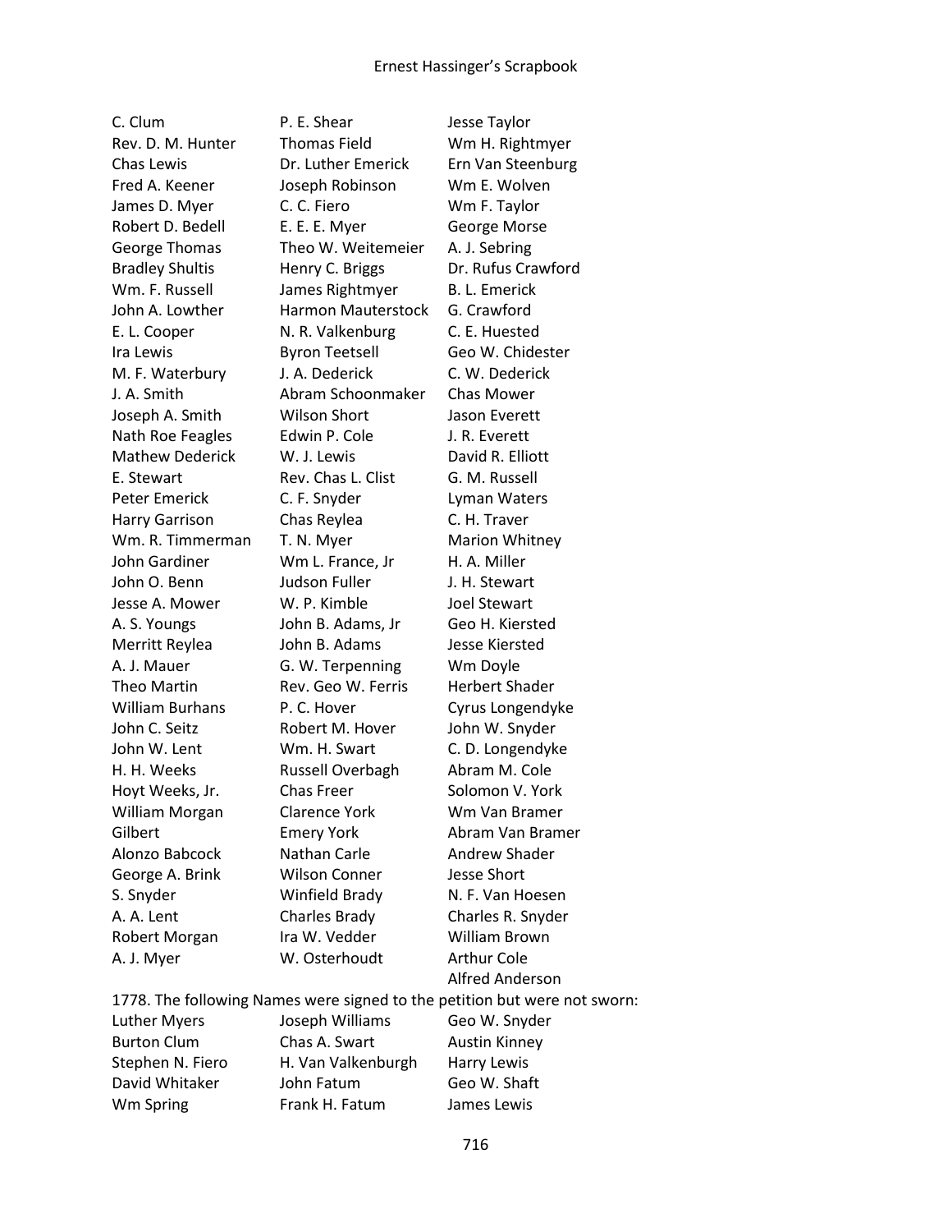C. Clum
Rev. D. M. Hunter
Chas Lewis
Fred A. Keener
James D. Myer
Robert D. Bedell
George Thomas
Bradley Shultis
Wm. F. Russell
John A. Lowther
E. L. Cooper
Ira Lewis
M. F. Waterbury
J. A. Smith
Joseph A. Smith
Nath Roe Feagles
Mathew Dederick
E. Stewart
Peter Emerick
Harry Garrison
Wm. R. Timmerman
John Gardiner
John O. Benn
Jesse A. Mower
A. S. Youngs
Merritt Reylea
A. J. Mauer
Theo Martin
William Burhans
John C. Seitz
John W. Lent
H. H. Weeks
Hoyt Weeks, Jr.
William Morgan
Gilbert
Alonzo Babcock
George A. Brink
S. Snyder
A. A. Lent
Robert Morgan
A. J. Myer

P. E. Shear
Thomas Field
Dr. Luther Emerick
Joseph Robinson
C. C. Fiero
E. E. E. Myer
Theo W. Weitemeier
Henry C. Briggs
James Rightmyer
Harmon Mauterstock
N. R. Valkenburg
Byron Teetsell
J. A. Dederick
Abram Schoonmaker
Wilson Short
Edwin P. Cole
W. J. Lewis
Rev. Chas L. Clist
C. F. Snyder
Chas Reylea
T. N. Myer
Wm L. France, Jr
Judson Fuller
W. P. Kimble
John B. Adams, Jr
John B. Adams
G. W. Terpenning
Rev. Geo W. Ferris
P. C. Hover
Robert M. Hover
Wm. H. Swart
Russell Overbagh
Chas Freer
Clarence York
Emery York
Nathan Carle
Wilson Conner
Winfield Brady
Charles Brady
Ira W. Vedder
W. Osterhoudt

Jesse Taylor
Wm H. Rightmyer
Ern Van Steenburg
Wm E. Wolven
Wm F. Taylor
George Morse
A. J. Sebring
Dr. Rufus Crawford
B. L. Emerick
G. Crawford
C. E. Huested
Geo W. Chidester
C. W. Dederick
Chas Mower
Jason Everett
J. R. Everett
David R. Elliott
G. M. Russell
Lyman Waters
C. H. Traver
Marion Whitney
H. A. Miller
J. H. Stewart
Joel Stewart
Geo H. Kiersted
Jesse Kiersted
Wm Doyle
Herbert Shader
Cyrus Longendyke
John W. Snyder
C. D. Longendyke
Abram M. Cole
Solomon V. York
Wm Van Bramer
Abram Van Bramer
Andrew Shader
Jesse Short
N. F. Van Hoesen
Charles R. Snyder
William Brown
Arthur Cole
Alfred Anderson

1778. The following Names were signed to the petition but were not sworn:

Luther Myers
Burton Clum
Stephen N. Fiero
David Whitaker
Wm Spring

Joseph Williams
Chas A. Swart
H. Van Valkenburgh
John Fatum
Frank H. Fatum

Geo W. Snyder
Austin Kinney
Harry Lewis
Geo W. Shaft
James Lewis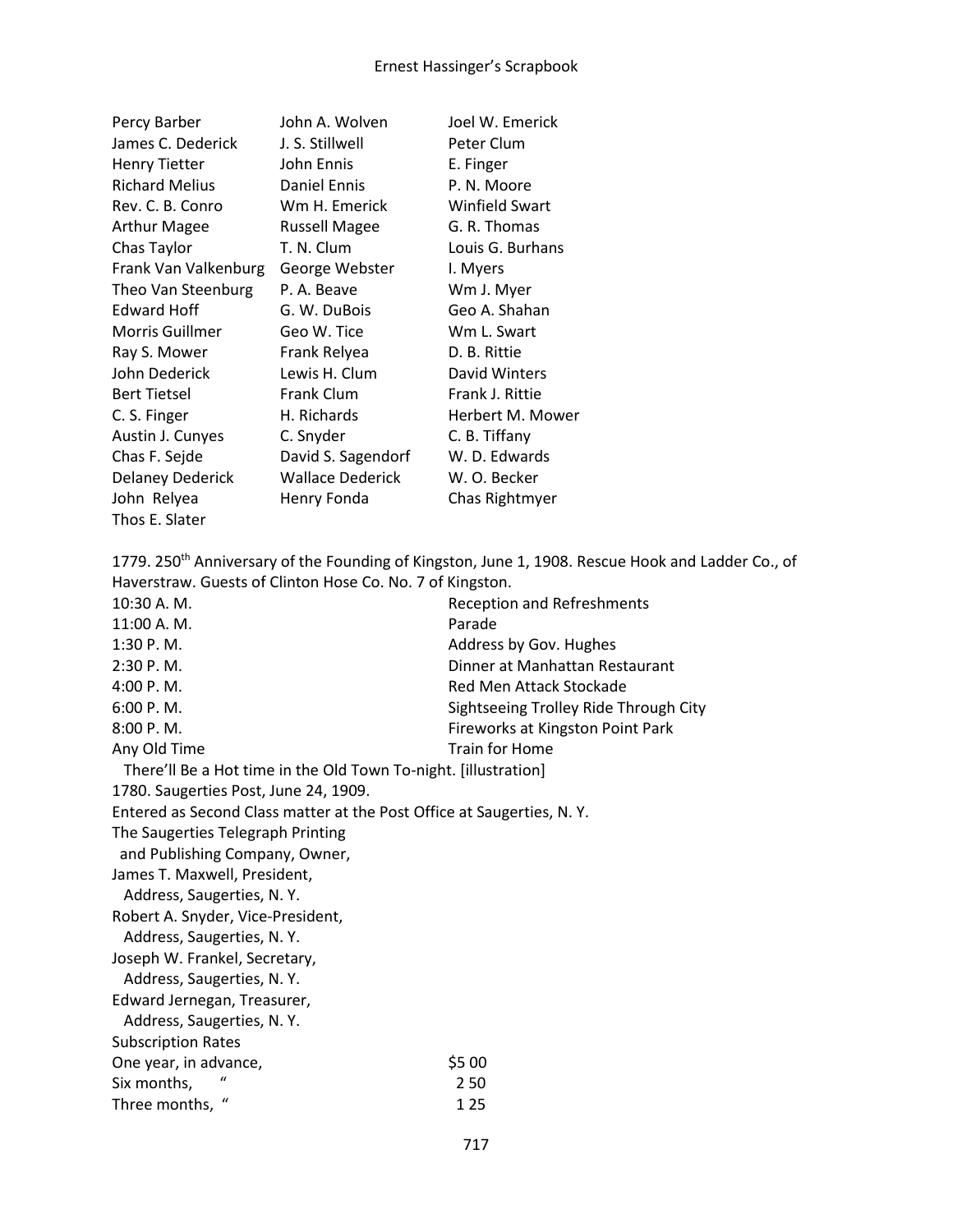| | | |
|---|---|---|
| Percy Barber | John A. Wolven | Joel W. Emerick |
| James C. Dederick | J. S. Stillwell | Peter Clum |
| Henry Tietter | John Ennis | E. Finger |
| Richard Melius | Daniel Ennis | P. N. Moore |
| Rev. C. B. Conro | Wm H. Emerick | Winfield Swart |
| Arthur Magee | Russell Magee | G. R. Thomas |
| Chas Taylor | T. N. Clum | Louis G. Burhans |
| Frank Van Valkenburg | George Webster | I. Myers |
| Theo Van Steenburg | P. A. Beave | Wm J. Myer |
| Edward Hoff | G. W. DuBois | Geo A. Shahan |
| Morris Guillmer | Geo W. Tice | Wm L. Swart |
| Ray S. Mower | Frank Relyea | D. B. Rittie |
| John Dederick | Lewis H. Clum | David Winters |
| Bert Tietsel | Frank Clum | Frank J. Rittie |
| C. S. Finger | H. Richards | Herbert M. Mower |
| Austin J. Cunyes | C. Snyder | C. B. Tiffany |
| Chas F. Sejde | David S. Sagendorf | W. D. Edwards |
| Delaney Dederick | Wallace Dederick | W. O. Becker |
| John Relyea | Henry Fonda | Chas Rightmyer |
| Thos E. Slater | | |

1779. 250th Anniversary of the Founding of Kingston, June 1, 1908. Rescue Hook and Ladder Co., of Haverstraw. Guests of Clinton Hose Co. No. 7 of Kingston.

| | |
|---|---|
| 10:30 A. M. | Reception and Refreshments |
| 11:00 A. M. | Parade |
| 1:30 P. M. | Address by Gov. Hughes |
| 2:30 P. M. | Dinner at Manhattan Restaurant |
| 4:00 P. M. | Red Men Attack Stockade |
| 6:00 P. M. | Sightseeing Trolley Ride Through City |
| 8:00 P. M. | Fireworks at Kingston Point Park |
| Any Old Time | Train for Home |

There'll Be a Hot time in the Old Town To-night. [illustration]

1780. Saugerties Post, June 24, 1909.

Entered as Second Class matter at the Post Office at Saugerties, N. Y.

The Saugerties Telegraph Printing
and Publishing Company, Owner,
James T. Maxwell, President,
Address, Saugerties, N. Y.
Robert A. Snyder, Vice-President,
Address, Saugerties, N. Y.
Joseph W. Frankel, Secretary,
Address, Saugerties, N. Y.
Edward Jernegan, Treasurer,
Address, Saugerties, N. Y.

Subscription Rates

| | |
|---|---|
| One year, in advance, | $5 00 |
| Six months, " | 2 50 |
| Three months, " | 1 25 |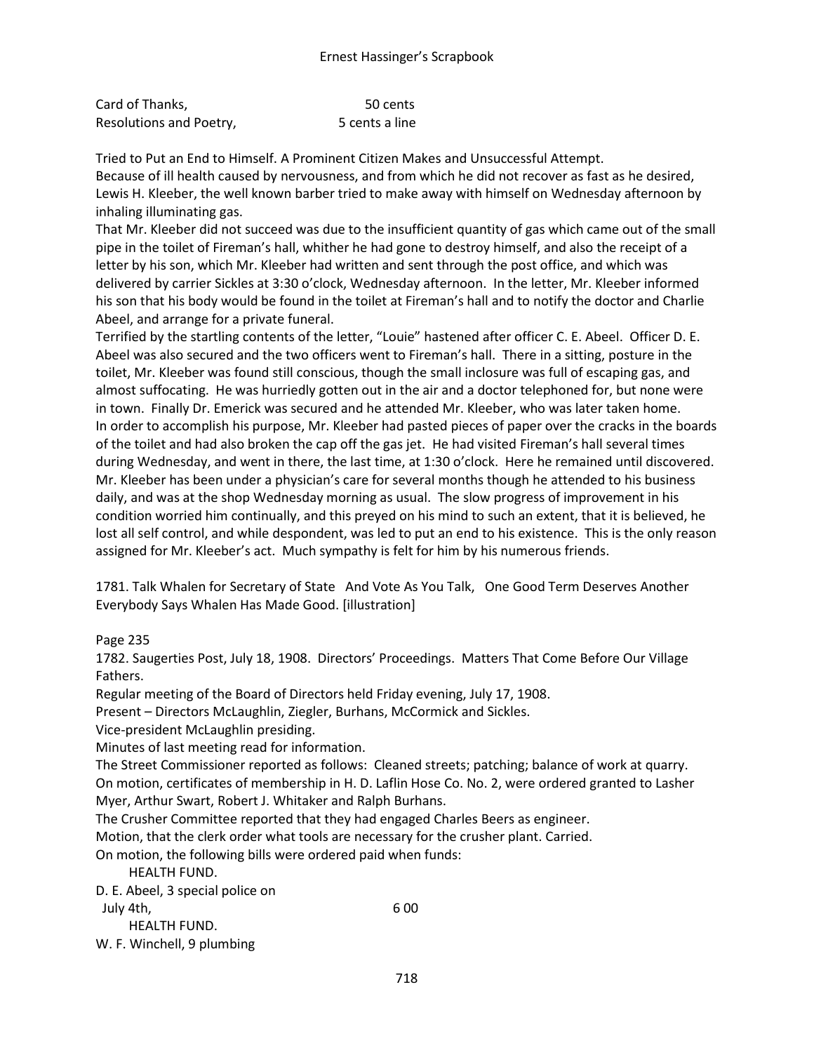| Card of Thanks, | 50 cents |
|---|---|
| Resolutions and Poetry, | 5 cents a line |

Tried to Put an End to Himself. A Prominent Citizen Makes and Unsuccessful Attempt.

Because of ill health caused by nervousness, and from which he did not recover as fast as he desired, Lewis H. Kleeber, the well known barber tried to make away with himself on Wednesday afternoon by inhaling illuminating gas.

That Mr. Kleeber did not succeed was due to the insufficient quantity of gas which came out of the small pipe in the toilet of Fireman's hall, whither he had gone to destroy himself, and also the receipt of a letter by his son, which Mr. Kleeber had written and sent through the post office, and which was delivered by carrier Sickles at 3:30 o'clock, Wednesday afternoon. In the letter, Mr. Kleeber informed his son that his body would be found in the toilet at Fireman's hall and to notify the doctor and Charlie Abeel, and arrange for a private funeral.

Terrified by the startling contents of the letter, "Louie" hastened after officer C. E. Abeel. Officer D. E. Abeel was also secured and the two officers went to Fireman's hall. There in a sitting, posture in the toilet, Mr. Kleeber was found still conscious, though the small inclosure was full of escaping gas, and almost suffocating. He was hurriedly gotten out in the air and a doctor telephoned for, but none were in town. Finally Dr. Emerick was secured and he attended Mr. Kleeber, who was later taken home.

In order to accomplish his purpose, Mr. Kleeber had pasted pieces of paper over the cracks in the boards of the toilet and had also broken the cap off the gas jet. He had visited Fireman's hall several times during Wednesday, and went in there, the last time, at 1:30 o'clock. Here he remained until discovered.

Mr. Kleeber has been under a physician's care for several months though he attended to his business daily, and was at the shop Wednesday morning as usual. The slow progress of improvement in his condition worried him continually, and this preyed on his mind to such an extent, that it is believed, he lost all self control, and while despondent, was led to put an end to his existence. This is the only reason assigned for Mr. Kleeber's act. Much sympathy is felt for him by his numerous friends.

1781. Talk Whalen for Secretary of State And Vote As You Talk, One Good Term Deserves Another Everybody Says Whalen Has Made Good. [illustration]

Page 235

1782. Saugerties Post, July 18, 1908. Directors' Proceedings. Matters That Come Before Our Village Fathers.

Regular meeting of the Board of Directors held Friday evening, July 17, 1908.

Present – Directors McLaughlin, Ziegler, Burhans, McCormick and Sickles.

Vice-president McLaughlin presiding.

Minutes of last meeting read for information.

The Street Commissioner reported as follows: Cleaned streets; patching; balance of work at quarry.

On motion, certificates of membership in H. D. Laflin Hose Co. No. 2, were ordered granted to Lasher Myer, Arthur Swart, Robert J. Whitaker and Ralph Burhans.

The Crusher Committee reported that they had engaged Charles Beers as engineer.

Motion, that the clerk order what tools are necessary for the crusher plant. Carried.

On motion, the following bills were ordered paid when funds:

HEALTH FUND.

| | |
|---|---|
| D. E. Abeel, 3 special police on July 4th, | 6 00 |

HEALTH FUND.

W. F. Winchell, 9 plumbing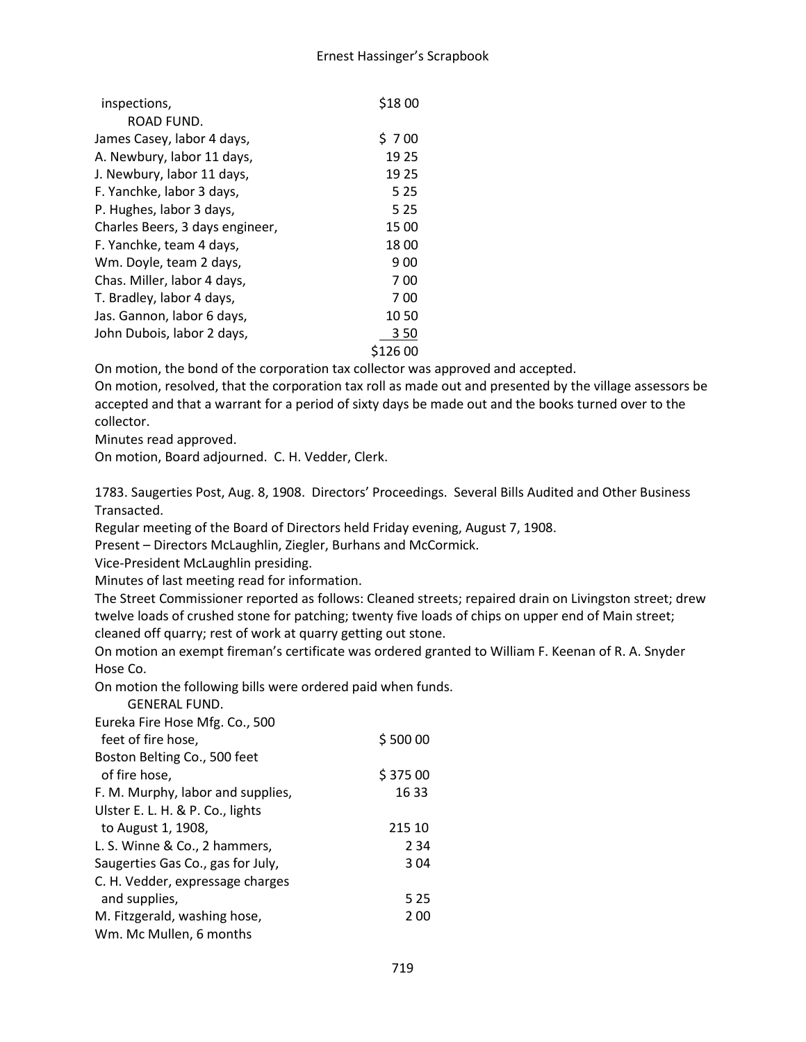| | |
|---|---|
| inspections, | $18 00 |
| ROAD FUND. | |
| James Casey, labor 4 days, | $ 7 00 |
| A. Newbury, labor 11 days, | 19 25 |
| J. Newbury, labor 11 days, | 19 25 |
| F. Yanchke, labor 3 days, | 5 25 |
| P. Hughes, labor 3 days, | 5 25 |
| Charles Beers, 3 days engineer, | 15 00 |
| F. Yanchke, team 4 days, | 18 00 |
| Wm. Doyle, team 2 days, | 9 00 |
| Chas. Miller, labor 4 days, | 7 00 |
| T. Bradley, labor 4 days, | 7 00 |
| Jas. Gannon, labor 6 days, | 10 50 |
| John Dubois, labor 2 days, | 3 50 |
| | $126 00 |

On motion, the bond of the corporation tax collector was approved and accepted.

On motion, resolved, that the corporation tax roll as made out and presented by the village assessors be accepted and that a warrant for a period of sixty days be made out and the books turned over to the collector.

Minutes read approved.

On motion, Board adjourned. C. H. Vedder, Clerk.

1783. Saugerties Post, Aug. 8, 1908. Directors' Proceedings. Several Bills Audited and Other Business Transacted.

Regular meeting of the Board of Directors held Friday evening, August 7, 1908.

Present – Directors McLaughlin, Ziegler, Burhans and McCormick.

Vice-President McLaughlin presiding.

Minutes of last meeting read for information.

The Street Commissioner reported as follows: Cleaned streets; repaired drain on Livingston street; drew twelve loads of crushed stone for patching; twenty five loads of chips on upper end of Main street; cleaned off quarry; rest of work at quarry getting out stone.

On motion an exempt fireman's certificate was ordered granted to William F. Keenan of R. A. Snyder Hose Co.

On motion the following bills were ordered paid when funds.

| | |
|---|---|
| GENERAL FUND. | |
| Eureka Fire Hose Mfg. Co., 500 feet of fire hose, | $ 500 00 |
| Boston Belting Co., 500 feet of fire hose, | $ 375 00 |
| F. M. Murphy, labor and supplies, | 16 33 |
| Ulster E. L. H. & P. Co., lights to August 1, 1908, | 215 10 |
| L. S. Winne & Co., 2 hammers, | 2 34 |
| Saugerties Gas Co., gas for July, | 3 04 |
| C. H. Vedder, expressage charges and supplies, | 5 25 |
| M. Fitzgerald, washing hose, | 2 00 |
| Wm. Mc Mullen, 6 months | |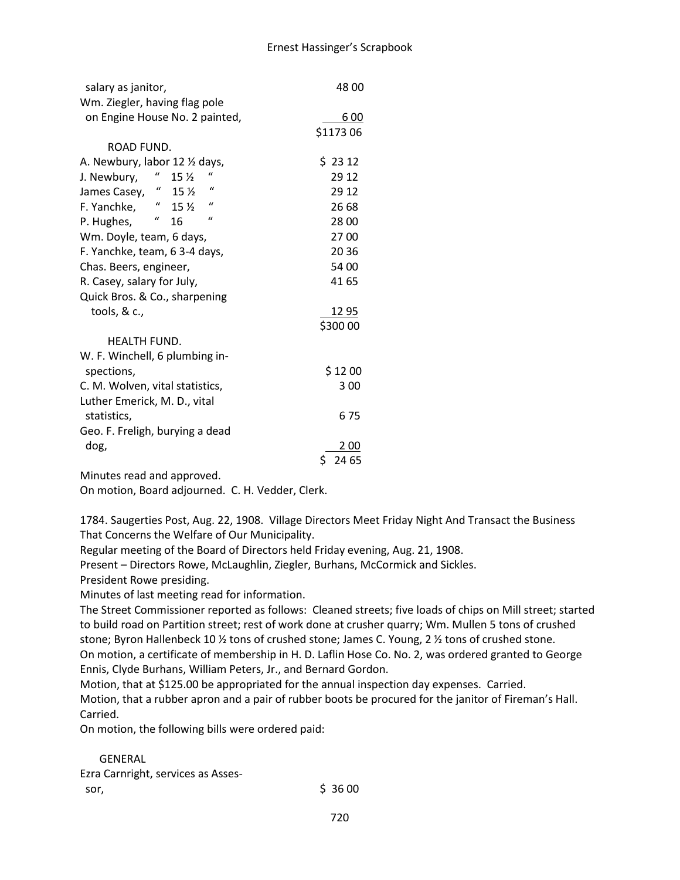| | |
|---|---|
| salary as janitor, | 48 00 |
| Wm. Ziegler, having flag pole on Engine House No. 2 painted, | 6 00 |
| | $1173 06 |

ROAD FUND.

| | |
|---|---|
| A. Newbury, labor 12 ½ days, | $ 23 12 |
| J. Newbury, " 15 ½ " | 29 12 |
| James Casey, " 15 ½ " | 29 12 |
| F. Yanchke, " 15 ½ " | 26 68 |
| P. Hughes, " 16 " | 28 00 |
| Wm. Doyle, team, 6 days, | 27 00 |
| F. Yanchke, team, 6 3-4 days, | 20 36 |
| Chas. Beers, engineer, | 54 00 |
| R. Casey, salary for July, | 41 65 |
| Quick Bros. & Co., sharpening tools, & c., | 12 95 |
| | $300 00 |

HEALTH FUND.

| | |
|---|---|
| W. F. Winchell, 6 plumbing inspections, | $ 12 00 |
| C. M. Wolven, vital statistics, | 3 00 |
| Luther Emerick, M. D., vital statistics, | 6 75 |
| Geo. F. Freligh, burying a dead dog, | 2 00 |
| | $ 24 65 |

Minutes read and approved.
On motion, Board adjourned. C. H. Vedder, Clerk.

1784. Saugerties Post, Aug. 22, 1908. Village Directors Meet Friday Night And Transact the Business That Concerns the Welfare of Our Municipality.
Regular meeting of the Board of Directors held Friday evening, Aug. 21, 1908.
Present – Directors Rowe, McLaughlin, Ziegler, Burhans, McCormick and Sickles.
President Rowe presiding.
Minutes of last meeting read for information.
The Street Commissioner reported as follows: Cleaned streets; five loads of chips on Mill street; started to build road on Partition street; rest of work done at crusher quarry; Wm. Mullen 5 tons of crushed stone; Byron Hallenbeck 10 ½ tons of crushed stone; James C. Young, 2 ½ tons of crushed stone.
On motion, a certificate of membership in H. D. Laflin Hose Co. No. 2, was ordered granted to George Ennis, Clyde Burhans, William Peters, Jr., and Bernard Gordon.
Motion, that at $125.00 be appropriated for the annual inspection day expenses. Carried.
Motion, that a rubber apron and a pair of rubber boots be procured for the janitor of Fireman's Hall. Carried.
On motion, the following bills were ordered paid:

GENERAL

| | |
|---|---|
| Ezra Carnright, services as Assessor, | $ 36 00 |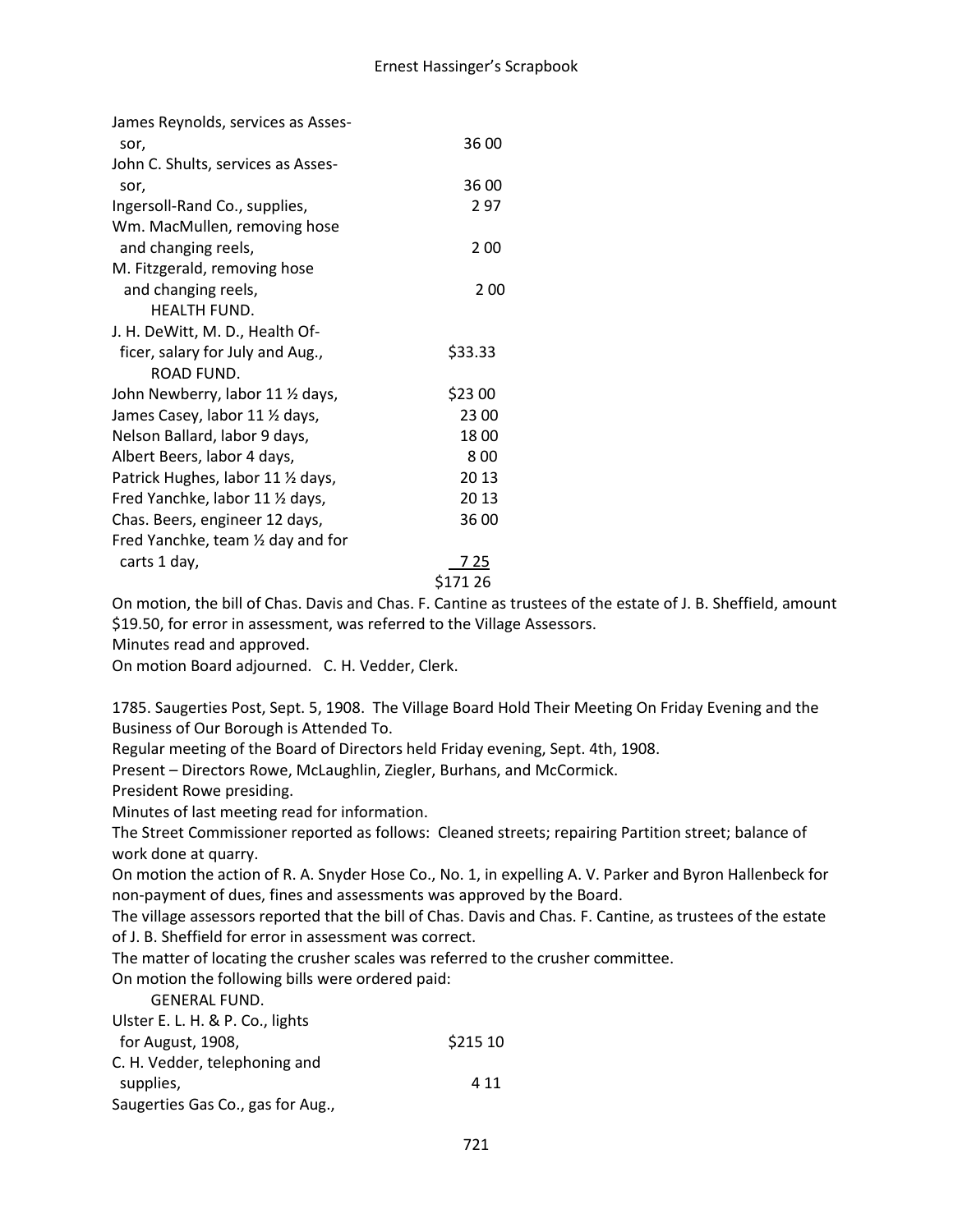James Reynolds, services as Assessor, 36 00
John C. Shults, services as Assessor, 36 00
Ingersoll-Rand Co., supplies, 2 97
Wm. MacMullen, removing hose and changing reels, 2 00
M. Fitzgerald, removing hose and changing reels, 2 00

HEALTH FUND.

J. H. DeWitt, M. D., Health Officer, salary for July and Aug., $33.33

ROAD FUND.

| | |
|---|---|
| John Newberry, labor 11 ½ days, | $23 00 |
| James Casey, labor 11 ½ days, | 23 00 |
| Nelson Ballard, labor 9 days, | 18 00 |
| Albert Beers, labor 4 days, | 8 00 |
| Patrick Hughes, labor 11 ½ days, | 20 13 |
| Fred Yanchke, labor 11 ½ days, | 20 13 |
| Chas. Beers, engineer 12 days, | 36 00 |
| Fred Yanchke, team ½ day and for carts 1 day, | 7 25 |
| | $171 26 |

On motion, the bill of Chas. Davis and Chas. F. Cantine as trustees of the estate of J. B. Sheffield, amount $19.50, for error in assessment, was referred to the Village Assessors.

Minutes read and approved.

On motion Board adjourned. C. H. Vedder, Clerk.

1785. Saugerties Post, Sept. 5, 1908. The Village Board Hold Their Meeting On Friday Evening and the Business of Our Borough is Attended To.

Regular meeting of the Board of Directors held Friday evening, Sept. 4th, 1908.

Present – Directors Rowe, McLaughlin, Ziegler, Burhans, and McCormick.

President Rowe presiding.

Minutes of last meeting read for information.

The Street Commissioner reported as follows: Cleaned streets; repairing Partition street; balance of work done at quarry.

On motion the action of R. A. Snyder Hose Co., No. 1, in expelling A. V. Parker and Byron Hallenbeck for non-payment of dues, fines and assessments was approved by the Board.

The village assessors reported that the bill of Chas. Davis and Chas. F. Cantine, as trustees of the estate of J. B. Sheffield for error in assessment was correct.

The matter of locating the crusher scales was referred to the crusher committee.

On motion the following bills were ordered paid:

GENERAL FUND.

Ulster E. L. H. & P. Co., lights for August, 1908, $215 10
C. H. Vedder, telephoning and supplies, 4 11
Saugerties Gas Co., gas for Aug.,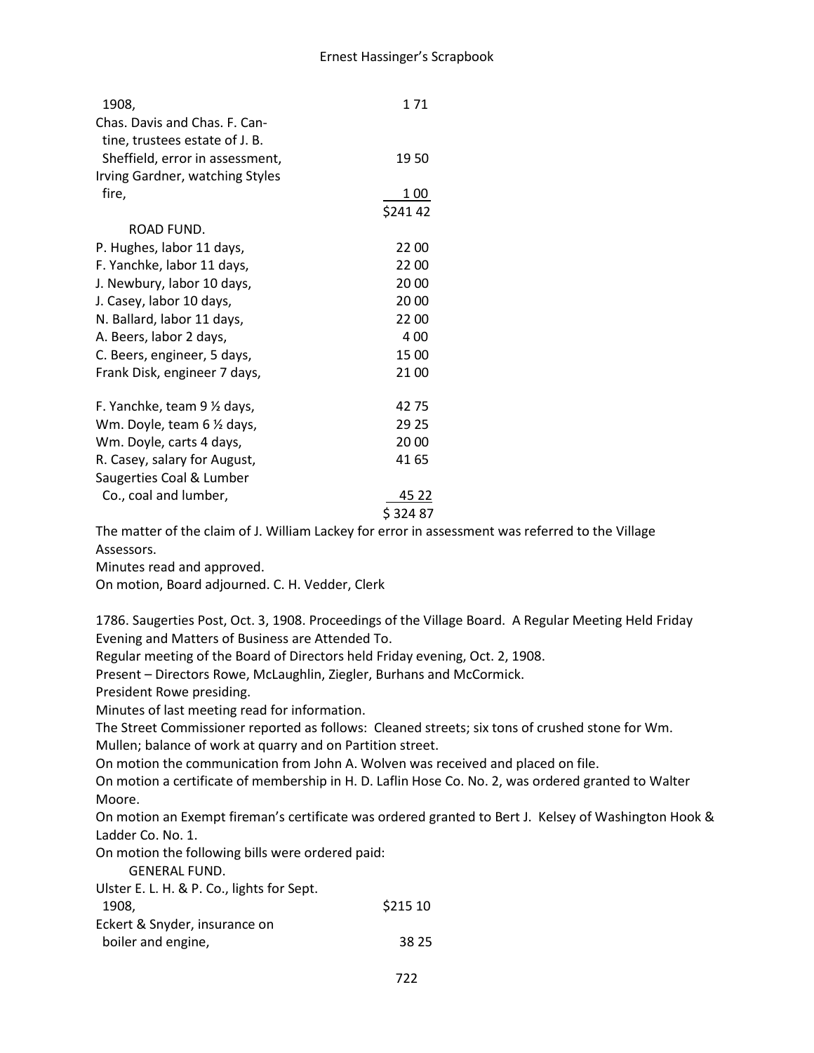| | |
|---|---|
| 1908, | 1 71 |
| Chas. Davis and Chas. F. Cantine, trustees estate of J. B. Sheffield, error in assessment, | 19 50 |
| Irving Gardner, watching Styles fire, | 1 00 |
| | $241 42 |

ROAD FUND.

| | |
|---|---|
| P. Hughes, labor 11 days, | 22 00 |
| F. Yanchke, labor 11 days, | 22 00 |
| J. Newbury, labor 10 days, | 20 00 |
| J. Casey, labor 10 days, | 20 00 |
| N. Ballard, labor 11 days, | 22 00 |
| A. Beers, labor 2 days, | 4 00 |
| C. Beers, engineer, 5 days, | 15 00 |
| Frank Disk, engineer 7 days, | 21 00 |
| F. Yanchke, team 9 ½ days, | 42 75 |
| Wm. Doyle, team 6 ½ days, | 29 25 |
| Wm. Doyle, carts 4 days, | 20 00 |
| R. Casey, salary for August, | 41 65 |
| Saugerties Coal & Lumber Co., coal and lumber, | 45 22 |
| | $ 324 87 |

The matter of the claim of J. William Lackey for error in assessment was referred to the Village Assessors.

Minutes read and approved.

On motion, Board adjourned. C. H. Vedder, Clerk

1786. Saugerties Post, Oct. 3, 1908. Proceedings of the Village Board. A Regular Meeting Held Friday Evening and Matters of Business are Attended To.

Regular meeting of the Board of Directors held Friday evening, Oct. 2, 1908.

Present – Directors Rowe, McLaughlin, Ziegler, Burhans and McCormick.

President Rowe presiding.

Minutes of last meeting read for information.

The Street Commissioner reported as follows: Cleaned streets; six tons of crushed stone for Wm. Mullen; balance of work at quarry and on Partition street.

On motion the communication from John A. Wolven was received and placed on file.

On motion a certificate of membership in H. D. Laflin Hose Co. No. 2, was ordered granted to Walter Moore.

On motion an Exempt fireman's certificate was ordered granted to Bert J. Kelsey of Washington Hook & Ladder Co. No. 1.

On motion the following bills were ordered paid:

GENERAL FUND.

| | |
|---|---|
| Ulster E. L. H. & P. Co., lights for Sept. 1908, | $215 10 |
| Eckert & Snyder, insurance on boiler and engine, | 38 25 |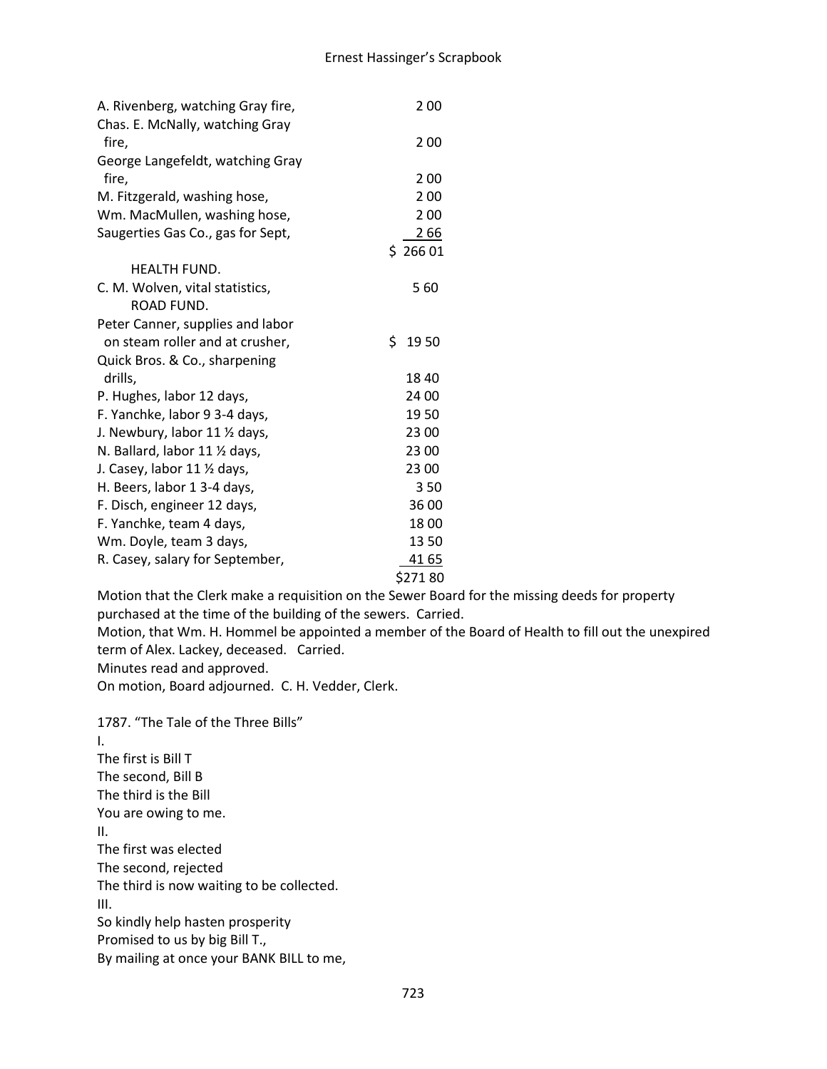| | |
|---|---|
| A. Rivenberg, watching Gray fire, | 2 00 |
| Chas. E. McNally, watching Gray fire, | 2 00 |
| George Langefeldt, watching Gray fire, | 2 00 |
| M. Fitzgerald, washing hose, | 2 00 |
| Wm. MacMullen, washing hose, | 2 00 |
| Saugerties Gas Co., gas for Sept, | 2 66 |
| | $ 266 01 |

HEALTH FUND.

| | |
|---|---|
| C. M. Wolven, vital statistics, | 5 60 |

ROAD FUND.

| | |
|---|---|
| Peter Canner, supplies and labor on steam roller and at crusher, | $ 19 50 |
| Quick Bros. & Co., sharpening drills, | 18 40 |
| P. Hughes, labor 12 days, | 24 00 |
| F. Yanchke, labor 9 3-4 days, | 19 50 |
| J. Newbury, labor 11 ½ days, | 23 00 |
| N. Ballard, labor 11 ½ days, | 23 00 |
| J. Casey, labor 11 ½ days, | 23 00 |
| H. Beers, labor 1 3-4 days, | 3 50 |
| F. Disch, engineer 12 days, | 36 00 |
| F. Yanchke, team 4 days, | 18 00 |
| Wm. Doyle, team 3 days, | 13 50 |
| R. Casey, salary for September, | 41 65 |
| | $271 80 |

Motion that the Clerk make a requisition on the Sewer Board for the missing deeds for property purchased at the time of the building of the sewers. Carried.

Motion, that Wm. H. Hommel be appointed a member of the Board of Health to fill out the unexpired term of Alex. Lackey, deceased. Carried.

Minutes read and approved.

On motion, Board adjourned. C. H. Vedder, Clerk.

1787. "The Tale of the Three Bills"

I.
The first is Bill T
The second, Bill B
The third is the Bill
You are owing to me.

II.
The first was elected
The second, rejected
The third is now waiting to be collected.

III.
So kindly help hasten prosperity
Promised to us by big Bill T.,
By mailing at once your BANK BILL to me,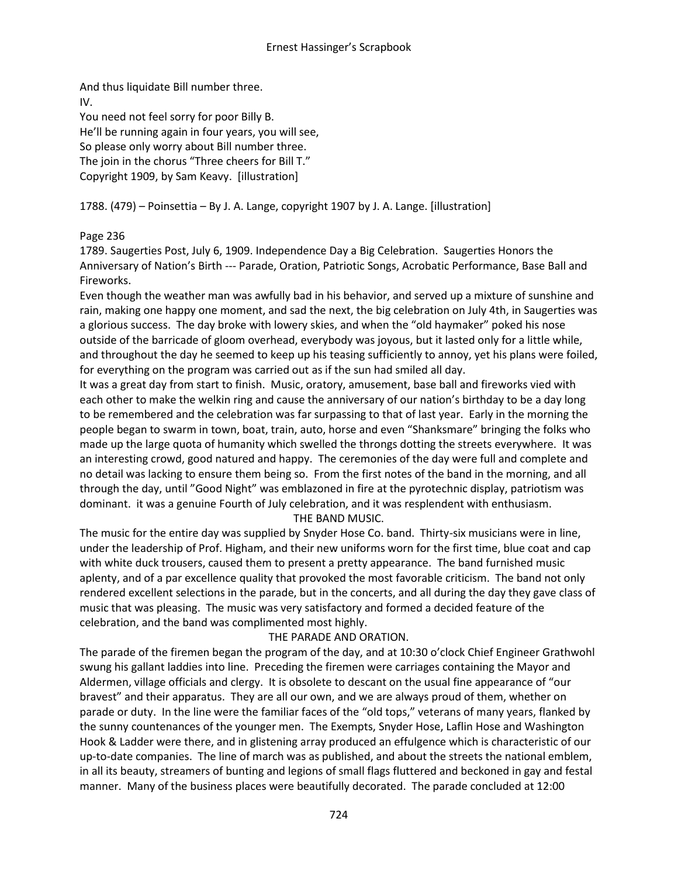And thus liquidate Bill number three.
IV.
You need not feel sorry for poor Billy B.
He'll be running again in four years, you will see,
So please only worry about Bill number three.
The join in the chorus "Three cheers for Bill T."
Copyright 1909, by Sam Keavy. [illustration]

1788. (479) – Poinsettia – By J. A. Lange, copyright 1907 by J. A. Lange. [illustration]

Page 236

1789. Saugerties Post, July 6, 1909. Independence Day a Big Celebration. Saugerties Honors the Anniversary of Nation's Birth --- Parade, Oration, Patriotic Songs, Acrobatic Performance, Base Ball and Fireworks.

Even though the weather man was awfully bad in his behavior, and served up a mixture of sunshine and rain, making one happy one moment, and sad the next, the big celebration on July 4th, in Saugerties was a glorious success. The day broke with lowery skies, and when the "old haymaker" poked his nose outside of the barricade of gloom overhead, everybody was joyous, but it lasted only for a little while, and throughout the day he seemed to keep up his teasing sufficiently to annoy, yet his plans were foiled, for everything on the program was carried out as if the sun had smiled all day.

It was a great day from start to finish. Music, oratory, amusement, base ball and fireworks vied with each other to make the welkin ring and cause the anniversary of our nation's birthday to be a day long to be remembered and the celebration was far surpassing to that of last year. Early in the morning the people began to swarm in town, boat, train, auto, horse and even "Shanksmare" bringing the folks who made up the large quota of humanity which swelled the throngs dotting the streets everywhere. It was an interesting crowd, good natured and happy. The ceremonies of the day were full and complete and no detail was lacking to ensure them being so. From the first notes of the band in the morning, and all through the day, until "Good Night" was emblazoned in fire at the pyrotechnic display, patriotism was dominant. it was a genuine Fourth of July celebration, and it was resplendent with enthusiasm.

THE BAND MUSIC.

The music for the entire day was supplied by Snyder Hose Co. band. Thirty-six musicians were in line, under the leadership of Prof. Higham, and their new uniforms worn for the first time, blue coat and cap with white duck trousers, caused them to present a pretty appearance. The band furnished music aplenty, and of a par excellence quality that provoked the most favorable criticism. The band not only rendered excellent selections in the parade, but in the concerts, and all during the day they gave class of music that was pleasing. The music was very satisfactory and formed a decided feature of the celebration, and the band was complimented most highly.

THE PARADE AND ORATION.

The parade of the firemen began the program of the day, and at 10:30 o'clock Chief Engineer Grathwohl swung his gallant laddies into line. Preceding the firemen were carriages containing the Mayor and Aldermen, village officials and clergy. It is obsolete to descant on the usual fine appearance of "our bravest" and their apparatus. They are all our own, and we are always proud of them, whether on parade or duty. In the line were the familiar faces of the "old tops," veterans of many years, flanked by the sunny countenances of the younger men. The Exempts, Snyder Hose, Laflin Hose and Washington Hook & Ladder were there, and in glistening array produced an effulgence which is characteristic of our up-to-date companies. The line of march was as published, and about the streets the national emblem, in all its beauty, streamers of bunting and legions of small flags fluttered and beckoned in gay and festal manner. Many of the business places were beautifully decorated. The parade concluded at 12:00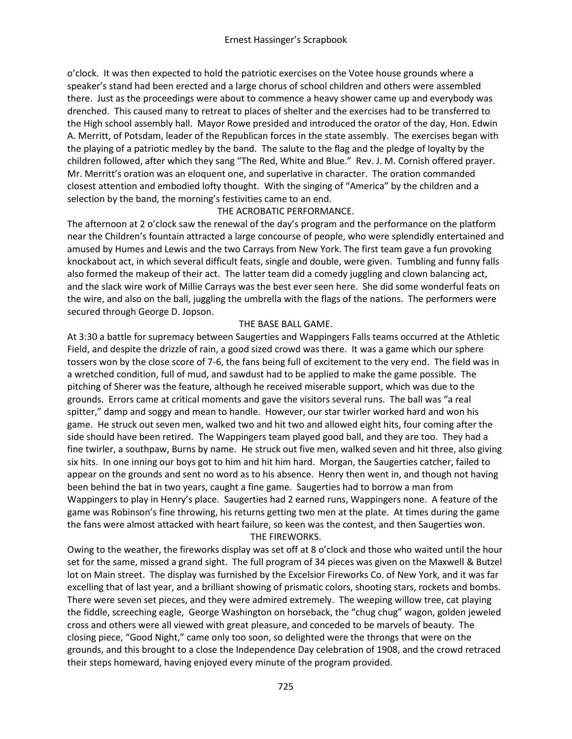o'clock. It was then expected to hold the patriotic exercises on the Votee house grounds where a speaker's stand had been erected and a large chorus of school children and others were assembled there. Just as the proceedings were about to commence a heavy shower came up and everybody was drenched. This caused many to retreat to places of shelter and the exercises had to be transferred to the High school assembly hall. Mayor Rowe presided and introduced the orator of the day, Hon. Edwin A. Merritt, of Potsdam, leader of the Republican forces in the state assembly. The exercises began with the playing of a patriotic medley by the band. The salute to the flag and the pledge of loyalty by the children followed, after which they sang "The Red, White and Blue." Rev. J. M. Cornish offered prayer. Mr. Merritt's oration was an eloquent one, and superlative in character. The oration commanded closest attention and embodied lofty thought. With the singing of "America" by the children and a selection by the band, the morning's festivities came to an end.

THE ACROBATIC PERFORMANCE.

The afternoon at 2 o'clock saw the renewal of the day's program and the performance on the platform near the Children's fountain attracted a large concourse of people, who were splendidly entertained and amused by Humes and Lewis and the two Carrays from New York. The first team gave a fun provoking knockabout act, in which several difficult feats, single and double, were given. Tumbling and funny falls also formed the makeup of their act. The latter team did a comedy juggling and clown balancing act, and the slack wire work of Millie Carrays was the best ever seen here. She did some wonderful feats on the wire, and also on the ball, juggling the umbrella with the flags of the nations. The performers were secured through George D. Jopson.

THE BASE BALL GAME.

At 3:30 a battle for supremacy between Saugerties and Wappingers Falls teams occurred at the Athletic Field, and despite the drizzle of rain, a good sized crowd was there. It was a game which our sphere tossers won by the close score of 7-6, the fans being full of excitement to the very end. The field was in a wretched condition, full of mud, and sawdust had to be applied to make the game possible. The pitching of Sherer was the feature, although he received miserable support, which was due to the grounds. Errors came at critical moments and gave the visitors several runs. The ball was "a real spitter," damp and soggy and mean to handle. However, our star twirler worked hard and won his game. He struck out seven men, walked two and hit two and allowed eight hits, four coming after the side should have been retired. The Wappingers team played good ball, and they are too. They had a fine twirler, a southpaw, Burns by name. He struck out five men, walked seven and hit three, also giving six hits. In one inning our boys got to him and hit him hard. Morgan, the Saugerties catcher, failed to appear on the grounds and sent no word as to his absence. Henry then went in, and though not having been behind the bat in two years, caught a fine game. Saugerties had to borrow a man from Wappingers to play in Henry's place. Saugerties had 2 earned runs, Wappingers none. A feature of the game was Robinson's fine throwing, his returns getting two men at the plate. At times during the game the fans were almost attacked with heart failure, so keen was the contest, and then Saugerties won.

THE FIREWORKS.

Owing to the weather, the fireworks display was set off at 8 o'clock and those who waited until the hour set for the same, missed a grand sight. The full program of 34 pieces was given on the Maxwell & Butzel lot on Main street. The display was furnished by the Excelsior Fireworks Co. of New York, and it was far excelling that of last year, and a brilliant showing of prismatic colors, shooting stars, rockets and bombs. There were seven set pieces, and they were admired extremely. The weeping willow tree, cat playing the fiddle, screeching eagle, George Washington on horseback, the "chug chug" wagon, golden jeweled cross and others were all viewed with great pleasure, and conceded to be marvels of beauty. The closing piece, "Good Night," came only too soon, so delighted were the throngs that were on the grounds, and this brought to a close the Independence Day celebration of 1908, and the crowd retraced their steps homeward, having enjoyed every minute of the program provided.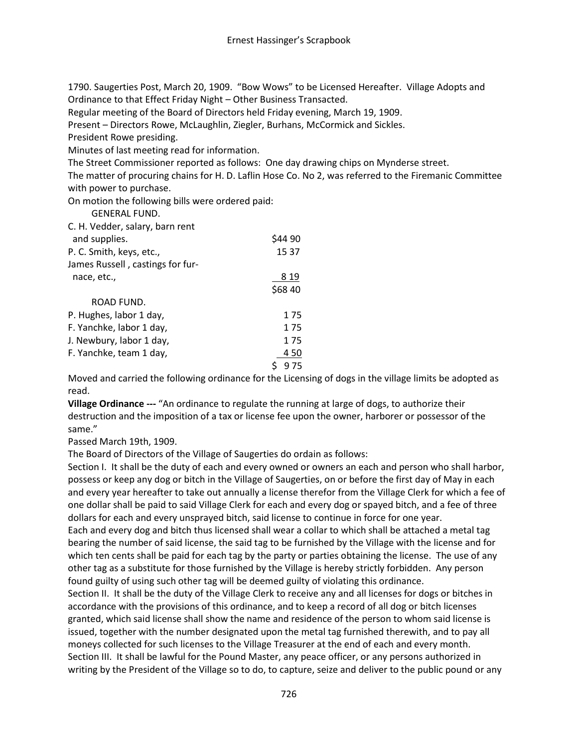1790. Saugerties Post, March 20, 1909. "Bow Wows" to be Licensed Hereafter. Village Adopts and Ordinance to that Effect Friday Night – Other Business Transacted.

Regular meeting of the Board of Directors held Friday evening, March 19, 1909.

Present – Directors Rowe, McLaughlin, Ziegler, Burhans, McCormick and Sickles.

President Rowe presiding.

Minutes of last meeting read for information.

The Street Commissioner reported as follows: One day drawing chips on Mynderse street.

The matter of procuring chains for H. D. Laflin Hose Co. No 2, was referred to the Firemanic Committee with power to purchase.

On motion the following bills were ordered paid:

| GENERAL FUND. | |
|---|---|
| C. H. Vedder, salary, barn rent and supplies. | $44 90 |
| P. C. Smith, keys, etc., | 15 37 |
| James Russell , castings for furnace, etc., | 8 19 |
| | $68 40 |
| ROAD FUND. | |
| P. Hughes, labor 1 day, | 1 75 |
| F. Yanchke, labor 1 day, | 1 75 |
| J. Newbury, labor 1 day, | 1 75 |
| F. Yanchke, team 1 day, | 4 50 |
| | $ 9 75 |

Moved and carried the following ordinance for the Licensing of dogs in the village limits be adopted as read.

**Village Ordinance ---** "An ordinance to regulate the running at large of dogs, to authorize their destruction and the imposition of a tax or license fee upon the owner, harborer or possessor of the same."

Passed March 19th, 1909.

The Board of Directors of the Village of Saugerties do ordain as follows:

Section I. It shall be the duty of each and every owned or owners an each and person who shall harbor, possess or keep any dog or bitch in the Village of Saugerties, on or before the first day of May in each and every year hereafter to take out annually a license therefor from the Village Clerk for which a fee of one dollar shall be paid to said Village Clerk for each and every dog or spayed bitch, and a fee of three dollars for each and every unsprayed bitch, said license to continue in force for one year.

Each and every dog and bitch thus licensed shall wear a collar to which shall be attached a metal tag bearing the number of said license, the said tag to be furnished by the Village with the license and for which ten cents shall be paid for each tag by the party or parties obtaining the license. The use of any other tag as a substitute for those furnished by the Village is hereby strictly forbidden. Any person found guilty of using such other tag will be deemed guilty of violating this ordinance.

Section II. It shall be the duty of the Village Clerk to receive any and all licenses for dogs or bitches in accordance with the provisions of this ordinance, and to keep a record of all dog or bitch licenses granted, which said license shall show the name and residence of the person to whom said license is issued, together with the number designated upon the metal tag furnished therewith, and to pay all moneys collected for such licenses to the Village Treasurer at the end of each and every month.

Section III. It shall be lawful for the Pound Master, any peace officer, or any persons authorized in writing by the President of the Village so to do, to capture, seize and deliver to the public pound or any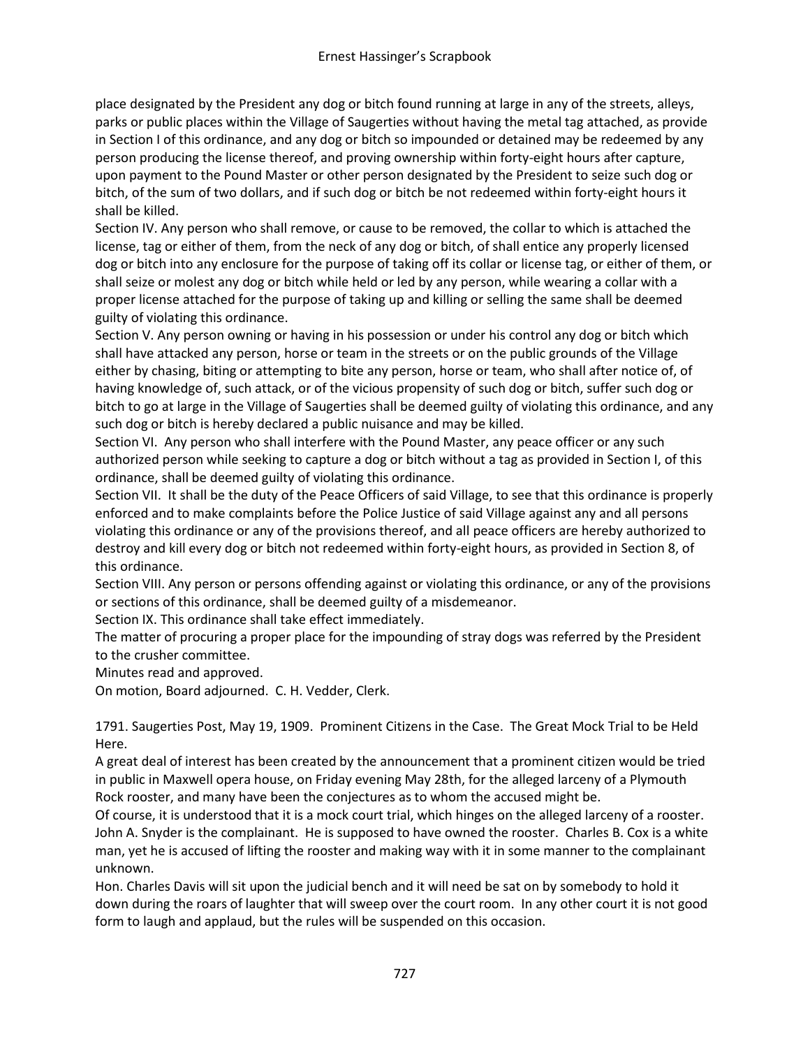place designated by the President any dog or bitch found running at large in any of the streets, alleys, parks or public places within the Village of Saugerties without having the metal tag attached, as provide in Section I of this ordinance, and any dog or bitch so impounded or detained may be redeemed by any person producing the license thereof, and proving ownership within forty-eight hours after capture, upon payment to the Pound Master or other person designated by the President to seize such dog or bitch, of the sum of two dollars, and if such dog or bitch be not redeemed within forty-eight hours it shall be killed.

Section IV. Any person who shall remove, or cause to be removed, the collar to which is attached the license, tag or either of them, from the neck of any dog or bitch, of shall entice any properly licensed dog or bitch into any enclosure for the purpose of taking off its collar or license tag, or either of them, or shall seize or molest any dog or bitch while held or led by any person, while wearing a collar with a proper license attached for the purpose of taking up and killing or selling the same shall be deemed guilty of violating this ordinance.

Section V. Any person owning or having in his possession or under his control any dog or bitch which shall have attacked any person, horse or team in the streets or on the public grounds of the Village either by chasing, biting or attempting to bite any person, horse or team, who shall after notice of, of having knowledge of, such attack, or of the vicious propensity of such dog or bitch, suffer such dog or bitch to go at large in the Village of Saugerties shall be deemed guilty of violating this ordinance, and any such dog or bitch is hereby declared a public nuisance and may be killed.

Section VI. Any person who shall interfere with the Pound Master, any peace officer or any such authorized person while seeking to capture a dog or bitch without a tag as provided in Section I, of this ordinance, shall be deemed guilty of violating this ordinance.

Section VII. It shall be the duty of the Peace Officers of said Village, to see that this ordinance is properly enforced and to make complaints before the Police Justice of said Village against any and all persons violating this ordinance or any of the provisions thereof, and all peace officers are hereby authorized to destroy and kill every dog or bitch not redeemed within forty-eight hours, as provided in Section 8, of this ordinance.

Section VIII. Any person or persons offending against or violating this ordinance, or any of the provisions or sections of this ordinance, shall be deemed guilty of a misdemeanor.

Section IX. This ordinance shall take effect immediately.

The matter of procuring a proper place for the impounding of stray dogs was referred by the President to the crusher committee.

Minutes read and approved.

On motion, Board adjourned. C. H. Vedder, Clerk.

1791. Saugerties Post, May 19, 1909. Prominent Citizens in the Case. The Great Mock Trial to be Held Here.

A great deal of interest has been created by the announcement that a prominent citizen would be tried in public in Maxwell opera house, on Friday evening May 28th, for the alleged larceny of a Plymouth Rock rooster, and many have been the conjectures as to whom the accused might be.

Of course, it is understood that it is a mock court trial, which hinges on the alleged larceny of a rooster. John A. Snyder is the complainant. He is supposed to have owned the rooster. Charles B. Cox is a white man, yet he is accused of lifting the rooster and making way with it in some manner to the complainant unknown.

Hon. Charles Davis will sit upon the judicial bench and it will need be sat on by somebody to hold it down during the roars of laughter that will sweep over the court room. In any other court it is not good form to laugh and applaud, but the rules will be suspended on this occasion.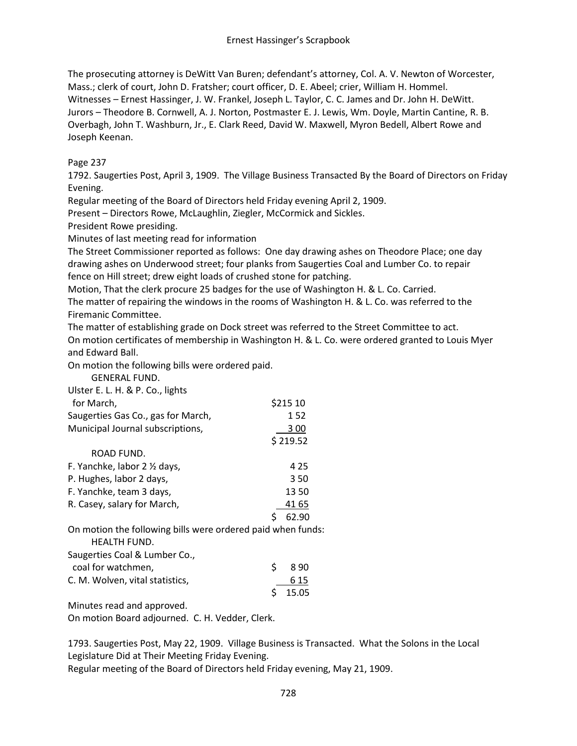The prosecuting attorney is DeWitt Van Buren; defendant's attorney, Col. A. V. Newton of Worcester, Mass.; clerk of court, John D. Fratsher; court officer, D. E. Abeel; crier, William H. Hommel. Witnesses – Ernest Hassinger, J. W. Frankel, Joseph L. Taylor, C. C. James and Dr. John H. DeWitt. Jurors – Theodore B. Cornwell, A. J. Norton, Postmaster E. J. Lewis, Wm. Doyle, Martin Cantine, R. B. Overbagh, John T. Washburn, Jr., E. Clark Reed, David W. Maxwell, Myron Bedell, Albert Rowe and Joseph Keenan.

Page 237

1792. Saugerties Post, April 3, 1909. The Village Business Transacted By the Board of Directors on Friday Evening.

Regular meeting of the Board of Directors held Friday evening April 2, 1909.

Present – Directors Rowe, McLaughlin, Ziegler, McCormick and Sickles.

President Rowe presiding.

Minutes of last meeting read for information

The Street Commissioner reported as follows: One day drawing ashes on Theodore Place; one day drawing ashes on Underwood street; four planks from Saugerties Coal and Lumber Co. to repair fence on Hill street; drew eight loads of crushed stone for patching.

Motion, That the clerk procure 25 badges for the use of Washington H. & L. Co. Carried.

The matter of repairing the windows in the rooms of Washington H. & L. Co. was referred to the Firemanic Committee.

The matter of establishing grade on Dock street was referred to the Street Committee to act.

On motion certificates of membership in Washington H. & L. Co. were ordered granted to Louis Myer and Edward Ball.

On motion the following bills were ordered paid.

| GENERAL FUND. | |
|---|---|
| Ulster E. L. H. & P. Co., lights for March, | $215 10 |
| Saugerties Gas Co., gas for March, | 1 52 |
| Municipal Journal subscriptions, | 3 00 |
| | $ 219.52 |

| ROAD FUND. | |
|---|---|
| F. Yanchke, labor 2 ½ days, | 4 25 |
| P. Hughes, labor 2 days, | 3 50 |
| F. Yanchke, team 3 days, | 13 50 |
| R. Casey, salary for March, | 41 65 |
| | $ 62.90 |

On motion the following bills were ordered paid when funds:

| HEALTH FUND. | |
|---|---|
| Saugerties Coal & Lumber Co., coal for watchmen, | $ 8 90 |
| C. M. Wolven, vital statistics, | 6 15 |
| | $ 15.05 |

Minutes read and approved.

On motion Board adjourned. C. H. Vedder, Clerk.

1793. Saugerties Post, May 22, 1909. Village Business is Transacted. What the Solons in the Local Legislature Did at Their Meeting Friday Evening.

Regular meeting of the Board of Directors held Friday evening, May 21, 1909.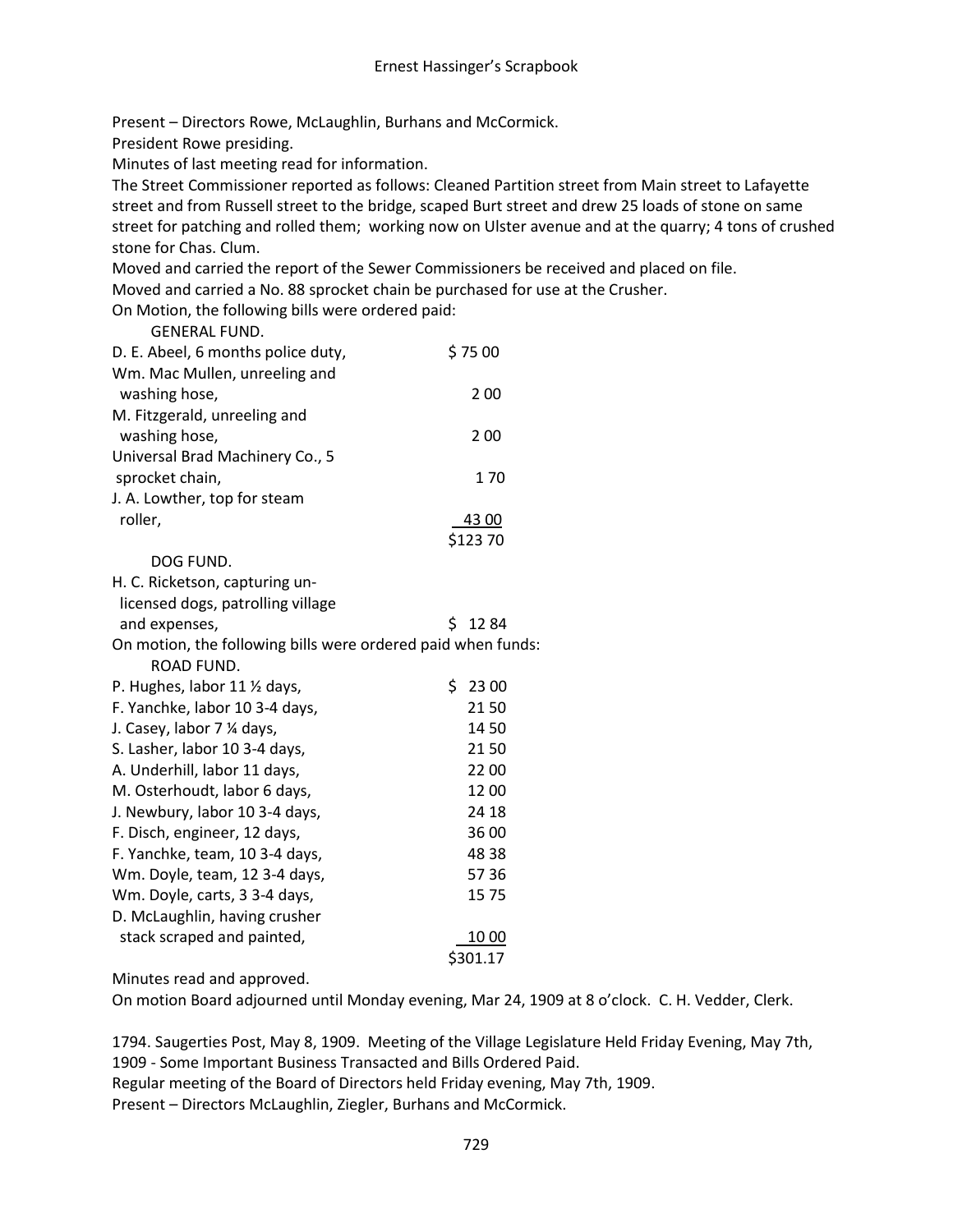Present – Directors Rowe, McLaughlin, Burhans and McCormick.
President Rowe presiding.
Minutes of last meeting read for information.
The Street Commissioner reported as follows: Cleaned Partition street from Main street to Lafayette street and from Russell street to the bridge, scaped Burt street and drew 25 loads of stone on same street for patching and rolled them; working now on Ulster avenue and at the quarry; 4 tons of crushed stone for Chas. Clum.
Moved and carried the report of the Sewer Commissioners be received and placed on file.
Moved and carried a No. 88 sprocket chain be purchased for use at the Crusher.
On Motion, the following bills were ordered paid:

GENERAL FUND.

| | |
|---|---|
| D. E. Abeel, 6 months police duty, | $ 75 00 |
| Wm. Mac Mullen, unreeling and washing hose, | 2 00 |
| M. Fitzgerald, unreeling and washing hose, | 2 00 |
| Universal Brad Machinery Co., 5 sprocket chain, | 1 70 |
| J. A. Lowther, top for steam roller, | 43 00 |
| | $123 70 |

DOG FUND.

| | |
|---|---|
| H. C. Ricketson, capturing unlicensed dogs, patrolling village and expenses, | $ 12 84 |

On motion, the following bills were ordered paid when funds:

ROAD FUND.

| | |
|---|---|
| P. Hughes, labor 11 ½ days, | $ 23 00 |
| F. Yanchke, labor 10 3-4 days, | 21 50 |
| J. Casey, labor 7 ¼ days, | 14 50 |
| S. Lasher, labor 10 3-4 days, | 21 50 |
| A. Underhill, labor 11 days, | 22 00 |
| M. Osterhoudt, labor 6 days, | 12 00 |
| J. Newbury, labor 10 3-4 days, | 24 18 |
| F. Disch, engineer, 12 days, | 36 00 |
| F. Yanchke, team, 10 3-4 days, | 48 38 |
| Wm. Doyle, team, 12 3-4 days, | 57 36 |
| Wm. Doyle, carts, 3 3-4 days, | 15 75 |
| D. McLaughlin, having crusher stack scraped and painted, | 10 00 |
| | $301.17 |

Minutes read and approved.
On motion Board adjourned until Monday evening, Mar 24, 1909 at 8 o'clock. C. H. Vedder, Clerk.

1794. Saugerties Post, May 8, 1909. Meeting of the Village Legislature Held Friday Evening, May 7th, 1909 - Some Important Business Transacted and Bills Ordered Paid.
Regular meeting of the Board of Directors held Friday evening, May 7th, 1909.
Present – Directors McLaughlin, Ziegler, Burhans and McCormick.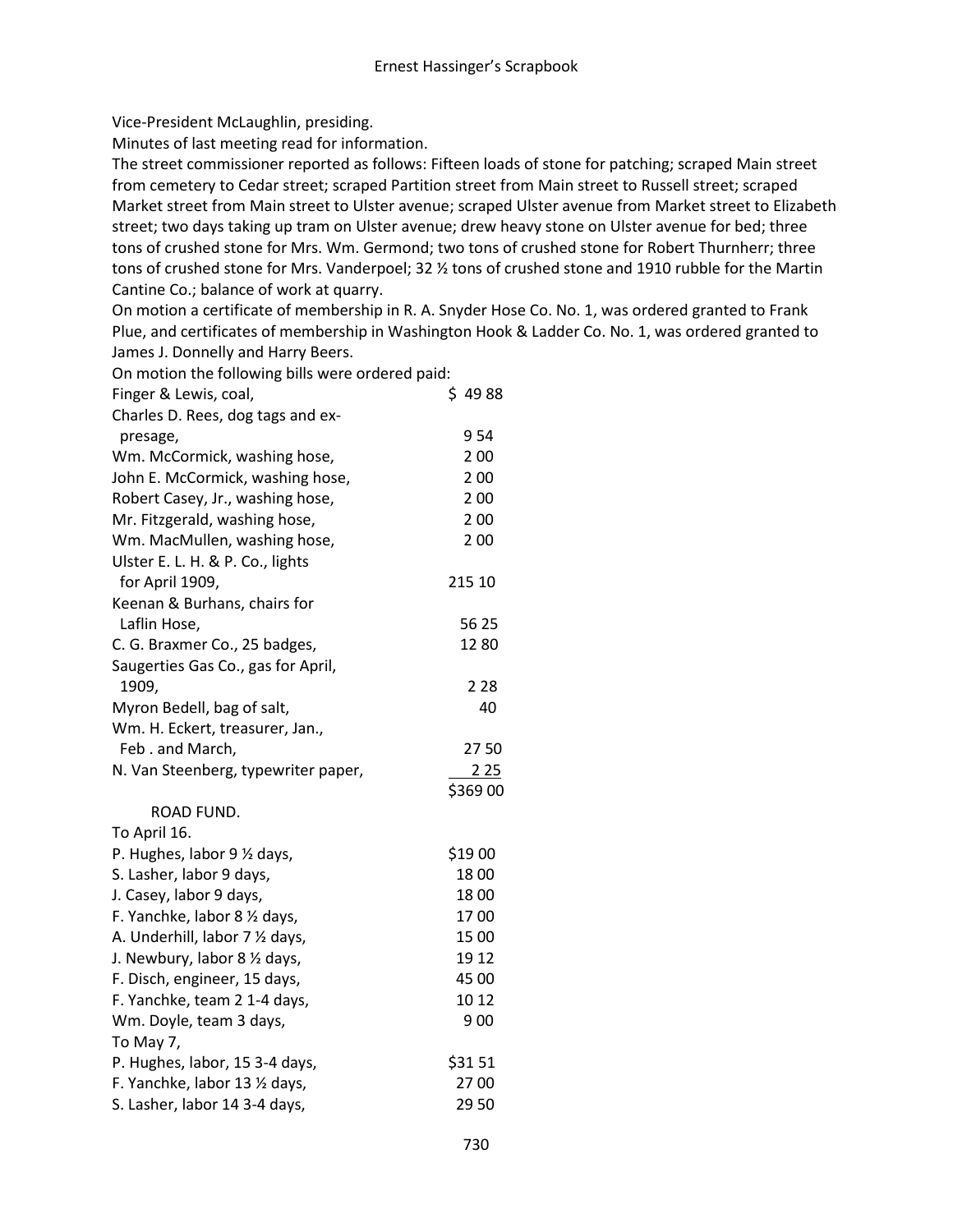Vice-President McLaughlin, presiding.

Minutes of last meeting read for information.

The street commissioner reported as follows: Fifteen loads of stone for patching; scraped Main street from cemetery to Cedar street; scraped Partition street from Main street to Russell street; scraped Market street from Main street to Ulster avenue; scraped Ulster avenue from Market street to Elizabeth street; two days taking up tram on Ulster avenue; drew heavy stone on Ulster avenue for bed; three tons of crushed stone for Mrs. Wm. Germond; two tons of crushed stone for Robert Thurnherr; three tons of crushed stone for Mrs. Vanderpoel; 32 ½ tons of crushed stone and 1910 rubble for the Martin Cantine Co.; balance of work at quarry.

On motion a certificate of membership in R. A. Snyder Hose Co. No. 1, was ordered granted to Frank Plue, and certificates of membership in Washington Hook & Ladder Co. No. 1, was ordered granted to James J. Donnelly and Harry Beers.

On motion the following bills were ordered paid:

| | |
|---|---|
| Finger & Lewis, coal, | $ 49 88 |
| Charles D. Rees, dog tags and expresage, | 9 54 |
| Wm. McCormick, washing hose, | 2 00 |
| John E. McCormick, washing hose, | 2 00 |
| Robert Casey, Jr., washing hose, | 2 00 |
| Mr. Fitzgerald, washing hose, | 2 00 |
| Wm. MacMullen, washing hose, | 2 00 |
| Ulster E. L. H. & P. Co., lights for April 1909, | 215 10 |
| Keenan & Burhans, chairs for Laflin Hose, | 56 25 |
| C. G. Braxmer Co., 25 badges, | 12 80 |
| Saugerties Gas Co., gas for April, 1909, | 2 28 |
| Myron Bedell, bag of salt, | 40 |
| Wm. H. Eckert, treasurer, Jan., Feb . and March, | 27 50 |
| N. Van Steenberg, typewriter paper, | 2 25 |
| | $369 00 |

ROAD FUND.

To April 16.

| | |
|---|---|
| P. Hughes, labor 9 ½ days, | $19 00 |
| S. Lasher, labor 9 days, | 18 00 |
| J. Casey, labor 9 days, | 18 00 |
| F. Yanchke, labor 8 ½ days, | 17 00 |
| A. Underhill, labor 7 ½ days, | 15 00 |
| J. Newbury, labor 8 ½ days, | 19 12 |
| F. Disch, engineer, 15 days, | 45 00 |
| F. Yanchke, team 2 1-4 days, | 10 12 |
| Wm. Doyle, team 3 days, | 9 00 |

To May 7,

| | |
|---|---|
| P. Hughes, labor, 15 3-4 days, | $31 51 |
| F. Yanchke, labor 13 ½ days, | 27 00 |
| S. Lasher, labor 14 3-4 days, | 29 50 |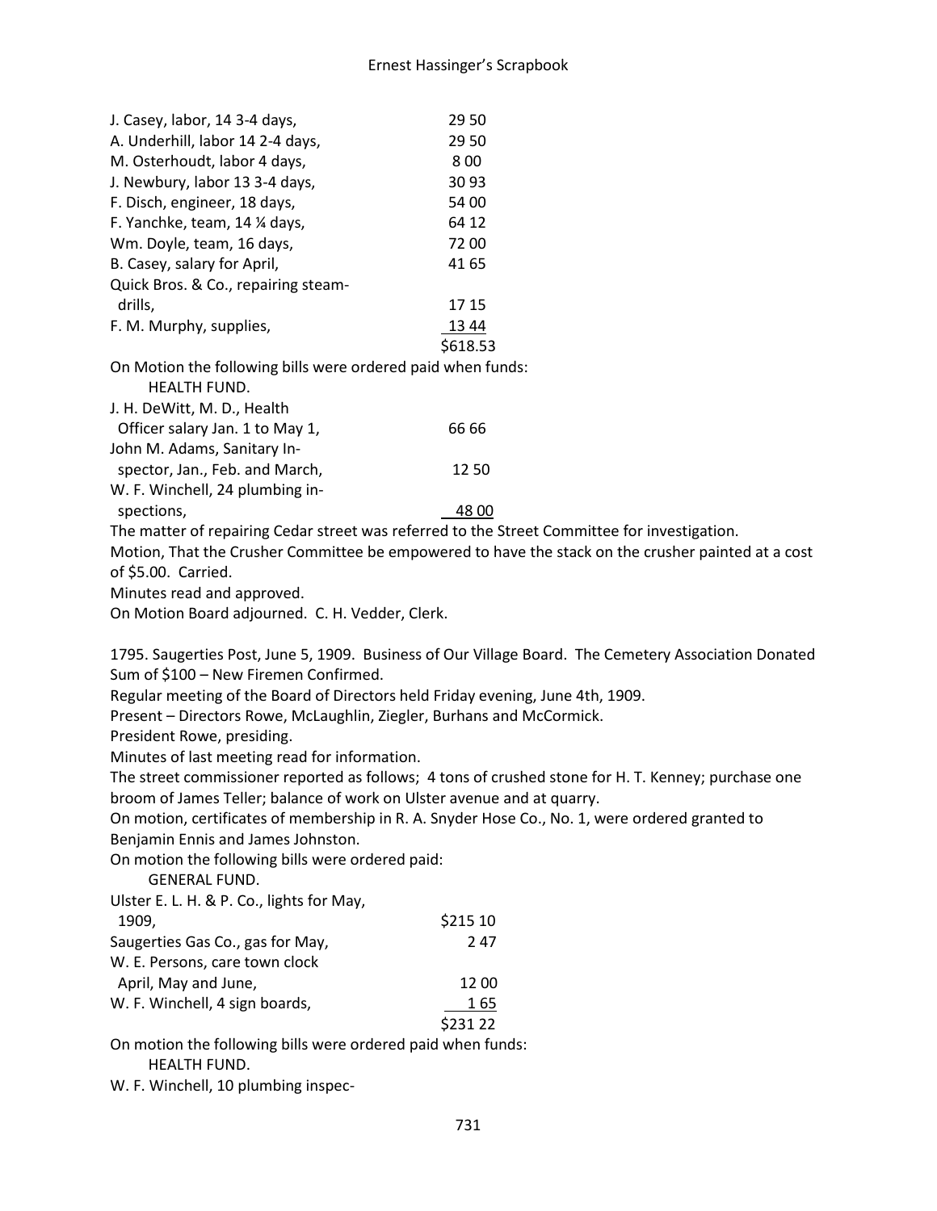| | |
|---|---|
| J. Casey, labor, 14 3-4 days, | 29 50 |
| A. Underhill, labor 14 2-4 days, | 29 50 |
| M. Osterhoudt, labor 4 days, | 8 00 |
| J. Newbury, labor 13 3-4 days, | 30 93 |
| F. Disch, engineer, 18 days, | 54 00 |
| F. Yanchke, team, 14 ¼ days, | 64 12 |
| Wm. Doyle, team, 16 days, | 72 00 |
| B. Casey, salary for April, | 41 65 |
| Quick Bros. & Co., repairing steam-drills, | 17 15 |
| F. M. Murphy, supplies, | 13 44 |
| | $618.53 |

On Motion the following bills were ordered paid when funds:

HEALTH FUND.

| | |
|---|---|
| J. H. DeWitt, M. D., Health Officer salary Jan. 1 to May 1, | 66 66 |
| John M. Adams, Sanitary Inspector, Jan., Feb. and March, | 12 50 |
| W. F. Winchell, 24 plumbing inspections, | 48 00 |

The matter of repairing Cedar street was referred to the Street Committee for investigation.

Motion, That the Crusher Committee be empowered to have the stack on the crusher painted at a cost of $5.00. Carried.

Minutes read and approved.

On Motion Board adjourned. C. H. Vedder, Clerk.

1795. Saugerties Post, June 5, 1909. Business of Our Village Board. The Cemetery Association Donated Sum of $100 – New Firemen Confirmed.

Regular meeting of the Board of Directors held Friday evening, June 4th, 1909.

Present – Directors Rowe, McLaughlin, Ziegler, Burhans and McCormick.

President Rowe, presiding.

Minutes of last meeting read for information.

The street commissioner reported as follows; 4 tons of crushed stone for H. T. Kenney; purchase one broom of James Teller; balance of work on Ulster avenue and at quarry.

On motion, certificates of membership in R. A. Snyder Hose Co., No. 1, were ordered granted to Benjamin Ennis and James Johnston.

On motion the following bills were ordered paid:

GENERAL FUND.

| | |
|---|---|
| Ulster E. L. H. & P. Co., lights for May, 1909, | $215 10 |
| Saugerties Gas Co., gas for May, | 2 47 |
| W. E. Persons, care town clock April, May and June, | 12 00 |
| W. F. Winchell, 4 sign boards, | 1 65 |
| | $231 22 |

On motion the following bills were ordered paid when funds:

HEALTH FUND.

W. F. Winchell, 10 plumbing inspec-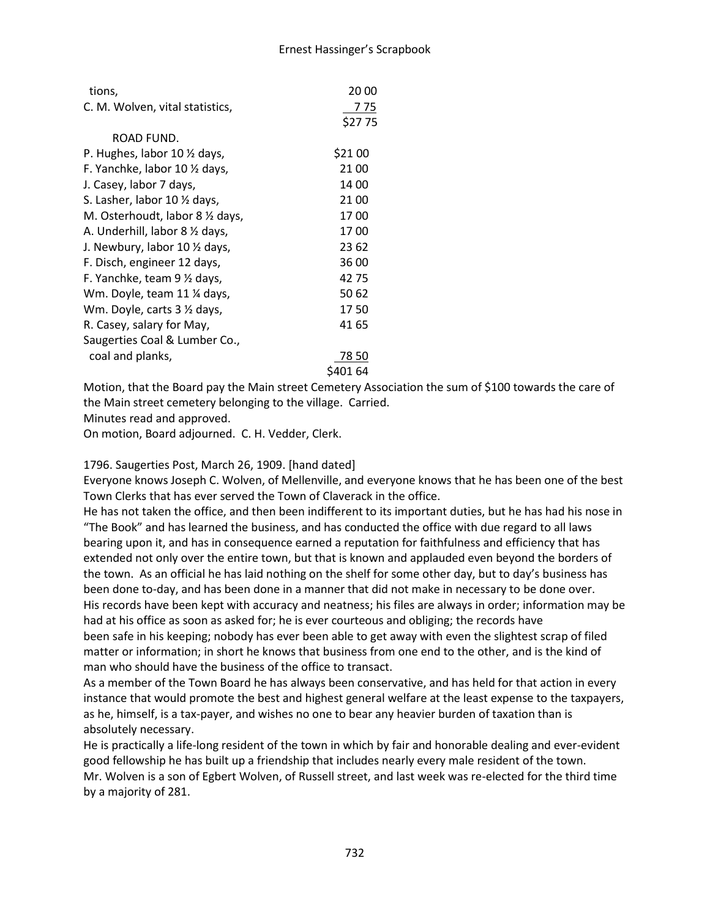| | |
|---|---|
| tions, | 20 00 |
| C. M. Wolven, vital statistics, | 7 75 |
| | $27 75 |
| ROAD FUND. | |
| P. Hughes, labor 10 ½ days, | $21 00 |
| F. Yanchke, labor 10 ½ days, | 21 00 |
| J. Casey, labor 7 days, | 14 00 |
| S. Lasher, labor 10 ½ days, | 21 00 |
| M. Osterhoudt, labor 8 ½ days, | 17 00 |
| A. Underhill, labor 8 ½ days, | 17 00 |
| J. Newbury, labor 10 ½ days, | 23 62 |
| F. Disch, engineer 12 days, | 36 00 |
| F. Yanchke, team 9 ½ days, | 42 75 |
| Wm. Doyle, team 11 ¼ days, | 50 62 |
| Wm. Doyle, carts 3 ½ days, | 17 50 |
| R. Casey, salary for May, | 41 65 |
| Saugerties Coal & Lumber Co., coal and planks, | 78 50 |
| | $401 64 |

Motion, that the Board pay the Main street Cemetery Association the sum of $100 towards the care of the Main street cemetery belonging to the village. Carried.
Minutes read and approved.
On motion, Board adjourned. C. H. Vedder, Clerk.

1796. Saugerties Post, March 26, 1909. [hand dated]
Everyone knows Joseph C. Wolven, of Mellenville, and everyone knows that he has been one of the best Town Clerks that has ever served the Town of Claverack in the office.
He has not taken the office, and then been indifferent to its important duties, but he has had his nose in "The Book" and has learned the business, and has conducted the office with due regard to all laws bearing upon it, and has in consequence earned a reputation for faithfulness and efficiency that has extended not only over the entire town, but that is known and applauded even beyond the borders of the town. As an official he has laid nothing on the shelf for some other day, but to day's business has been done to-day, and has been done in a manner that did not make in necessary to be done over.
His records have been kept with accuracy and neatness; his files are always in order; information may be had at his office as soon as asked for; he is ever courteous and obliging; the records have been safe in his keeping; nobody has ever been able to get away with even the slightest scrap of filed matter or information; in short he knows that business from one end to the other, and is the kind of man who should have the business of the office to transact.
As a member of the Town Board he has always been conservative, and has held for that action in every instance that would promote the best and highest general welfare at the least expense to the taxpayers, as he, himself, is a tax-payer, and wishes no one to bear any heavier burden of taxation than is absolutely necessary.
He is practically a life-long resident of the town in which by fair and honorable dealing and ever-evident good fellowship he has built up a friendship that includes nearly every male resident of the town.
Mr. Wolven is a son of Egbert Wolven, of Russell street, and last week was re-elected for the third time by a majority of 281.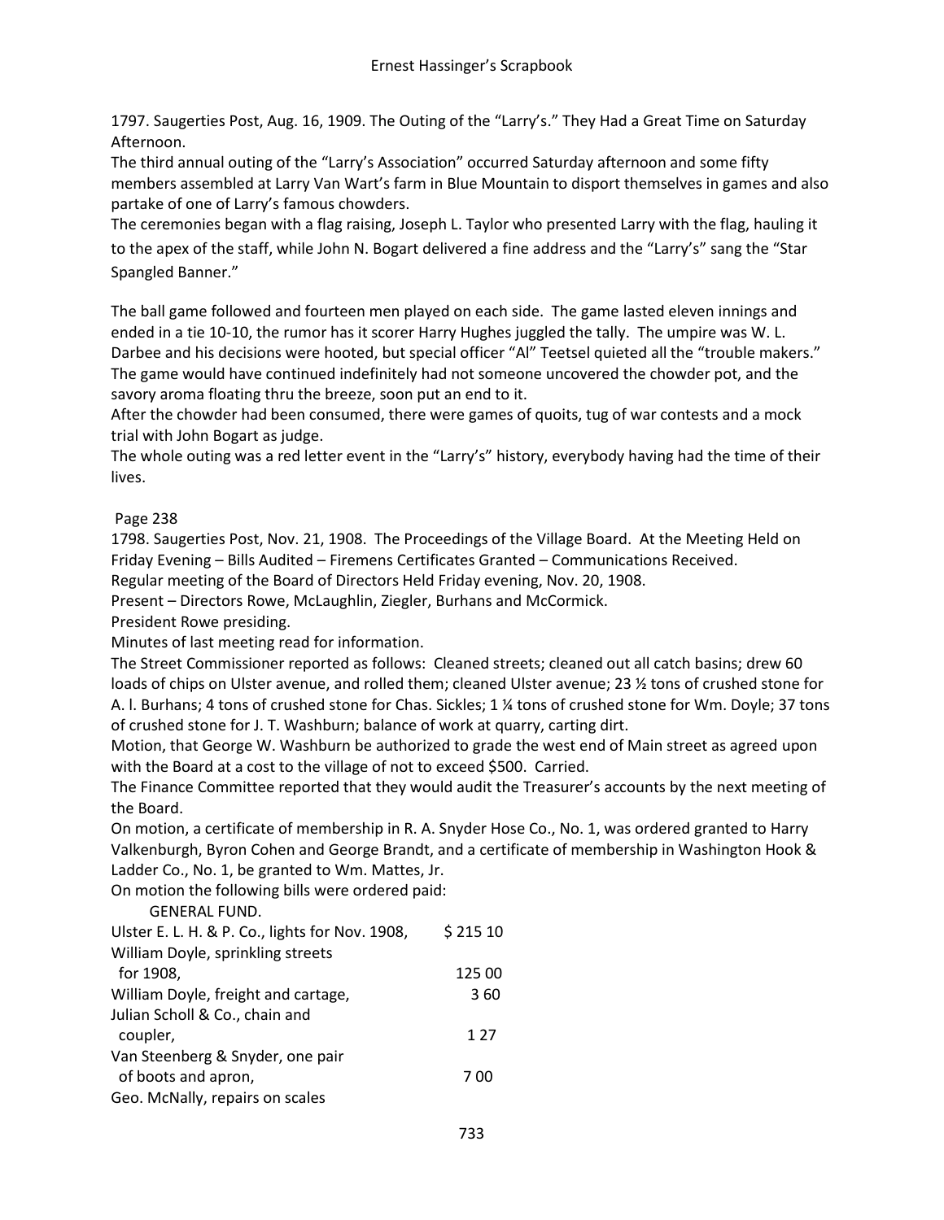1797. Saugerties Post, Aug. 16, 1909. The Outing of the "Larry's." They Had a Great Time on Saturday Afternoon.

The third annual outing of the "Larry's Association" occurred Saturday afternoon and some fifty members assembled at Larry Van Wart's farm in Blue Mountain to disport themselves in games and also partake of one of Larry's famous chowders.

The ceremonies began with a flag raising, Joseph L. Taylor who presented Larry with the flag, hauling it to the apex of the staff, while John N. Bogart delivered a fine address and the "Larry's" sang the "Star Spangled Banner."

The ball game followed and fourteen men played on each side. The game lasted eleven innings and ended in a tie 10-10, the rumor has it scorer Harry Hughes juggled the tally. The umpire was W. L. Darbee and his decisions were hooted, but special officer "Al" Teetsel quieted all the "trouble makers." The game would have continued indefinitely had not someone uncovered the chowder pot, and the savory aroma floating thru the breeze, soon put an end to it.

After the chowder had been consumed, there were games of quoits, tug of war contests and a mock trial with John Bogart as judge.

The whole outing was a red letter event in the "Larry's" history, everybody having had the time of their lives.

Page 238

1798. Saugerties Post, Nov. 21, 1908. The Proceedings of the Village Board. At the Meeting Held on Friday Evening – Bills Audited – Firemens Certificates Granted – Communications Received.

Regular meeting of the Board of Directors Held Friday evening, Nov. 20, 1908.

Present – Directors Rowe, McLaughlin, Ziegler, Burhans and McCormick.

President Rowe presiding.

Minutes of last meeting read for information.

The Street Commissioner reported as follows: Cleaned streets; cleaned out all catch basins; drew 60 loads of chips on Ulster avenue, and rolled them; cleaned Ulster avenue; 23 ½ tons of crushed stone for A. l. Burhans; 4 tons of crushed stone for Chas. Sickles; 1 ¼ tons of crushed stone for Wm. Doyle; 37 tons of crushed stone for J. T. Washburn; balance of work at quarry, carting dirt.

Motion, that George W. Washburn be authorized to grade the west end of Main street as agreed upon with the Board at a cost to the village of not to exceed $500. Carried.

The Finance Committee reported that they would audit the Treasurer's accounts by the next meeting of the Board.

On motion, a certificate of membership in R. A. Snyder Hose Co., No. 1, was ordered granted to Harry Valkenburgh, Byron Cohen and George Brandt, and a certificate of membership in Washington Hook & Ladder Co., No. 1, be granted to Wm. Mattes, Jr.

On motion the following bills were ordered paid:

GENERAL FUND.

| | |
|---|---|
| Ulster E. L. H. & P. Co., lights for Nov. 1908, | $ 215 10 |
| William Doyle, sprinkling streets for 1908, | 125 00 |
| William Doyle, freight and cartage, | 3 60 |
| Julian Scholl & Co., chain and coupler, | 1 27 |
| Van Steenberg & Snyder, one pair of boots and apron, | 7 00 |
| Geo. McNally, repairs on scales | |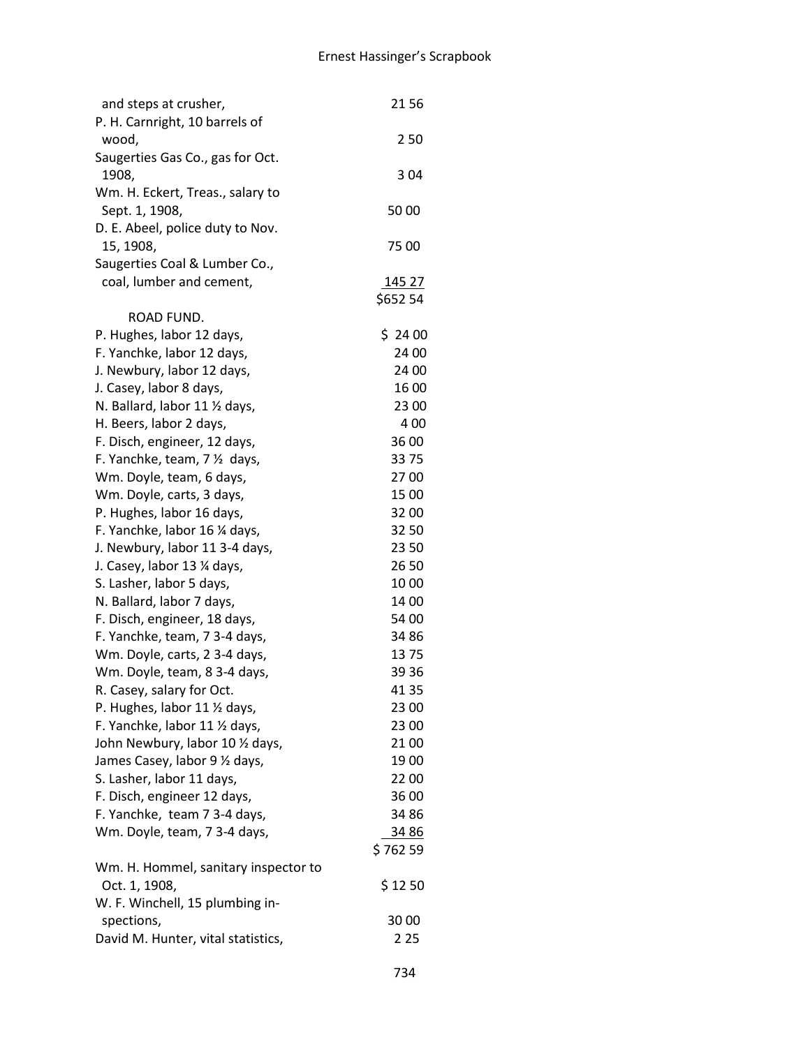| | |
|---|---|
| and steps at crusher, | 21 56 |
| P. H. Carnright, 10 barrels of wood, | 2 50 |
| Saugerties Gas Co., gas for Oct. 1908, | 3 04 |
| Wm. H. Eckert, Treas., salary to Sept. 1, 1908, | 50 00 |
| D. E. Abeel, police duty to Nov. 15, 1908, | 75 00 |
| Saugerties Coal & Lumber Co., coal, lumber and cement, | 145 27 |
| | $652 54 |

ROAD FUND.

| | |
|---|---|
| P. Hughes, labor 12 days, | $ 24 00 |
| F. Yanchke, labor 12 days, | 24 00 |
| J. Newbury, labor 12 days, | 24 00 |
| J. Casey, labor 8 days, | 16 00 |
| N. Ballard, labor 11 ½ days, | 23 00 |
| H. Beers, labor 2 days, | 4 00 |
| F. Disch, engineer, 12 days, | 36 00 |
| F. Yanchke, team, 7 ½ days, | 33 75 |
| Wm. Doyle, team, 6 days, | 27 00 |
| Wm. Doyle, carts, 3 days, | 15 00 |
| P. Hughes, labor 16 days, | 32 00 |
| F. Yanchke, labor 16 ¼ days, | 32 50 |
| J. Newbury, labor 11 3-4 days, | 23 50 |
| J. Casey, labor 13 ¼ days, | 26 50 |
| S. Lasher, labor 5 days, | 10 00 |
| N. Ballard, labor 7 days, | 14 00 |
| F. Disch, engineer, 18 days, | 54 00 |
| F. Yanchke, team, 7 3-4 days, | 34 86 |
| Wm. Doyle, carts, 2 3-4 days, | 13 75 |
| Wm. Doyle, team, 8 3-4 days, | 39 36 |
| R. Casey, salary for Oct. | 41 35 |
| P. Hughes, labor 11 ½ days, | 23 00 |
| F. Yanchke, labor 11 ½ days, | 23 00 |
| John Newbury, labor 10 ½ days, | 21 00 |
| James Casey, labor 9 ½ days, | 19 00 |
| S. Lasher, labor 11 days, | 22 00 |
| F. Disch, engineer 12 days, | 36 00 |
| F. Yanchke, team 7 3-4 days, | 34 86 |
| Wm. Doyle, team, 7 3-4 days, | 34 86 |
| | $ 762 59 |
| Wm. H. Hommel, sanitary inspector to Oct. 1, 1908, | $ 12 50 |
| W. F. Winchell, 15 plumbing inspections, | 30 00 |
| David M. Hunter, vital statistics, | 2 25 |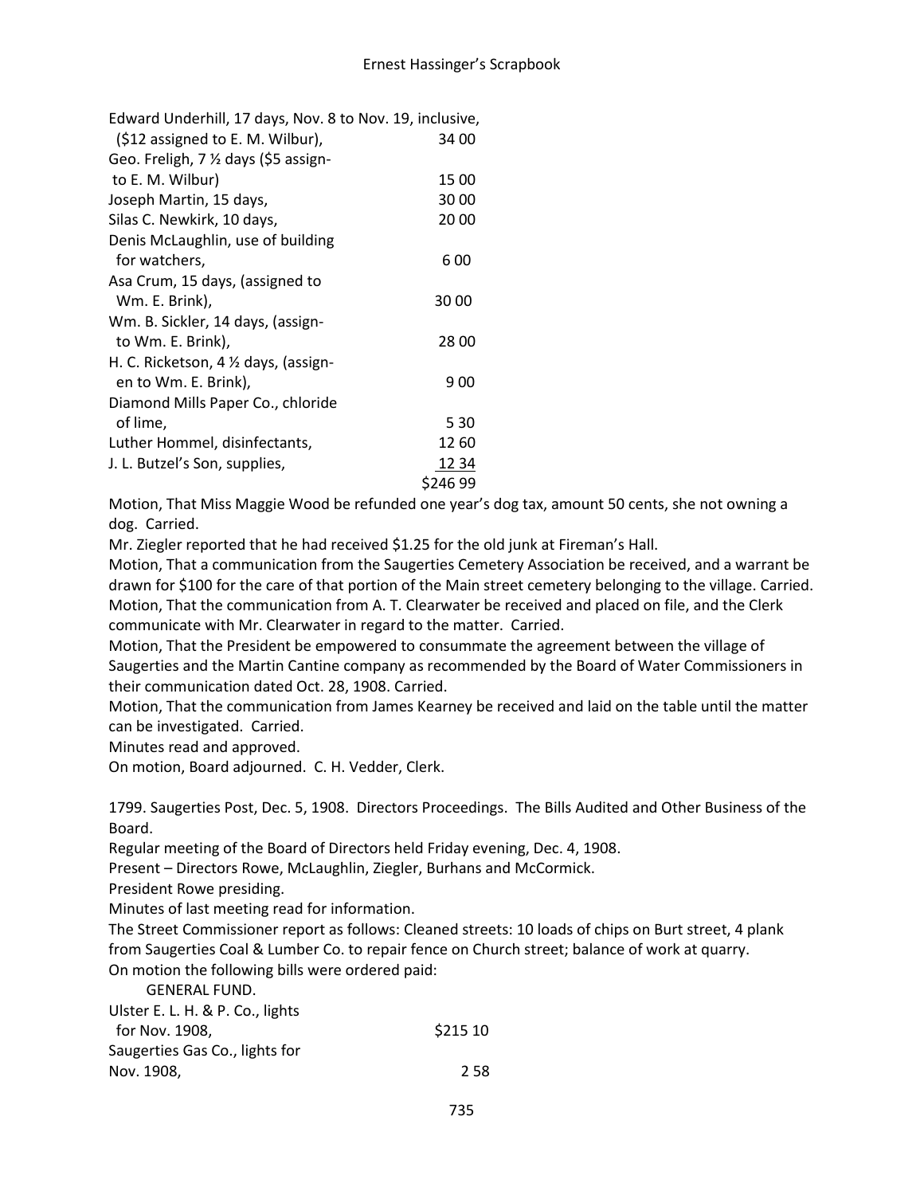| | |
|---|---|
| Edward Underhill, 17 days, Nov. 8 to Nov. 19, inclusive, ($12 assigned to E. M. Wilbur), | 34 00 |
| Geo. Freligh, 7 ½ days ($5 assign- to E. M. Wilbur) | 15 00 |
| Joseph Martin, 15 days, | 30 00 |
| Silas C. Newkirk, 10 days, | 20 00 |
| Denis McLaughlin, use of building for watchers, | 6 00 |
| Asa Crum, 15 days, (assigned to Wm. E. Brink), | 30 00 |
| Wm. B. Sickler, 14 days, (assign- to Wm. E. Brink), | 28 00 |
| H. C. Ricketson, 4 ½ days, (assign- en to Wm. E. Brink), | 9 00 |
| Diamond Mills Paper Co., chloride of lime, | 5 30 |
| Luther Hommel, disinfectants, | 12 60 |
| J. L. Butzel's Son, supplies, | 12 34 |
| | $246 99 |

Motion, That Miss Maggie Wood be refunded one year's dog tax, amount 50 cents, she not owning a dog. Carried.

Mr. Ziegler reported that he had received $1.25 for the old junk at Fireman's Hall.

Motion, That a communication from the Saugerties Cemetery Association be received, and a warrant be drawn for $100 for the care of that portion of the Main street cemetery belonging to the village. Carried.

Motion, That the communication from A. T. Clearwater be received and placed on file, and the Clerk communicate with Mr. Clearwater in regard to the matter. Carried.

Motion, That the President be empowered to consummate the agreement between the village of Saugerties and the Martin Cantine company as recommended by the Board of Water Commissioners in their communication dated Oct. 28, 1908. Carried.

Motion, That the communication from James Kearney be received and laid on the table until the matter can be investigated. Carried.

Minutes read and approved.

On motion, Board adjourned. C. H. Vedder, Clerk.

1799. Saugerties Post, Dec. 5, 1908. Directors Proceedings. The Bills Audited and Other Business of the Board.

Regular meeting of the Board of Directors held Friday evening, Dec. 4, 1908.

Present – Directors Rowe, McLaughlin, Ziegler, Burhans and McCormick.

President Rowe presiding.

Minutes of last meeting read for information.

The Street Commissioner report as follows: Cleaned streets: 10 loads of chips on Burt street, 4 plank from Saugerties Coal & Lumber Co. to repair fence on Church street; balance of work at quarry.

On motion the following bills were ordered paid:

GENERAL FUND.

| | |
|---|---|
| Ulster E. L. H. & P. Co., lights for Nov. 1908, | $215 10 |
| Saugerties Gas Co., lights for Nov. 1908, | 2 58 |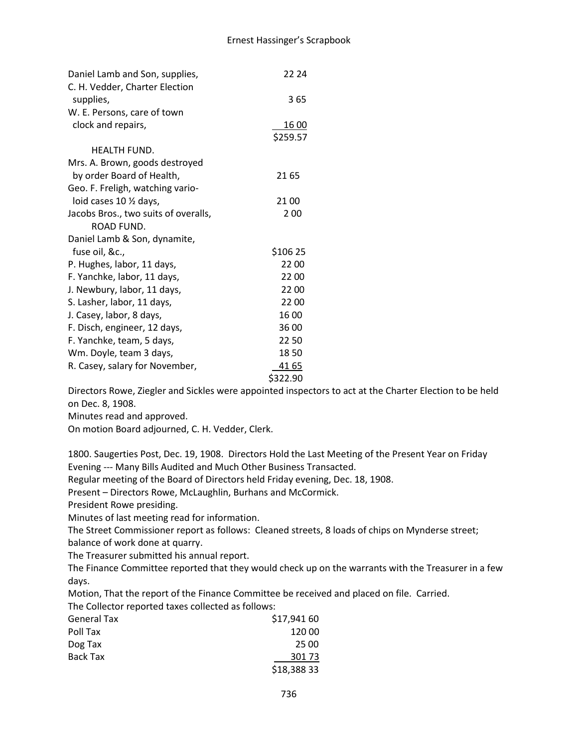| | |
|---|---|
| Daniel Lamb and Son, supplies, | 22 24 |
| C. H. Vedder, Charter Election supplies, | 3 65 |
| W. E. Persons, care of town clock and repairs, | 16 00 |
| | $259.57 |

HEALTH FUND.

| | |
|---|---|
| Mrs. A. Brown, goods destroyed by order Board of Health, | 21 65 |
| Geo. F. Freligh, watching varioloid cases 10 ½ days, | 21 00 |
| Jacobs Bros., two suits of overalls, | 2 00 |

ROAD FUND.

| | |
|---|---|
| Daniel Lamb & Son, dynamite, fuse oil, &c., | $106 25 |
| P. Hughes, labor, 11 days, | 22 00 |
| F. Yanchke, labor, 11 days, | 22 00 |
| J. Newbury, labor, 11 days, | 22 00 |
| S. Lasher, labor, 11 days, | 22 00 |
| J. Casey, labor, 8 days, | 16 00 |
| F. Disch, engineer, 12 days, | 36 00 |
| F. Yanchke, team, 5 days, | 22 50 |
| Wm. Doyle, team 3 days, | 18 50 |
| R. Casey, salary for November, | 41 65 |
| | $322.90 |

Directors Rowe, Ziegler and Sickles were appointed inspectors to act at the Charter Election to be held on Dec. 8, 1908.

Minutes read and approved.

On motion Board adjourned, C. H. Vedder, Clerk.

1800. Saugerties Post, Dec. 19, 1908. Directors Hold the Last Meeting of the Present Year on Friday Evening --- Many Bills Audited and Much Other Business Transacted.

Regular meeting of the Board of Directors held Friday evening, Dec. 18, 1908.

Present – Directors Rowe, McLaughlin, Burhans and McCormick.

President Rowe presiding.

Minutes of last meeting read for information.

The Street Commissioner report as follows: Cleaned streets, 8 loads of chips on Mynderse street; balance of work done at quarry.

The Treasurer submitted his annual report.

The Finance Committee reported that they would check up on the warrants with the Treasurer in a few days.

Motion, That the report of the Finance Committee be received and placed on file. Carried.

The Collector reported taxes collected as follows:

| | |
|---|---|
| General Tax | $17,941 60 |
| Poll Tax | 120 00 |
| Dog Tax | 25 00 |
| Back Tax | 301 73 |
| | $18,388 33 |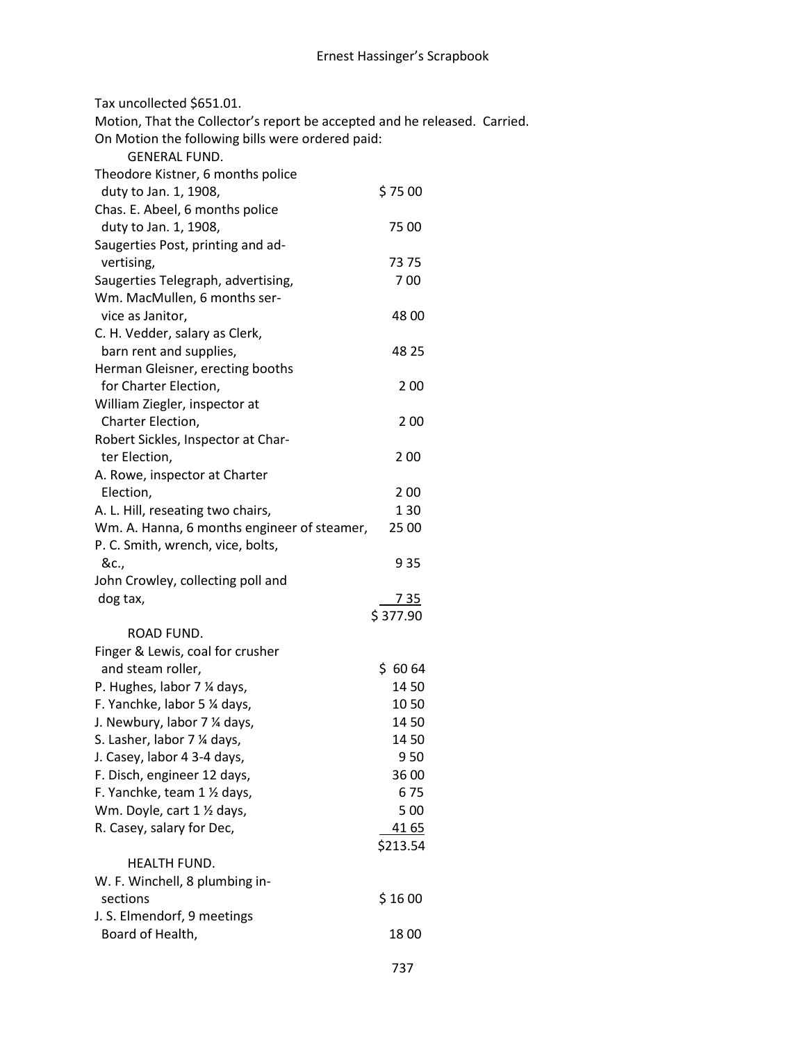Tax uncollected $651.01.

Motion, That the Collector's report be accepted and he released. Carried.

On Motion the following bills were ordered paid:

GENERAL FUND.

| | |
|---|---|
| Theodore Kistner, 6 months police duty to Jan. 1, 1908, | $ 75 00 |
| Chas. E. Abeel, 6 months police duty to Jan. 1, 1908, | 75 00 |
| Saugerties Post, printing and advertising, | 73 75 |
| Saugerties Telegraph, advertising, | 7 00 |
| Wm. MacMullen, 6 months service as Janitor, | 48 00 |
| C. H. Vedder, salary as Clerk, barn rent and supplies, | 48 25 |
| Herman Gleisner, erecting booths for Charter Election, | 2 00 |
| William Ziegler, inspector at Charter Election, | 2 00 |
| Robert Sickles, Inspector at Charter Election, | 2 00 |
| A. Rowe, inspector at Charter Election, | 2 00 |
| A. L. Hill, reseating two chairs, | 1 30 |
| Wm. A. Hanna, 6 months engineer of steamer, | 25 00 |
| P. C. Smith, wrench, vice, bolts, &c., | 9 35 |
| John Crowley, collecting poll and dog tax, | 7 35 |
| | $ 377.90 |

ROAD FUND.

| | |
|---|---|
| Finger & Lewis, coal for crusher and steam roller, | $ 60 64 |
| P. Hughes, labor 7 ¼ days, | 14 50 |
| F. Yanchke, labor 5 ¼ days, | 10 50 |
| J. Newbury, labor 7 ¼ days, | 14 50 |
| S. Lasher, labor 7 ¼ days, | 14 50 |
| J. Casey, labor 4 3-4 days, | 9 50 |
| F. Disch, engineer 12 days, | 36 00 |
| F. Yanchke, team 1 ½ days, | 6 75 |
| Wm. Doyle, cart 1 ½ days, | 5 00 |
| R. Casey, salary for Dec, | 41 65 |
| | $213.54 |

HEALTH FUND.

| | |
|---|---|
| W. F. Winchell, 8 plumbing insections | $ 16 00 |
| J. S. Elmendorf, 9 meetings Board of Health, | 18 00 |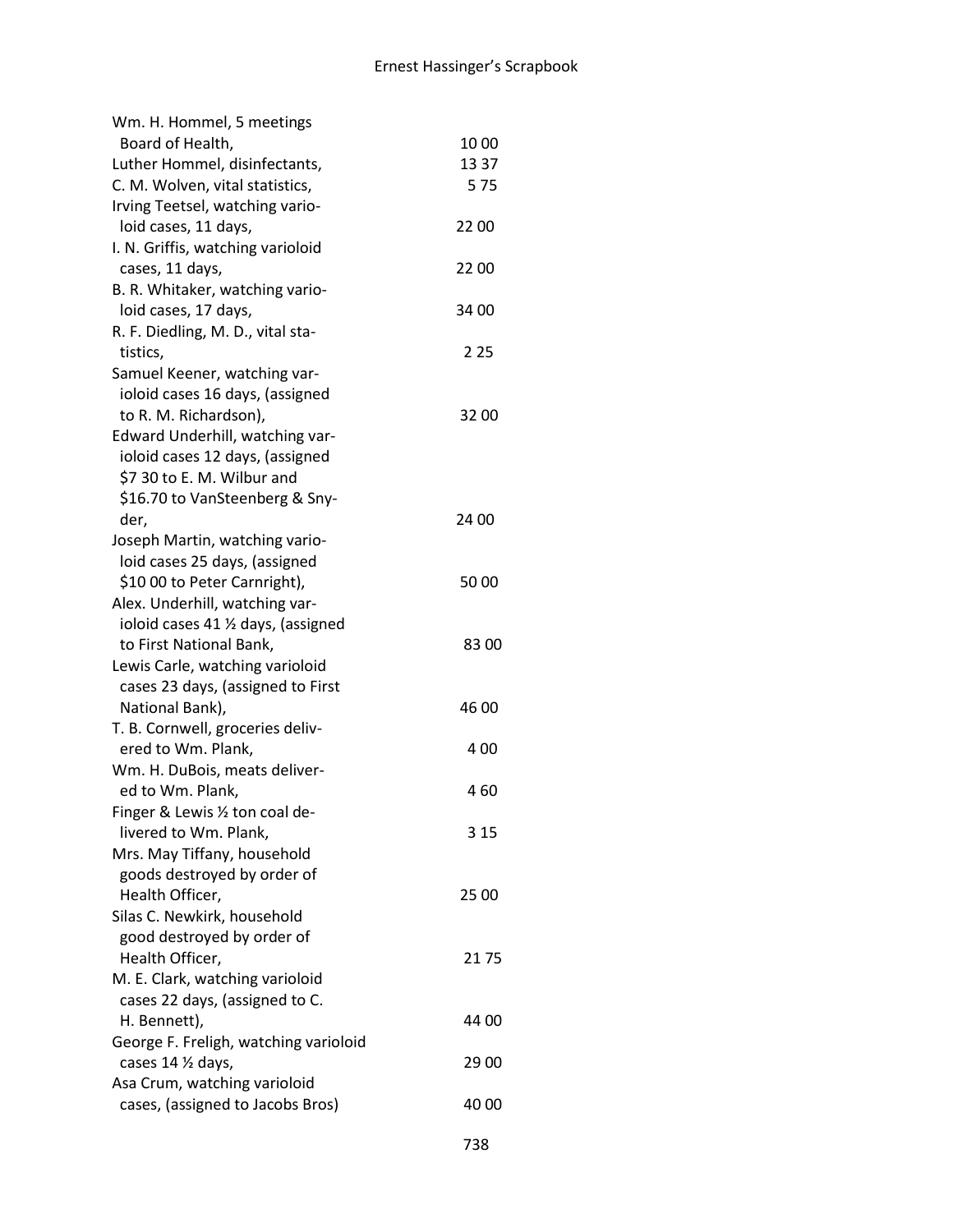| | |
|---|---|
| Wm. H. Hommel, 5 meetings Board of Health, | 10 00 |
| Luther Hommel, disinfectants, | 13 37 |
| C. M. Wolven, vital statistics, | 5 75 |
| Irving Teetsel, watching vario-loid cases, 11 days, | 22 00 |
| I. N. Griffis, watching varioloid cases, 11 days, | 22 00 |
| B. R. Whitaker, watching vario-loid cases, 17 days, | 34 00 |
| R. F. Diedling, M. D., vital sta-tistics, | 2 25 |
| Samuel Keener, watching var-ioloid cases 16 days, (assigned to R. M. Richardson), | 32 00 |
| Edward Underhill, watching var-ioloid cases 12 days, (assigned $7 30 to E. M. Wilbur and $16.70 to VanSteenberg & Sny-der, | 24 00 |
| Joseph Martin, watching vario-loid cases 25 days, (assigned $10 00 to Peter Carnright), | 50 00 |
| Alex. Underhill, watching var-ioloid cases 41 ½ days, (assigned to First National Bank, | 83 00 |
| Lewis Carle, watching varioloid cases 23 days, (assigned to First National Bank), | 46 00 |
| T. B. Cornwell, groceries deliv-ered to Wm. Plank, | 4 00 |
| Wm. H. DuBois, meats deliver-ed to Wm. Plank, | 4 60 |
| Finger & Lewis ½ ton coal de-livered to Wm. Plank, | 3 15 |
| Mrs. May Tiffany, household goods destroyed by order of Health Officer, | 25 00 |
| Silas C. Newkirk, household good destroyed by order of Health Officer, | 21 75 |
| M. E. Clark, watching varioloid cases 22 days, (assigned to C. H. Bennett), | 44 00 |
| George F. Freligh, watching varioloid cases 14 ½ days, | 29 00 |
| Asa Crum, watching varioloid cases, (assigned to Jacobs Bros) | 40 00 |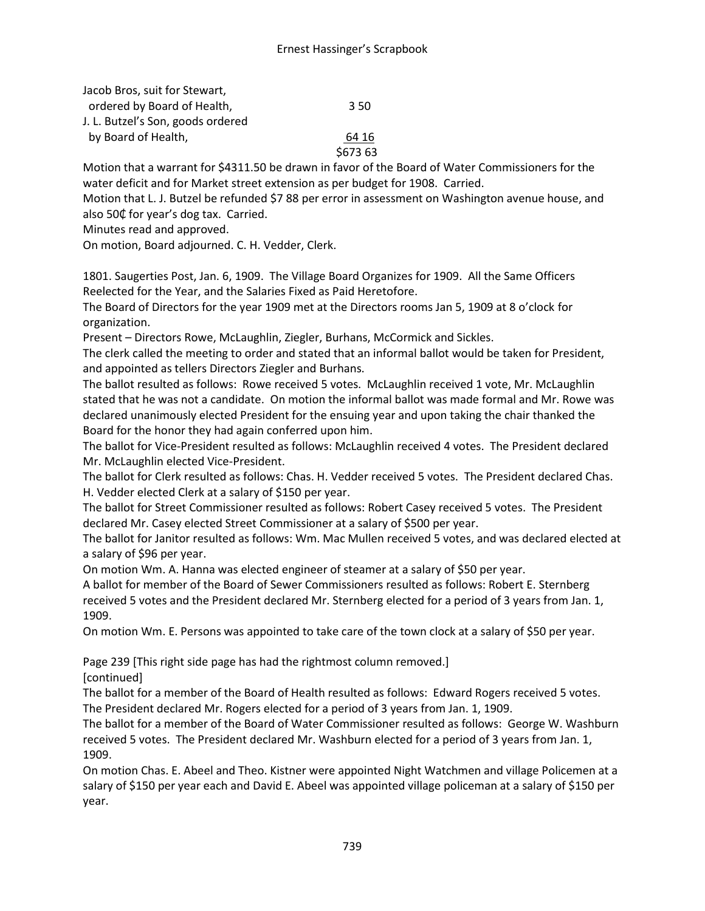Jacob Bros, suit for Stewart,
  ordered by Board of Health, 3 50
J. L. Butzel's Son, goods ordered
  by Board of Health, 64 16
$673 63

Motion that a warrant for $4311.50 be drawn in favor of the Board of Water Commissioners for the water deficit and for Market street extension as per budget for 1908. Carried.
Motion that L. J. Butzel be refunded $7 88 per error in assessment on Washington avenue house, and also 50₵ for year's dog tax. Carried.
Minutes read and approved.
On motion, Board adjourned. C. H. Vedder, Clerk.

1801. Saugerties Post, Jan. 6, 1909. The Village Board Organizes for 1909. All the Same Officers Reelected for the Year, and the Salaries Fixed as Paid Heretofore.
The Board of Directors for the year 1909 met at the Directors rooms Jan 5, 1909 at 8 o'clock for organization.
Present – Directors Rowe, McLaughlin, Ziegler, Burhans, McCormick and Sickles.
The clerk called the meeting to order and stated that an informal ballot would be taken for President, and appointed as tellers Directors Ziegler and Burhans.
The ballot resulted as follows: Rowe received 5 votes. McLaughlin received 1 vote, Mr. McLaughlin stated that he was not a candidate. On motion the informal ballot was made formal and Mr. Rowe was declared unanimously elected President for the ensuing year and upon taking the chair thanked the Board for the honor they had again conferred upon him.
The ballot for Vice-President resulted as follows: McLaughlin received 4 votes. The President declared Mr. McLaughlin elected Vice-President.
The ballot for Clerk resulted as follows: Chas. H. Vedder received 5 votes. The President declared Chas. H. Vedder elected Clerk at a salary of $150 per year.
The ballot for Street Commissioner resulted as follows: Robert Casey received 5 votes. The President declared Mr. Casey elected Street Commissioner at a salary of $500 per year.
The ballot for Janitor resulted as follows: Wm. Mac Mullen received 5 votes, and was declared elected at a salary of $96 per year.
On motion Wm. A. Hanna was elected engineer of steamer at a salary of $50 per year.
A ballot for member of the Board of Sewer Commissioners resulted as follows: Robert E. Sternberg received 5 votes and the President declared Mr. Sternberg elected for a period of 3 years from Jan. 1, 1909.
On motion Wm. E. Persons was appointed to take care of the town clock at a salary of $50 per year.

Page 239 [This right side page has had the rightmost column removed.]
[continued]
The ballot for a member of the Board of Health resulted as follows: Edward Rogers received 5 votes. The President declared Mr. Rogers elected for a period of 3 years from Jan. 1, 1909.
The ballot for a member of the Board of Water Commissioner resulted as follows: George W. Washburn received 5 votes. The President declared Mr. Washburn elected for a period of 3 years from Jan. 1, 1909.
On motion Chas. E. Abeel and Theo. Kistner were appointed Night Watchmen and village Policemen at a salary of $150 per year each and David E. Abeel was appointed village policeman at a salary of $150 per year.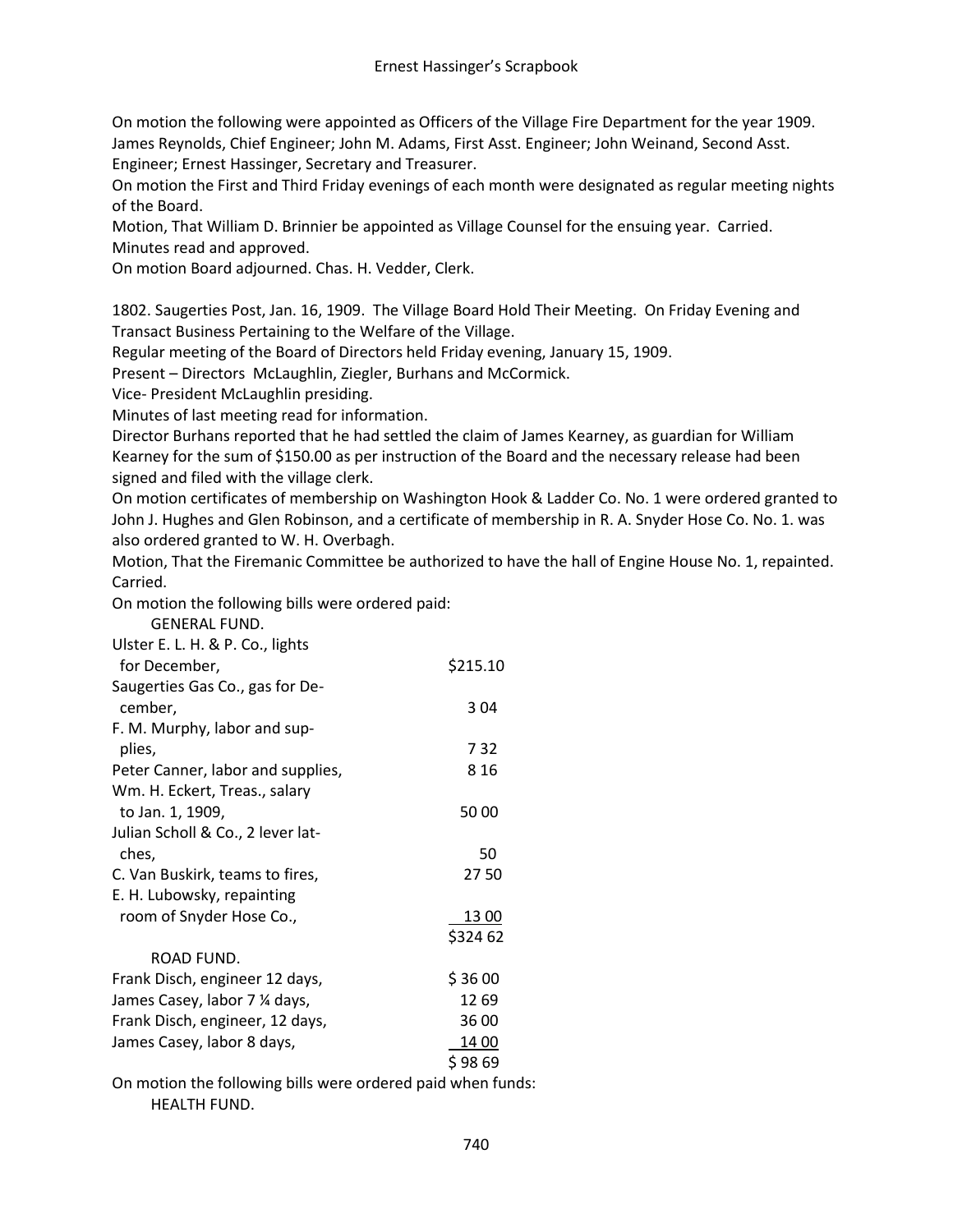On motion the following were appointed as Officers of the Village Fire Department for the year 1909. James Reynolds, Chief Engineer; John M. Adams, First Asst. Engineer; John Weinand, Second Asst. Engineer; Ernest Hassinger, Secretary and Treasurer.

On motion the First and Third Friday evenings of each month were designated as regular meeting nights of the Board.

Motion, That William D. Brinnier be appointed as Village Counsel for the ensuing year. Carried.

Minutes read and approved.

On motion Board adjourned. Chas. H. Vedder, Clerk.

1802. Saugerties Post, Jan. 16, 1909. The Village Board Hold Their Meeting. On Friday Evening and Transact Business Pertaining to the Welfare of the Village.

Regular meeting of the Board of Directors held Friday evening, January 15, 1909.

Present – Directors McLaughlin, Ziegler, Burhans and McCormick.

Vice- President McLaughlin presiding.

Minutes of last meeting read for information.

Director Burhans reported that he had settled the claim of James Kearney, as guardian for William Kearney for the sum of $150.00 as per instruction of the Board and the necessary release had been signed and filed with the village clerk.

On motion certificates of membership on Washington Hook & Ladder Co. No. 1 were ordered granted to John J. Hughes and Glen Robinson, and a certificate of membership in R. A. Snyder Hose Co. No. 1. was also ordered granted to W. H. Overbagh.

Motion, That the Firemanic Committee be authorized to have the hall of Engine House No. 1, repainted. Carried.

On motion the following bills were ordered paid:

GENERAL FUND.

| | |
|---|---|
| Ulster E. L. H. & P. Co., lights for December, | $215.10 |
| Saugerties Gas Co., gas for December, | 3 04 |
| F. M. Murphy, labor and supplies, | 7 32 |
| Peter Canner, labor and supplies, | 8 16 |
| Wm. H. Eckert, Treas., salary to Jan. 1, 1909, | 50 00 |
| Julian Scholl & Co., 2 lever latches, | 50 |
| C. Van Buskirk, teams to fires, | 27 50 |
| E. H. Lubowsky, repainting room of Snyder Hose Co., | 13 00 |
| | $324 62 |

ROAD FUND.

| | |
|---|---|
| Frank Disch, engineer 12 days, | $ 36 00 |
| James Casey, labor 7 ¼ days, | 12 69 |
| Frank Disch, engineer, 12 days, | 36 00 |
| James Casey, labor 8 days, | 14 00 |
| | $ 98 69 |

On motion the following bills were ordered paid when funds:

HEALTH FUND.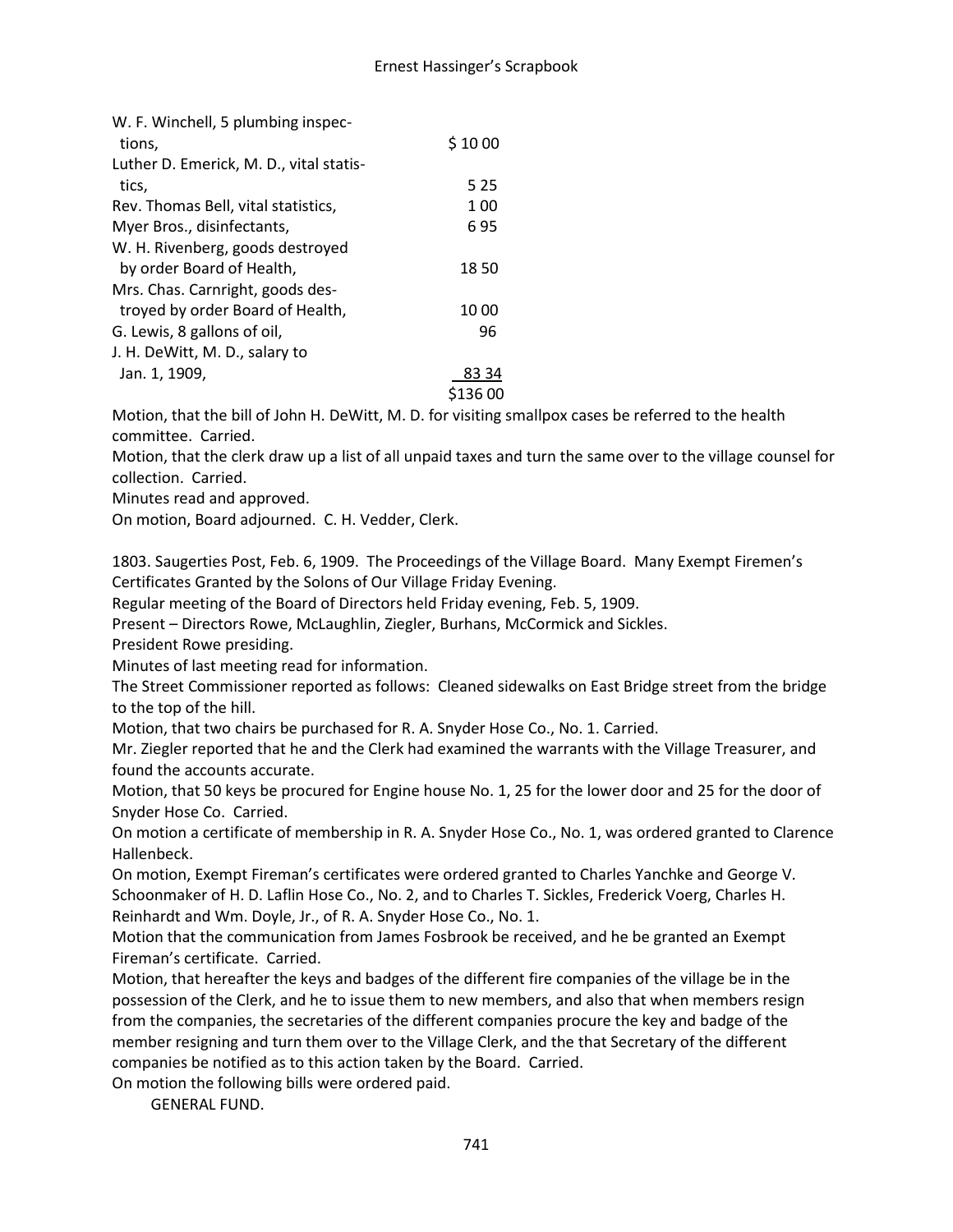| | |
|---|---|
| W. F. Winchell, 5 plumbing inspections, | $ 10 00 |
| Luther D. Emerick, M. D., vital statistics, | 5 25 |
| Rev. Thomas Bell, vital statistics, | 1 00 |
| Myer Bros., disinfectants, | 6 95 |
| W. H. Rivenberg, goods destroyed by order Board of Health, | 18 50 |
| Mrs. Chas. Carnright, goods destroyed by order Board of Health, | 10 00 |
| G. Lewis, 8 gallons of oil, | 96 |
| J. H. DeWitt, M. D., salary to Jan. 1, 1909, | 83 34 |
| | $136 00 |

Motion, that the bill of John H. DeWitt, M. D. for visiting smallpox cases be referred to the health committee. Carried.

Motion, that the clerk draw up a list of all unpaid taxes and turn the same over to the village counsel for collection. Carried.

Minutes read and approved.

On motion, Board adjourned. C. H. Vedder, Clerk.

1803. Saugerties Post, Feb. 6, 1909. The Proceedings of the Village Board. Many Exempt Firemen's Certificates Granted by the Solons of Our Village Friday Evening.

Regular meeting of the Board of Directors held Friday evening, Feb. 5, 1909.

Present – Directors Rowe, McLaughlin, Ziegler, Burhans, McCormick and Sickles.

President Rowe presiding.

Minutes of last meeting read for information.

The Street Commissioner reported as follows: Cleaned sidewalks on East Bridge street from the bridge to the top of the hill.

Motion, that two chairs be purchased for R. A. Snyder Hose Co., No. 1. Carried.

Mr. Ziegler reported that he and the Clerk had examined the warrants with the Village Treasurer, and found the accounts accurate.

Motion, that 50 keys be procured for Engine house No. 1, 25 for the lower door and 25 for the door of Snyder Hose Co. Carried.

On motion a certificate of membership in R. A. Snyder Hose Co., No. 1, was ordered granted to Clarence Hallenbeck.

On motion, Exempt Fireman's certificates were ordered granted to Charles Yanchke and George V. Schoonmaker of H. D. Laflin Hose Co., No. 2, and to Charles T. Sickles, Frederick Voerg, Charles H. Reinhardt and Wm. Doyle, Jr., of R. A. Snyder Hose Co., No. 1.

Motion that the communication from James Fosbrook be received, and he be granted an Exempt Fireman's certificate. Carried.

Motion, that hereafter the keys and badges of the different fire companies of the village be in the possession of the Clerk, and he to issue them to new members, and also that when members resign from the companies, the secretaries of the different companies procure the key and badge of the member resigning and turn them over to the Village Clerk, and the that Secretary of the different companies be notified as to this action taken by the Board. Carried.

On motion the following bills were ordered paid.

GENERAL FUND.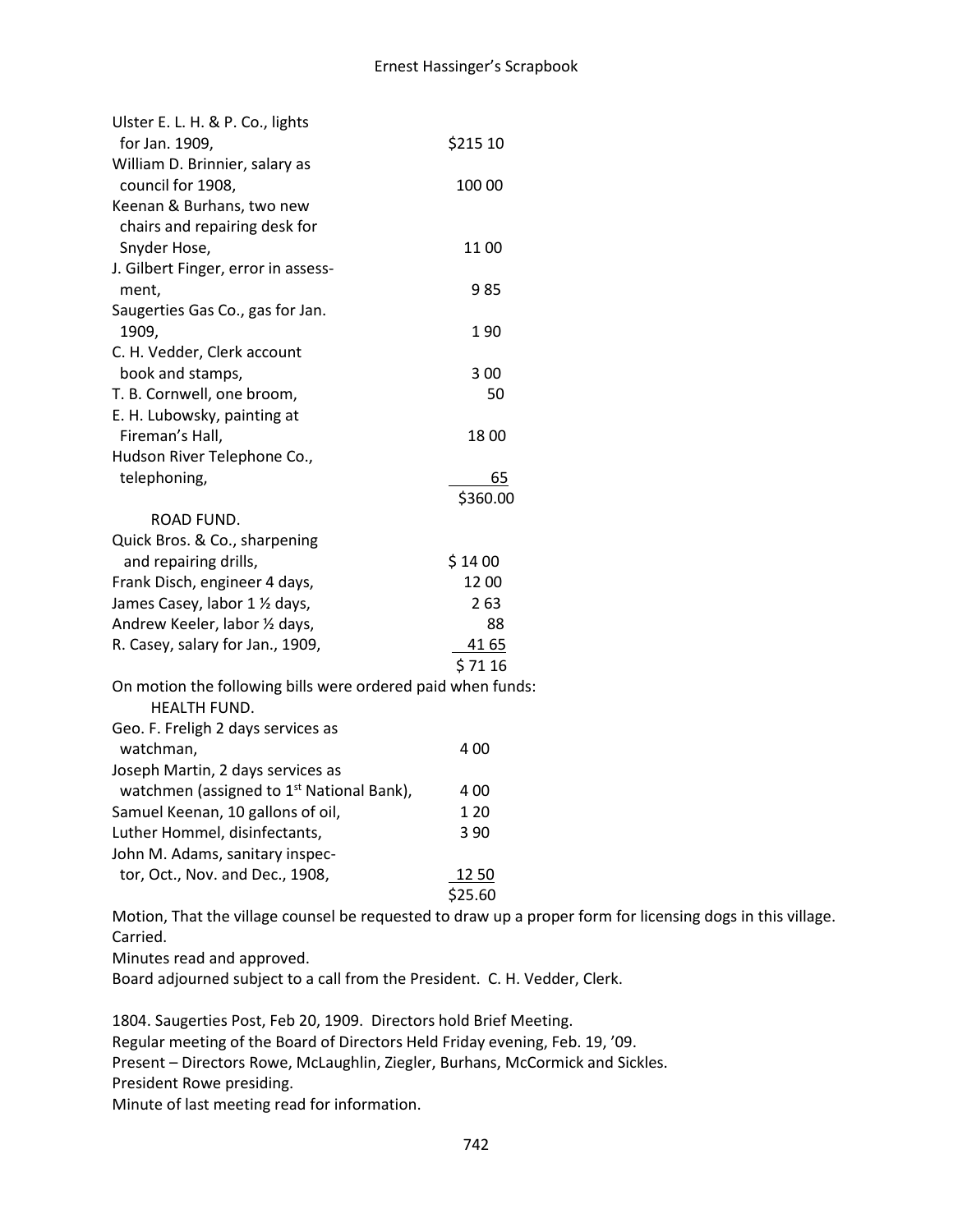| | |
|---|---|
| Ulster E. L. H. & P. Co., lights for Jan. 1909, | $215 10 |
| William D. Brinnier, salary as council for 1908, | 100 00 |
| Keenan & Burhans, two new chairs and repairing desk for Snyder Hose, | 11 00 |
| J. Gilbert Finger, error in assessment, | 9 85 |
| Saugerties Gas Co., gas for Jan. 1909, | 1 90 |
| C. H. Vedder, Clerk account book and stamps, | 3 00 |
| T. B. Cornwell, one broom, | 50 |
| E. H. Lubowsky, painting at Fireman's Hall, | 18 00 |
| Hudson River Telephone Co., telephoning, | 65 |
| | $360.00 |

ROAD FUND.

| | |
|---|---|
| Quick Bros. & Co., sharpening and repairing drills, | $ 14 00 |
| Frank Disch, engineer 4 days, | 12 00 |
| James Casey, labor 1 ½ days, | 2 63 |
| Andrew Keeler, labor ½ days, | 88 |
| R. Casey, salary for Jan., 1909, | 41 65 |
| | $ 71 16 |

On motion the following bills were ordered paid when funds:

HEALTH FUND.

| | |
|---|---|
| Geo. F. Freligh 2 days services as watchman, | 4 00 |
| Joseph Martin, 2 days services as watchmen (assigned to 1st National Bank), | 4 00 |
| Samuel Keenan, 10 gallons of oil, | 1 20 |
| Luther Hommel, disinfectants, | 3 90 |
| John M. Adams, sanitary inspector, Oct., Nov. and Dec., 1908, | 12 50 |
| | $25.60 |

Motion, That the village counsel be requested to draw up a proper form for licensing dogs in this village. Carried.

Minutes read and approved.

Board adjourned subject to a call from the President. C. H. Vedder, Clerk.

1804. Saugerties Post, Feb 20, 1909. Directors hold Brief Meeting.

Regular meeting of the Board of Directors Held Friday evening, Feb. 19, '09.

Present – Directors Rowe, McLaughlin, Ziegler, Burhans, McCormick and Sickles.

President Rowe presiding.

Minute of last meeting read for information.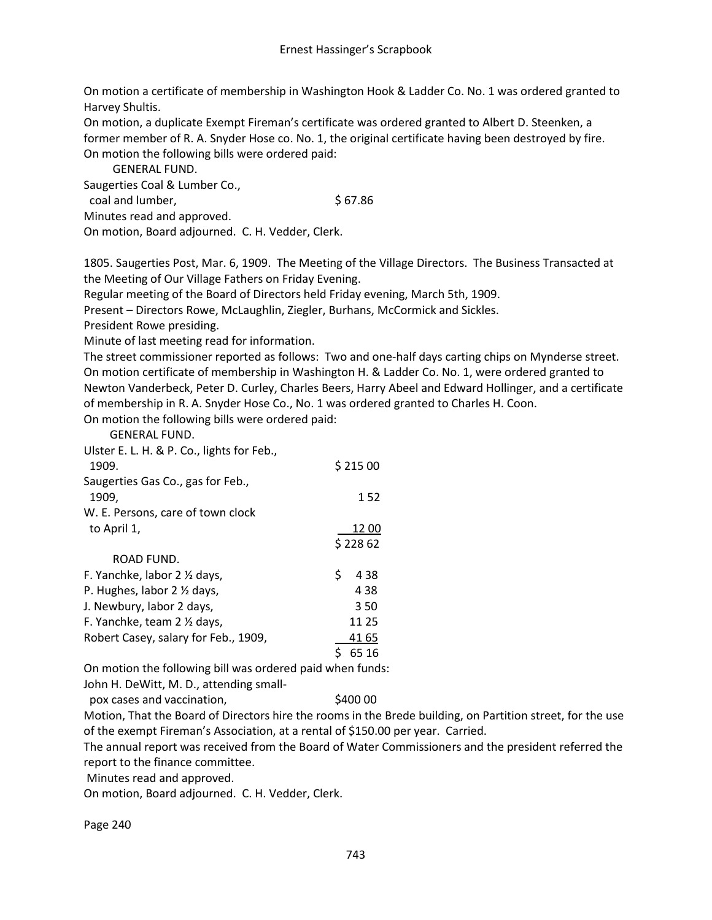On motion a certificate of membership in Washington Hook & Ladder Co. No. 1 was ordered granted to Harvey Shultis.

On motion, a duplicate Exempt Fireman's certificate was ordered granted to Albert D. Steenken, a former member of R. A. Snyder Hose co. No. 1, the original certificate having been destroyed by fire.

On motion the following bills were ordered paid:

GENERAL FUND.

| | |
|---|---|
| Saugerties Coal & Lumber Co., coal and lumber, | $ 67.86 |

Minutes read and approved.

On motion, Board adjourned. C. H. Vedder, Clerk.

1805. Saugerties Post, Mar. 6, 1909. The Meeting of the Village Directors. The Business Transacted at the Meeting of Our Village Fathers on Friday Evening.

Regular meeting of the Board of Directors held Friday evening, March 5th, 1909.

Present – Directors Rowe, McLaughlin, Ziegler, Burhans, McCormick and Sickles.

President Rowe presiding.

Minute of last meeting read for information.

The street commissioner reported as follows: Two and one-half days carting chips on Mynderse street.

On motion certificate of membership in Washington H. & Ladder Co. No. 1, were ordered granted to Newton Vanderbeck, Peter D. Curley, Charles Beers, Harry Abeel and Edward Hollinger, and a certificate of membership in R. A. Snyder Hose Co., No. 1 was ordered granted to Charles H. Coon.

On motion the following bills were ordered paid:

GENERAL FUND.

| | |
|---|---|
| Ulster E. L. H. & P. Co., lights for Feb., 1909. | $ 215 00 |
| Saugerties Gas Co., gas for Feb., 1909, | 1 52 |
| W. E. Persons, care of town clock to April 1, | 12 00 |
| | $ 228 62 |

ROAD FUND.

| | |
|---|---|
| F. Yanchke, labor 2 ½ days, | $ 4 38 |
| P. Hughes, labor 2 ½ days, | 4 38 |
| J. Newbury, labor 2 days, | 3 50 |
| F. Yanchke, team 2 ½ days, | 11 25 |
| Robert Casey, salary for Feb., 1909, | 41 65 |
| | $ 65 16 |

On motion the following bill was ordered paid when funds:

| | |
|---|---|
| John H. DeWitt, M. D., attending small-pox cases and vaccination, | $400 00 |

Motion, That the Board of Directors hire the rooms in the Brede building, on Partition street, for the use of the exempt Fireman's Association, at a rental of $150.00 per year. Carried.

The annual report was received from the Board of Water Commissioners and the president referred the report to the finance committee.

Minutes read and approved.

On motion, Board adjourned. C. H. Vedder, Clerk.

Page 240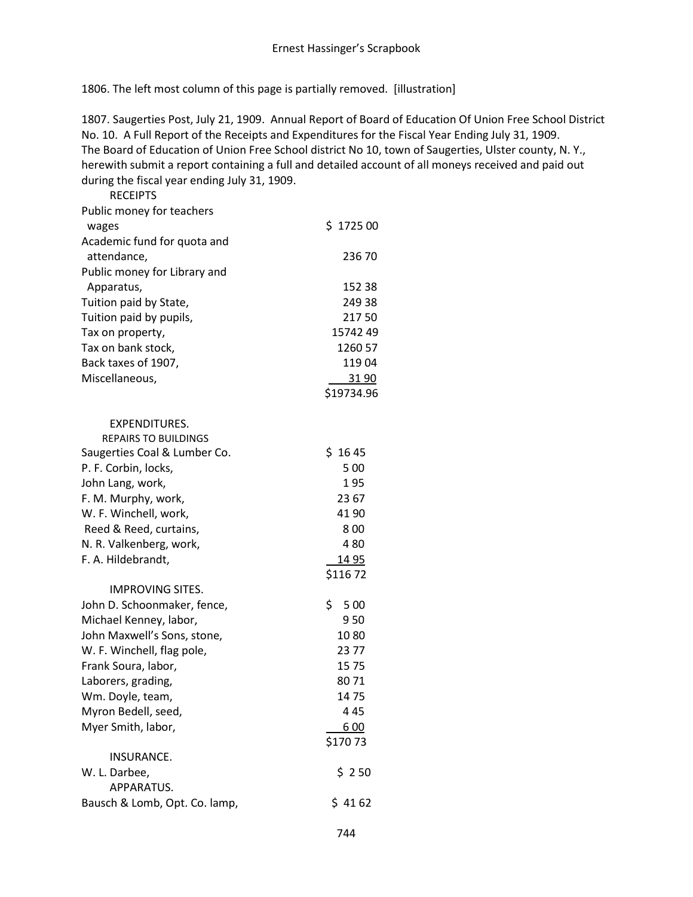1806. The left most column of this page is partially removed. [illustration]

1807. Saugerties Post, July 21, 1909. Annual Report of Board of Education Of Union Free School District No. 10. A Full Report of the Receipts and Expenditures for the Fiscal Year Ending July 31, 1909.
The Board of Education of Union Free School district No 10, town of Saugerties, Ulster county, N. Y., herewith submit a report containing a full and detailed account of all moneys received and paid out during the fiscal year ending July 31, 1909.

RECEIPTS

| | |
|---|---|
| Public money for teachers wages | $ 1725 00 |
| Academic fund for quota and attendance, | 236 70 |
| Public money for Library and Apparatus, | 152 38 |
| Tuition paid by State, | 249 38 |
| Tuition paid by pupils, | 217 50 |
| Tax on property, | 15742 49 |
| Tax on bank stock, | 1260 57 |
| Back taxes of 1907, | 119 04 |
| Miscellaneous, | 31 90 |
| | $19734.96 |

EXPENDITURES.

REPAIRS TO BUILDINGS

| | |
|---|---|
| Saugerties Coal & Lumber Co. | $ 16 45 |
| P. F. Corbin, locks, | 5 00 |
| John Lang, work, | 1 95 |
| F. M. Murphy, work, | 23 67 |
| W. F. Winchell, work, | 41 90 |
| Reed & Reed, curtains, | 8 00 |
| N. R. Valkenberg, work, | 4 80 |
| F. A. Hildebrandt, | 14 95 |
| | $116 72 |

IMPROVING SITES.

| | |
|---|---|
| John D. Schoonmaker, fence, | $ 5 00 |
| Michael Kenney, labor, | 9 50 |
| John Maxwell's Sons, stone, | 10 80 |
| W. F. Winchell, flag pole, | 23 77 |
| Frank Soura, labor, | 15 75 |
| Laborers, grading, | 80 71 |
| Wm. Doyle, team, | 14 75 |
| Myron Bedell, seed, | 4 45 |
| Myer Smith, labor, | 6 00 |
| | $170 73 |

INSURANCE.

| | |
|---|---|
| W. L. Darbee, | $ 2 50 |

APPARATUS.

| | |
|---|---|
| Bausch & Lomb, Opt. Co. lamp, | $ 41 62 |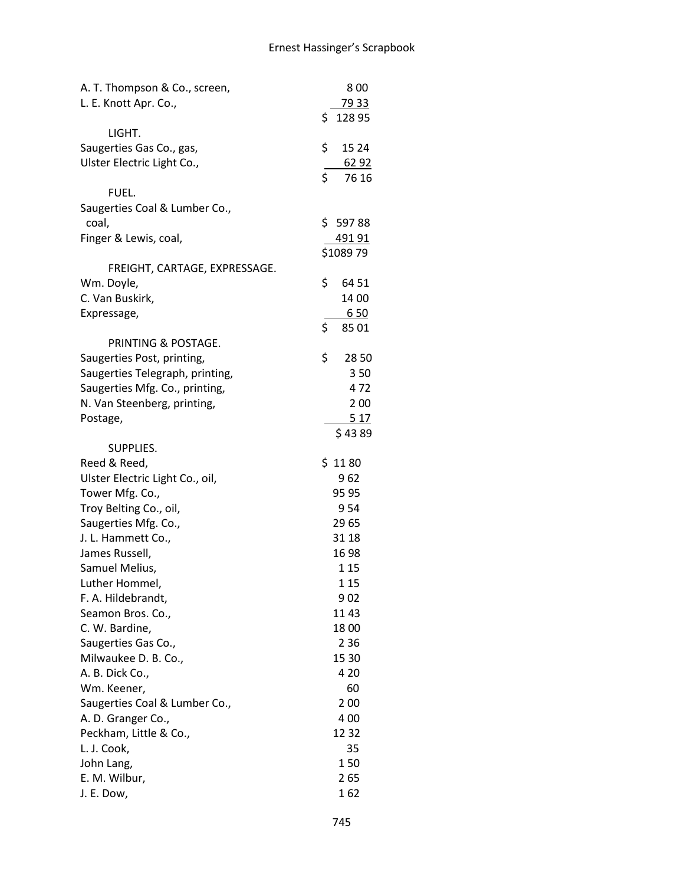| | |
|---|---|
| A. T. Thompson & Co., screen, | 8 00 |
| L. E. Knott Apr. Co., | 79 33 |
| | $ 128 95 |
| **LIGHT.** | |
| Saugerties Gas Co., gas, | $ 15 24 |
| Ulster Electric Light Co., | 62 92 |
| | $ 76 16 |
| **FUEL.** | |
| Saugerties Coal & Lumber Co., coal, | $ 597 88 |
| Finger & Lewis, coal, | 491 91 |
| | $1089 79 |
| **FREIGHT, CARTAGE, EXPRESSAGE.** | |
| Wm. Doyle, | $ 64 51 |
| C. Van Buskirk, | 14 00 |
| Expressage, | 6 50 |
| | $ 85 01 |
| **PRINTING & POSTAGE.** | |
| Saugerties Post, printing, | $ 28 50 |
| Saugerties Telegraph, printing, | 3 50 |
| Saugerties Mfg. Co., printing, | 4 72 |
| N. Van Steenberg, printing, | 2 00 |
| Postage, | 5 17 |
| | $ 43 89 |
| **SUPPLIES.** | |
| Reed & Reed, | $ 11 80 |
| Ulster Electric Light Co., oil, | 9 62 |
| Tower Mfg. Co., | 95 95 |
| Troy Belting Co., oil, | 9 54 |
| Saugerties Mfg. Co., | 29 65 |
| J. L. Hammett Co., | 31 18 |
| James Russell, | 16 98 |
| Samuel Melius, | 1 15 |
| Luther Hommel, | 1 15 |
| F. A. Hildebrandt, | 9 02 |
| Seamon Bros. Co., | 11 43 |
| C. W. Bardine, | 18 00 |
| Saugerties Gas Co., | 2 36 |
| Milwaukee D. B. Co., | 15 30 |
| A. B. Dick Co., | 4 20 |
| Wm. Keener, | 60 |
| Saugerties Coal & Lumber Co., | 2 00 |
| A. D. Granger Co., | 4 00 |
| Peckham, Little & Co., | 12 32 |
| L. J. Cook, | 35 |
| John Lang, | 1 50 |
| E. M. Wilbur, | 2 65 |
| J. E. Dow, | 1 62 |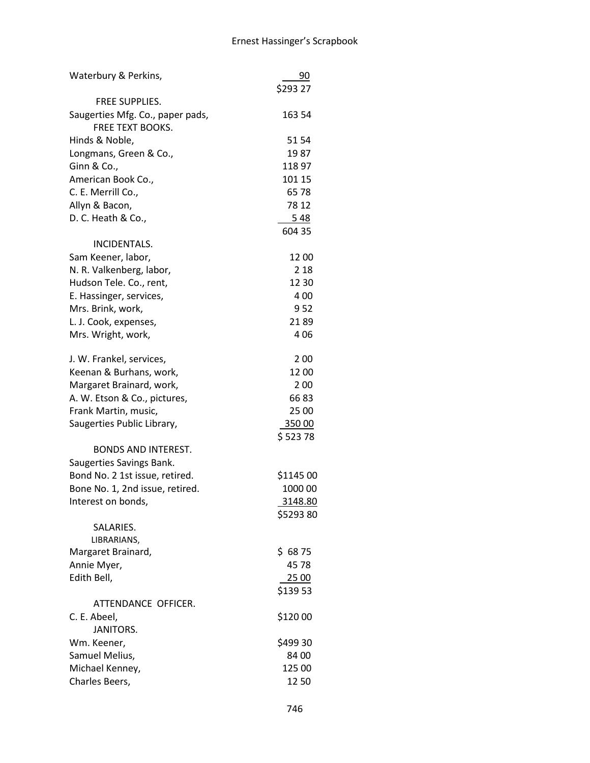| | |
|---|---|
| Waterbury & Perkins, | 90 |
| | $293 27 |
| FREE SUPPLIES. | |
| Saugerties Mfg. Co., paper pads, | 163 54 |
| FREE TEXT BOOKS. | |
| Hinds & Noble, | 51 54 |
| Longmans, Green & Co., | 19 87 |
| Ginn & Co., | 118 97 |
| American Book Co., | 101 15 |
| C. E. Merrill Co., | 65 78 |
| Allyn & Bacon, | 78 12 |
| D. C. Heath & Co., | 5 48 |
| | 604 35 |
| INCIDENTALS. | |
| Sam Keener, labor, | 12 00 |
| N. R. Valkenberg, labor, | 2 18 |
| Hudson Tele. Co., rent, | 12 30 |
| E. Hassinger, services, | 4 00 |
| Mrs. Brink, work, | 9 52 |
| L. J. Cook, expenses, | 21 89 |
| Mrs. Wright, work, | 4 06 |
| J. W. Frankel, services, | 2 00 |
| Keenan & Burhans, work, | 12 00 |
| Margaret Brainard, work, | 2 00 |
| A. W. Etson & Co., pictures, | 66 83 |
| Frank Martin, music, | 25 00 |
| Saugerties Public Library, | 350 00 |
| | $ 523 78 |
| BONDS AND INTEREST. | |
| Saugerties Savings Bank. | |
| Bond No. 2 1st issue, retired. | $1145 00 |
| Bone No. 1, 2nd issue, retired. | 1000 00 |
| Interest on bonds, | 3148.80 |
| | $5293 80 |
| SALARIES. | |
| LIBRARIANS, | |
| Margaret Brainard, | $ 68 75 |
| Annie Myer, | 45 78 |
| Edith Bell, | 25 00 |
| | $139 53 |
| ATTENDANCE OFFICER. | |
| C. E. Abeel, | $120 00 |
| JANITORS. | |
| Wm. Keener, | $499 30 |
| Samuel Melius, | 84 00 |
| Michael Kenney, | 125 00 |
| Charles Beers, | 12 50 |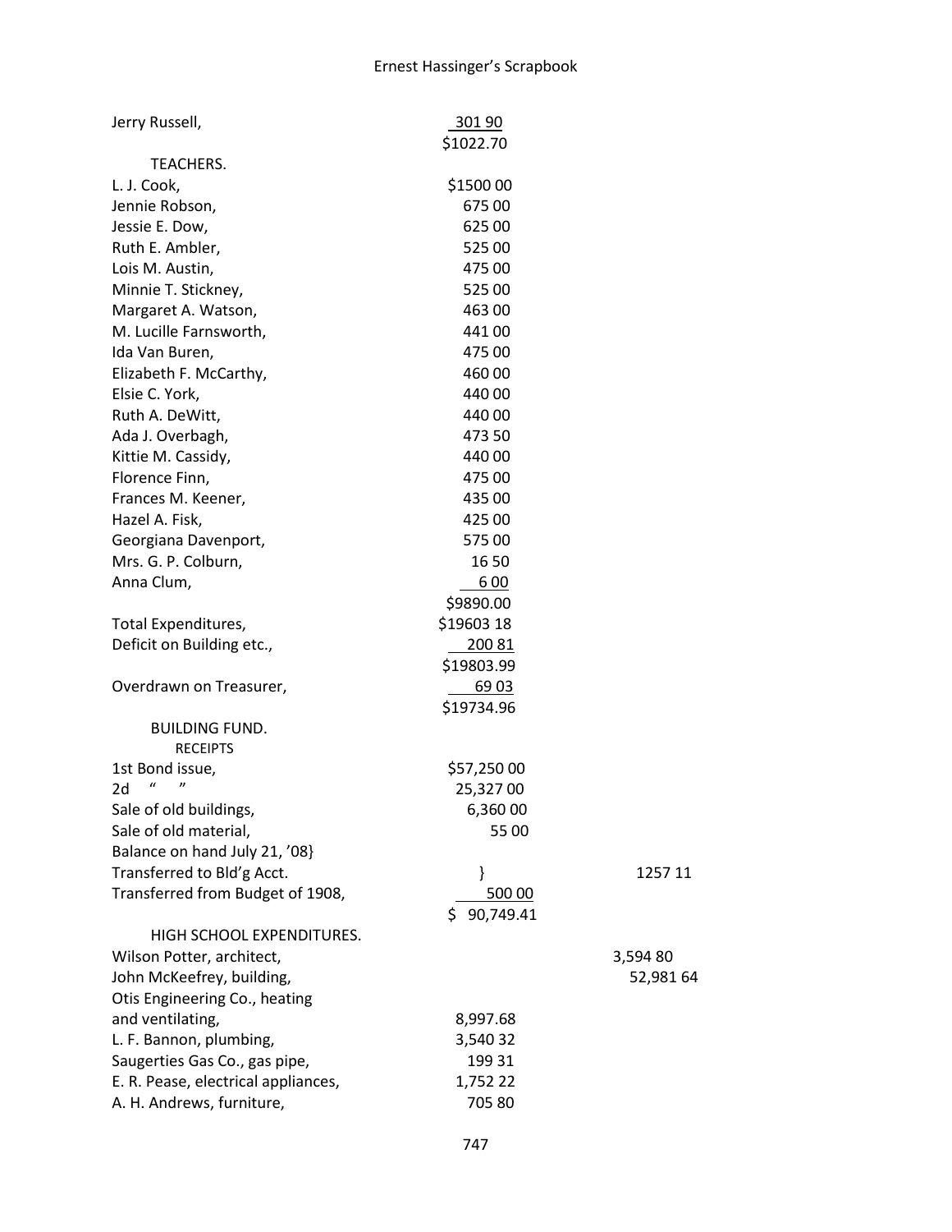| | | |
|---|---|---|
| Jerry Russell, | 301 90 | |
| | $1022.70 | |
| TEACHERS. | | |
| L. J. Cook, | $1500 00 | |
| Jennie Robson, | 675 00 | |
| Jessie E. Dow, | 625 00 | |
| Ruth E. Ambler, | 525 00 | |
| Lois M. Austin, | 475 00 | |
| Minnie T. Stickney, | 525 00 | |
| Margaret A. Watson, | 463 00 | |
| M. Lucille Farnsworth, | 441 00 | |
| Ida Van Buren, | 475 00 | |
| Elizabeth F. McCarthy, | 460 00 | |
| Elsie C. York, | 440 00 | |
| Ruth A. DeWitt, | 440 00 | |
| Ada J. Overbagh, | 473 50 | |
| Kittie M. Cassidy, | 440 00 | |
| Florence Finn, | 475 00 | |
| Frances M. Keener, | 435 00 | |
| Hazel A. Fisk, | 425 00 | |
| Georgiana Davenport, | 575 00 | |
| Mrs. G. P. Colburn, | 16 50 | |
| Anna Clum, | 6 00 | |
| | $9890.00 | |
| Total Expenditures, | $19603 18 | |
| Deficit on Building etc., | 200 81 | |
| | $19803.99 | |
| Overdrawn on Treasurer, | 69 03 | |
| | $19734.96 | |
| BUILDING FUND. | | |
| RECEIPTS | | |
| 1st Bond issue, | $57,250 00 | |
| 2d " " | 25,327 00 | |
| Sale of old buildings, | 6,360 00 | |
| Sale of old material, | 55 00 | |
| Balance on hand July 21, '08} | | |
| Transferred to Bld'g Acct. | } | 1257 11 |
| Transferred from Budget of 1908, | 500 00 | |
| | $ 90,749.41 | |
| HIGH SCHOOL EXPENDITURES. | | |
| Wilson Potter, architect, | | 3,594 80 |
| John McKeefrey, building, | | 52,981 64 |
| Otis Engineering Co., heating and ventilating, | 8,997.68 | |
| L. F. Bannon, plumbing, | 3,540 32 | |
| Saugerties Gas Co., gas pipe, | 199 31 | |
| E. R. Pease, electrical appliances, | 1,752 22 | |
| A. H. Andrews, furniture, | 705 80 | |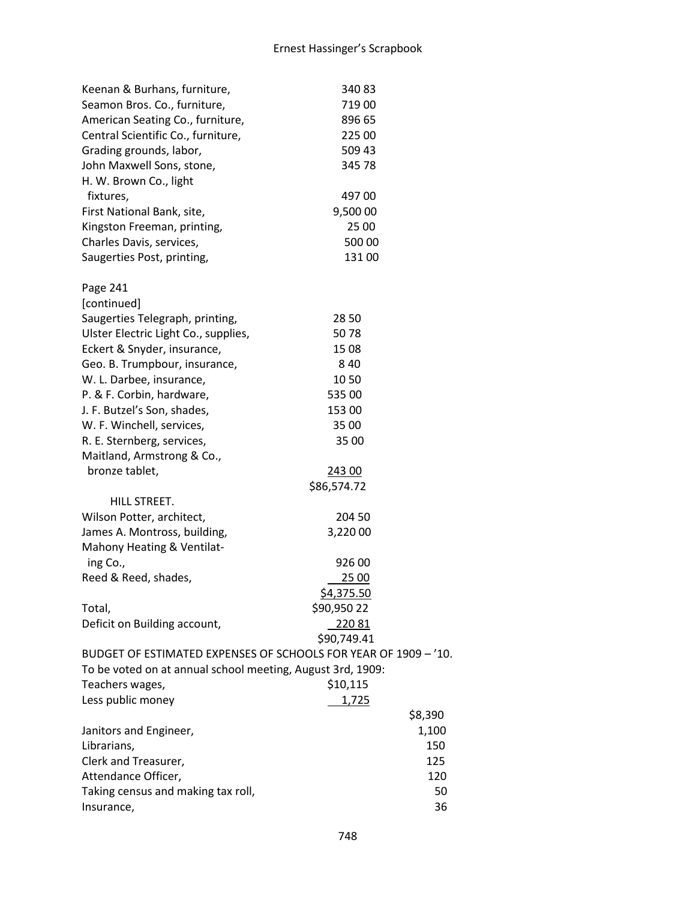| | | |
|---|---|---|
| Keenan & Burhans, furniture, | 340 83 | |
| Seamon Bros. Co., furniture, | 719 00 | |
| American Seating Co., furniture, | 896 65 | |
| Central Scientific Co., furniture, | 225 00 | |
| Grading grounds, labor, | 509 43 | |
| John Maxwell Sons, stone, | 345 78 | |
| H. W. Brown Co., light fixtures, | 497 00 | |
| First National Bank, site, | 9,500 00 | |
| Kingston Freeman, printing, | 25 00 | |
| Charles Davis, services, | 500 00 | |
| Saugerties Post, printing, | 131 00 | |

Page 241
[continued]

| | | |
|---|---|---|
| Saugerties Telegraph, printing, | 28 50 | |
| Ulster Electric Light Co., supplies, | 50 78 | |
| Eckert & Snyder, insurance, | 15 08 | |
| Geo. B. Trumpbour, insurance, | 8 40 | |
| W. L. Darbee, insurance, | 10 50 | |
| P. & F. Corbin, hardware, | 535 00 | |
| J. F. Butzel's Son, shades, | 153 00 | |
| W. F. Winchell, services, | 35 00 | |
| R. E. Sternberg, services, | 35 00 | |
| Maitland, Armstrong & Co., bronze tablet, | 243 00 | |
| | $86,574.72 | |
| HILL STREET. | | |
| Wilson Potter, architect, | 204 50 | |
| James A. Montross, building, | 3,220 00 | |
| Mahony Heating & Ventilating Co., | 926 00 | |
| Reed & Reed, shades, | 25 00 | |
| | $4,375.50 | |
| Total, | $90,950 22 | |
| Deficit on Building account, | 220 81 | |
| | $90,749.41 | |

BUDGET OF ESTIMATED EXPENSES OF SCHOOLS FOR YEAR OF 1909 – '10.
To be voted on at annual school meeting, August 3rd, 1909:

| | | |
|---|---|---|
| Teachers wages, | $10,115 | |
| Less public money | 1,725 | |
| | | $8,390 |
| Janitors and Engineer, | | 1,100 |
| Librarians, | | 150 |
| Clerk and Treasurer, | | 125 |
| Attendance Officer, | | 120 |
| Taking census and making tax roll, | | 50 |
| Insurance, | | 36 |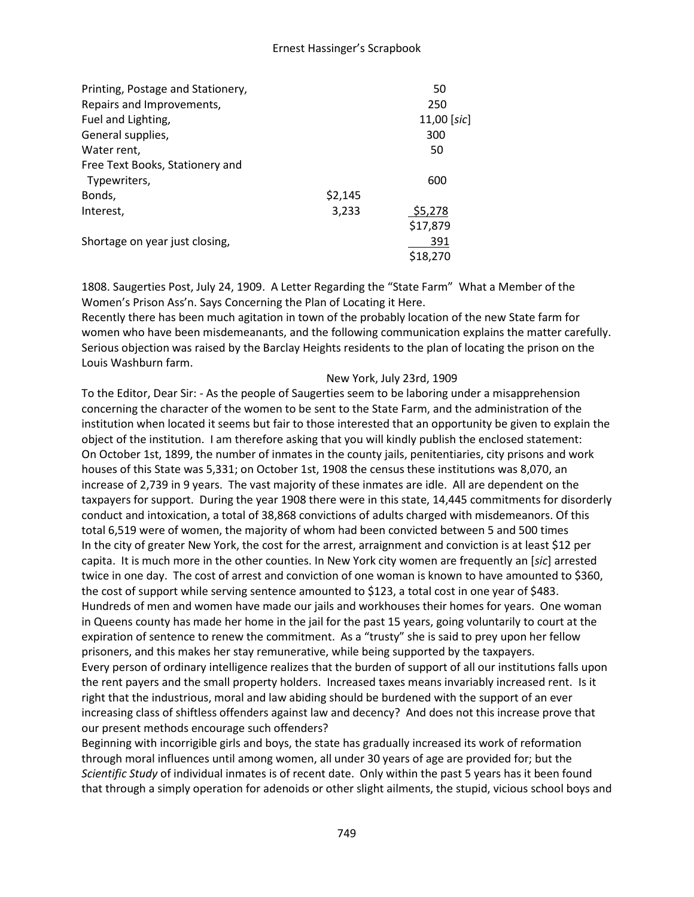| | | |
|---|---|---|
| Printing, Postage and Stationery, | | 50 |
| Repairs and Improvements, | | 250 |
| Fuel and Lighting, | | 11,00 [*sic*] |
| General supplies, | | 300 |
| Water rent, | | 50 |
| Free Text Books, Stationery and Typewriters, | | 600 |
| Bonds, | $2,145 | |
| Interest, | 3,233 | $5,278 |
| | | $17,879 |
| Shortage on year just closing, | | 391 |
| | | $18,270 |

1808. Saugerties Post, July 24, 1909. A Letter Regarding the "State Farm" What a Member of the Women's Prison Ass'n. Says Concerning the Plan of Locating it Here.

Recently there has been much agitation in town of the probably location of the new State farm for women who have been misdemeanants, and the following communication explains the matter carefully. Serious objection was raised by the Barclay Heights residents to the plan of locating the prison on the Louis Washburn farm.

New York, July 23rd, 1909

To the Editor, Dear Sir: - As the people of Saugerties seem to be laboring under a misapprehension concerning the character of the women to be sent to the State Farm, and the administration of the institution when located it seems but fair to those interested that an opportunity be given to explain the object of the institution. I am therefore asking that you will kindly publish the enclosed statement:

On October 1st, 1899, the number of inmates in the county jails, penitentiaries, city prisons and work houses of this State was 5,331; on October 1st, 1908 the census these institutions was 8,070, an increase of 2,739 in 9 years. The vast majority of these inmates are idle. All are dependent on the taxpayers for support. During the year 1908 there were in this state, 14,445 commitments for disorderly conduct and intoxication, a total of 38,868 convictions of adults charged with misdemeanors. Of this total 6,519 were of women, the majority of whom had been convicted between 5 and 500 times

In the city of greater New York, the cost for the arrest, arraignment and conviction is at least $12 per capita. It is much more in the other counties. In New York city women are frequently an [*sic*] arrested twice in one day. The cost of arrest and conviction of one woman is known to have amounted to $360, the cost of support while serving sentence amounted to $123, a total cost in one year of $483. Hundreds of men and women have made our jails and workhouses their homes for years. One woman in Queens county has made her home in the jail for the past 15 years, going voluntarily to court at the expiration of sentence to renew the commitment. As a "trusty" she is said to prey upon her fellow prisoners, and this makes her stay remunerative, while being supported by the taxpayers.

Every person of ordinary intelligence realizes that the burden of support of all our institutions falls upon the rent payers and the small property holders. Increased taxes means invariably increased rent. Is it right that the industrious, moral and law abiding should be burdened with the support of an ever increasing class of shiftless offenders against law and decency? And does not this increase prove that our present methods encourage such offenders?

Beginning with incorrigible girls and boys, the state has gradually increased its work of reformation through moral influences until among women, all under 30 years of age are provided for; but the *Scientific Study* of individual inmates is of recent date. Only within the past 5 years has it been found that through a simply operation for adenoids or other slight ailments, the stupid, vicious school boys and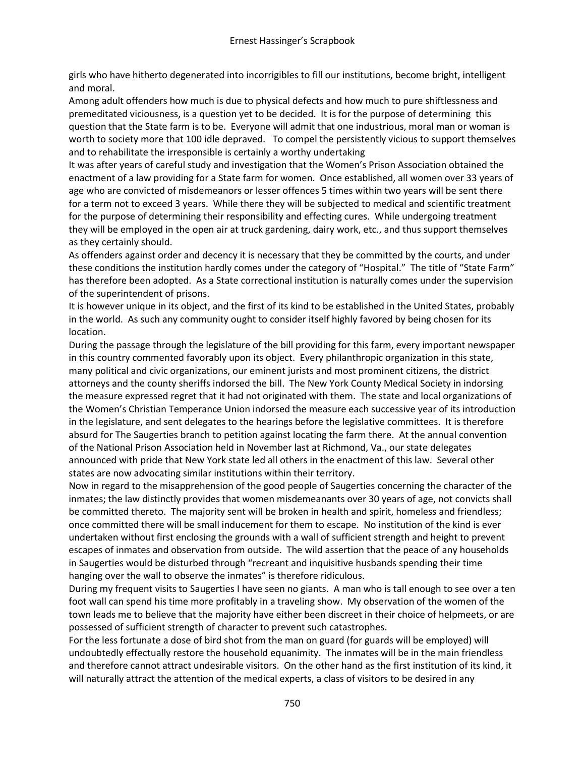girls who have hitherto degenerated into incorrigibles to fill our institutions, become bright, intelligent and moral.

Among adult offenders how much is due to physical defects and how much to pure shiftlessness and premeditated viciousness, is a question yet to be decided. It is for the purpose of determining this question that the State farm is to be. Everyone will admit that one industrious, moral man or woman is worth to society more that 100 idle depraved. To compel the persistently vicious to support themselves and to rehabilitate the irresponsible is certainly a worthy undertaking

It was after years of careful study and investigation that the Women's Prison Association obtained the enactment of a law providing for a State farm for women. Once established, all women over 33 years of age who are convicted of misdemeanors or lesser offences 5 times within two years will be sent there for a term not to exceed 3 years. While there they will be subjected to medical and scientific treatment for the purpose of determining their responsibility and effecting cures. While undergoing treatment they will be employed in the open air at truck gardening, dairy work, etc., and thus support themselves as they certainly should.

As offenders against order and decency it is necessary that they be committed by the courts, and under these conditions the institution hardly comes under the category of "Hospital." The title of "State Farm" has therefore been adopted. As a State correctional institution is naturally comes under the supervision of the superintendent of prisons.

It is however unique in its object, and the first of its kind to be established in the United States, probably in the world. As such any community ought to consider itself highly favored by being chosen for its location.

During the passage through the legislature of the bill providing for this farm, every important newspaper in this country commented favorably upon its object. Every philanthropic organization in this state, many political and civic organizations, our eminent jurists and most prominent citizens, the district attorneys and the county sheriffs indorsed the bill. The New York County Medical Society in indorsing the measure expressed regret that it had not originated with them. The state and local organizations of the Women's Christian Temperance Union indorsed the measure each successive year of its introduction in the legislature, and sent delegates to the hearings before the legislative committees. It is therefore absurd for The Saugerties branch to petition against locating the farm there. At the annual convention of the National Prison Association held in November last at Richmond, Va., our state delegates announced with pride that New York state led all others in the enactment of this law. Several other states are now advocating similar institutions within their territory.

Now in regard to the misapprehension of the good people of Saugerties concerning the character of the inmates; the law distinctly provides that women misdemeanants over 30 years of age, not convicts shall be committed thereto. The majority sent will be broken in health and spirit, homeless and friendless; once committed there will be small inducement for them to escape. No institution of the kind is ever undertaken without first enclosing the grounds with a wall of sufficient strength and height to prevent escapes of inmates and observation from outside. The wild assertion that the peace of any households in Saugerties would be disturbed through "recreant and inquisitive husbands spending their time hanging over the wall to observe the inmates" is therefore ridiculous.

During my frequent visits to Saugerties I have seen no giants. A man who is tall enough to see over a ten foot wall can spend his time more profitably in a traveling show. My observation of the women of the town leads me to believe that the majority have either been discreet in their choice of helpmeets, or are possessed of sufficient strength of character to prevent such catastrophes.

For the less fortunate a dose of bird shot from the man on guard (for guards will be employed) will undoubtedly effectually restore the household equanimity. The inmates will be in the main friendless and therefore cannot attract undesirable visitors. On the other hand as the first institution of its kind, it will naturally attract the attention of the medical experts, a class of visitors to be desired in any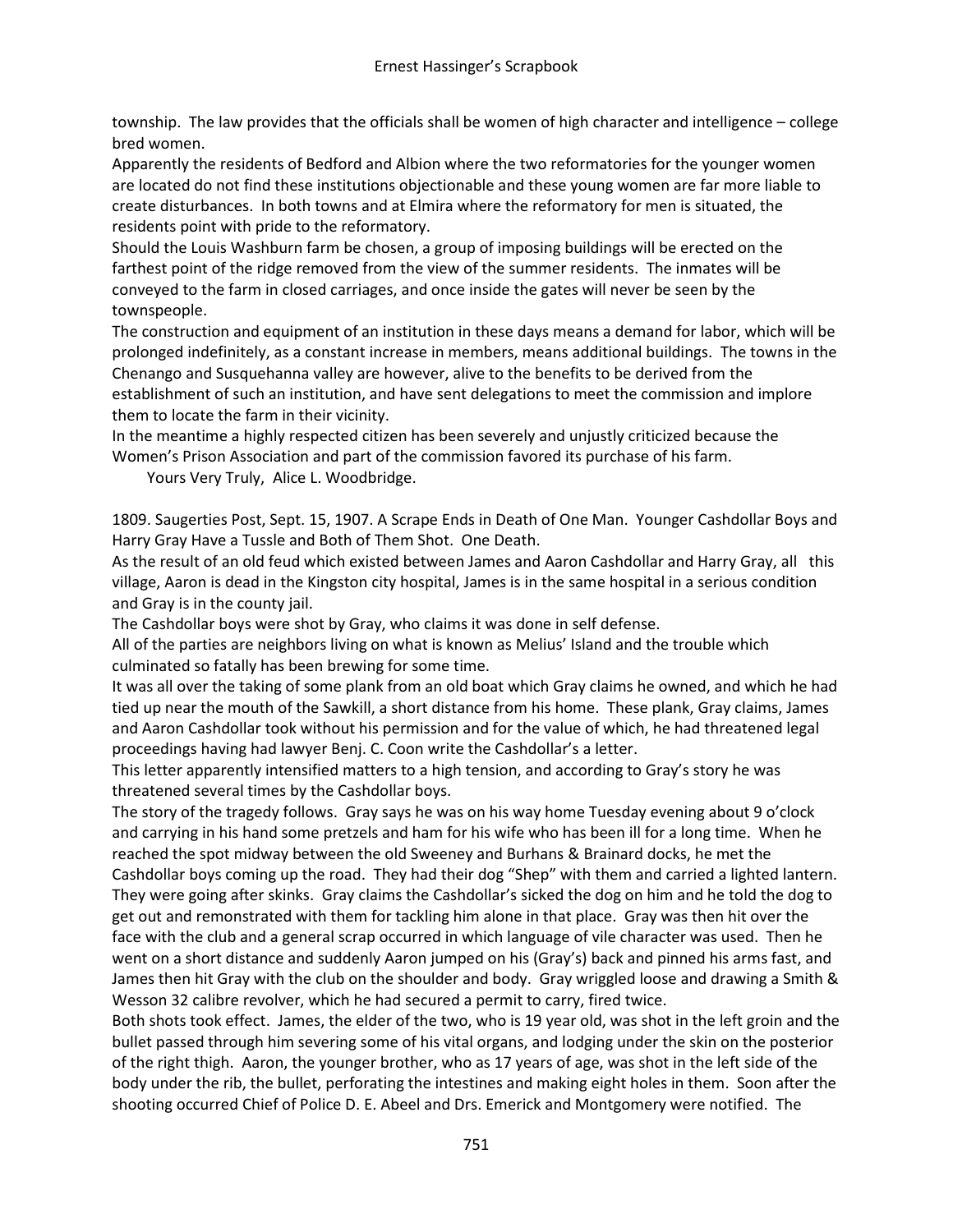township. The law provides that the officials shall be women of high character and intelligence – college bred women.

Apparently the residents of Bedford and Albion where the two reformatories for the younger women are located do not find these institutions objectionable and these young women are far more liable to create disturbances. In both towns and at Elmira where the reformatory for men is situated, the residents point with pride to the reformatory.

Should the Louis Washburn farm be chosen, a group of imposing buildings will be erected on the farthest point of the ridge removed from the view of the summer residents. The inmates will be conveyed to the farm in closed carriages, and once inside the gates will never be seen by the townspeople.

The construction and equipment of an institution in these days means a demand for labor, which will be prolonged indefinitely, as a constant increase in members, means additional buildings. The towns in the Chenango and Susquehanna valley are however, alive to the benefits to be derived from the establishment of such an institution, and have sent delegations to meet the commission and implore them to locate the farm in their vicinity.

In the meantime a highly respected citizen has been severely and unjustly criticized because the Women's Prison Association and part of the commission favored its purchase of his farm.

Yours Very Truly, Alice L. Woodbridge.

1809. Saugerties Post, Sept. 15, 1907. A Scrape Ends in Death of One Man. Younger Cashdollar Boys and Harry Gray Have a Tussle and Both of Them Shot. One Death.

As the result of an old feud which existed between James and Aaron Cashdollar and Harry Gray, all this village, Aaron is dead in the Kingston city hospital, James is in the same hospital in a serious condition and Gray is in the county jail.

The Cashdollar boys were shot by Gray, who claims it was done in self defense.

All of the parties are neighbors living on what is known as Melius' Island and the trouble which culminated so fatally has been brewing for some time.

It was all over the taking of some plank from an old boat which Gray claims he owned, and which he had tied up near the mouth of the Sawkill, a short distance from his home. These plank, Gray claims, James and Aaron Cashdollar took without his permission and for the value of which, he had threatened legal proceedings having had lawyer Benj. C. Coon write the Cashdollar's a letter.

This letter apparently intensified matters to a high tension, and according to Gray's story he was threatened several times by the Cashdollar boys.

The story of the tragedy follows. Gray says he was on his way home Tuesday evening about 9 o'clock and carrying in his hand some pretzels and ham for his wife who has been ill for a long time. When he reached the spot midway between the old Sweeney and Burhans & Brainard docks, he met the Cashdollar boys coming up the road. They had their dog "Shep" with them and carried a lighted lantern. They were going after skinks. Gray claims the Cashdollar's sicked the dog on him and he told the dog to get out and remonstrated with them for tackling him alone in that place. Gray was then hit over the face with the club and a general scrap occurred in which language of vile character was used. Then he went on a short distance and suddenly Aaron jumped on his (Gray's) back and pinned his arms fast, and James then hit Gray with the club on the shoulder and body. Gray wriggled loose and drawing a Smith & Wesson 32 calibre revolver, which he had secured a permit to carry, fired twice.

Both shots took effect. James, the elder of the two, who is 19 year old, was shot in the left groin and the bullet passed through him severing some of his vital organs, and lodging under the skin on the posterior of the right thigh. Aaron, the younger brother, who as 17 years of age, was shot in the left side of the body under the rib, the bullet, perforating the intestines and making eight holes in them. Soon after the shooting occurred Chief of Police D. E. Abeel and Drs. Emerick and Montgomery were notified. The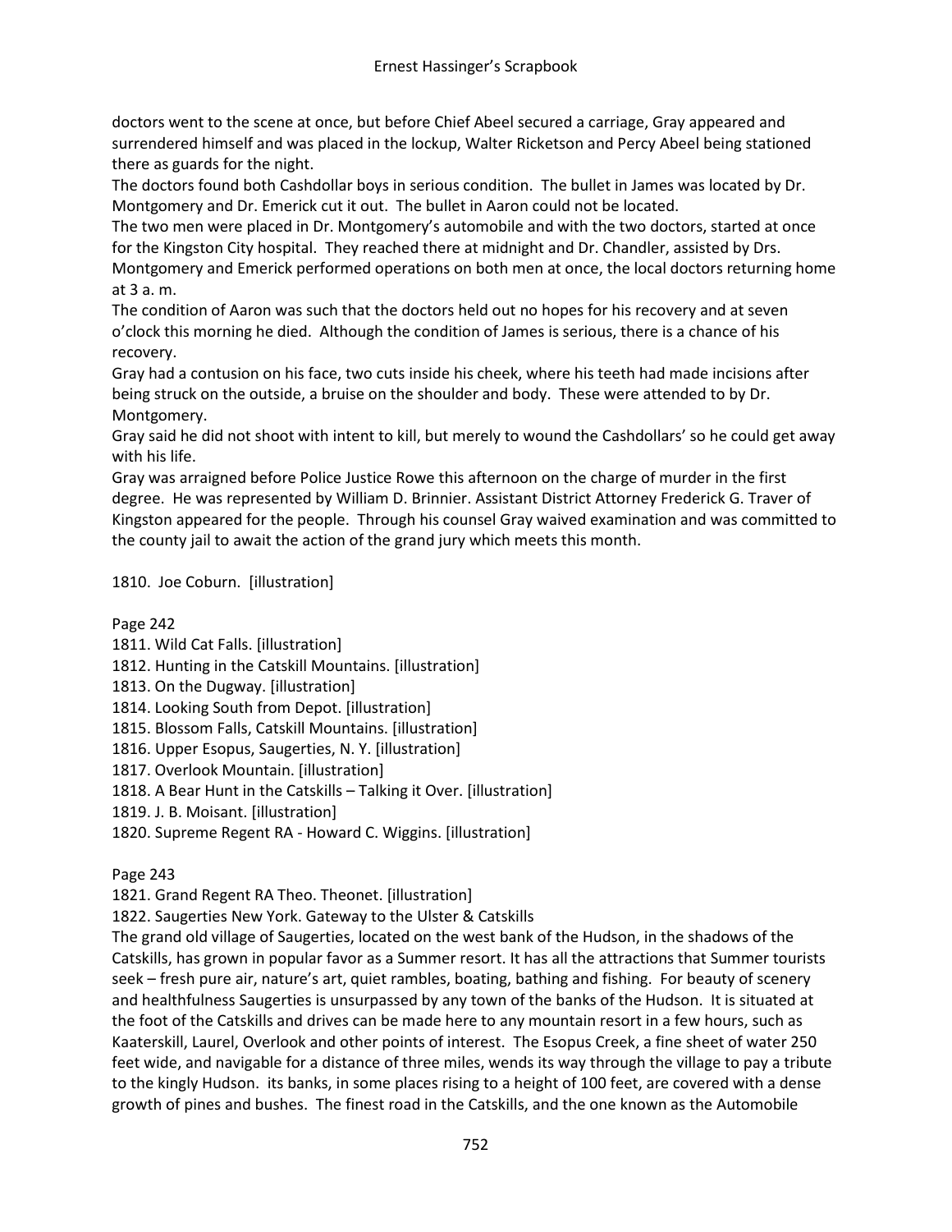doctors went to the scene at once, but before Chief Abeel secured a carriage, Gray appeared and surrendered himself and was placed in the lockup, Walter Ricketson and Percy Abeel being stationed there as guards for the night.

The doctors found both Cashdollar boys in serious condition. The bullet in James was located by Dr. Montgomery and Dr. Emerick cut it out. The bullet in Aaron could not be located.

The two men were placed in Dr. Montgomery's automobile and with the two doctors, started at once for the Kingston City hospital. They reached there at midnight and Dr. Chandler, assisted by Drs. Montgomery and Emerick performed operations on both men at once, the local doctors returning home at 3 a. m.

The condition of Aaron was such that the doctors held out no hopes for his recovery and at seven o'clock this morning he died. Although the condition of James is serious, there is a chance of his recovery.

Gray had a contusion on his face, two cuts inside his cheek, where his teeth had made incisions after being struck on the outside, a bruise on the shoulder and body. These were attended to by Dr. Montgomery.

Gray said he did not shoot with intent to kill, but merely to wound the Cashdollars' so he could get away with his life.

Gray was arraigned before Police Justice Rowe this afternoon on the charge of murder in the first degree. He was represented by William D. Brinnier. Assistant District Attorney Frederick G. Traver of Kingston appeared for the people. Through his counsel Gray waived examination and was committed to the county jail to await the action of the grand jury which meets this month.

1810. Joe Coburn. [illustration]

Page 242

1811. Wild Cat Falls. [illustration]
1812. Hunting in the Catskill Mountains. [illustration]
1813. On the Dugway. [illustration]
1814. Looking South from Depot. [illustration]
1815. Blossom Falls, Catskill Mountains. [illustration]
1816. Upper Esopus, Saugerties, N. Y. [illustration]
1817. Overlook Mountain. [illustration]
1818. A Bear Hunt in the Catskills – Talking it Over. [illustration]
1819. J. B. Moisant. [illustration]
1820. Supreme Regent RA - Howard C. Wiggins. [illustration]

Page 243

1821. Grand Regent RA Theo. Theonet. [illustration]
1822. Saugerties New York. Gateway to the Ulster & Catskills

The grand old village of Saugerties, located on the west bank of the Hudson, in the shadows of the Catskills, has grown in popular favor as a Summer resort. It has all the attractions that Summer tourists seek – fresh pure air, nature's art, quiet rambles, boating, bathing and fishing. For beauty of scenery and healthfulness Saugerties is unsurpassed by any town of the banks of the Hudson. It is situated at the foot of the Catskills and drives can be made here to any mountain resort in a few hours, such as Kaaterskill, Laurel, Overlook and other points of interest. The Esopus Creek, a fine sheet of water 250 feet wide, and navigable for a distance of three miles, wends its way through the village to pay a tribute to the kingly Hudson. its banks, in some places rising to a height of 100 feet, are covered with a dense growth of pines and bushes. The finest road in the Catskills, and the one known as the Automobile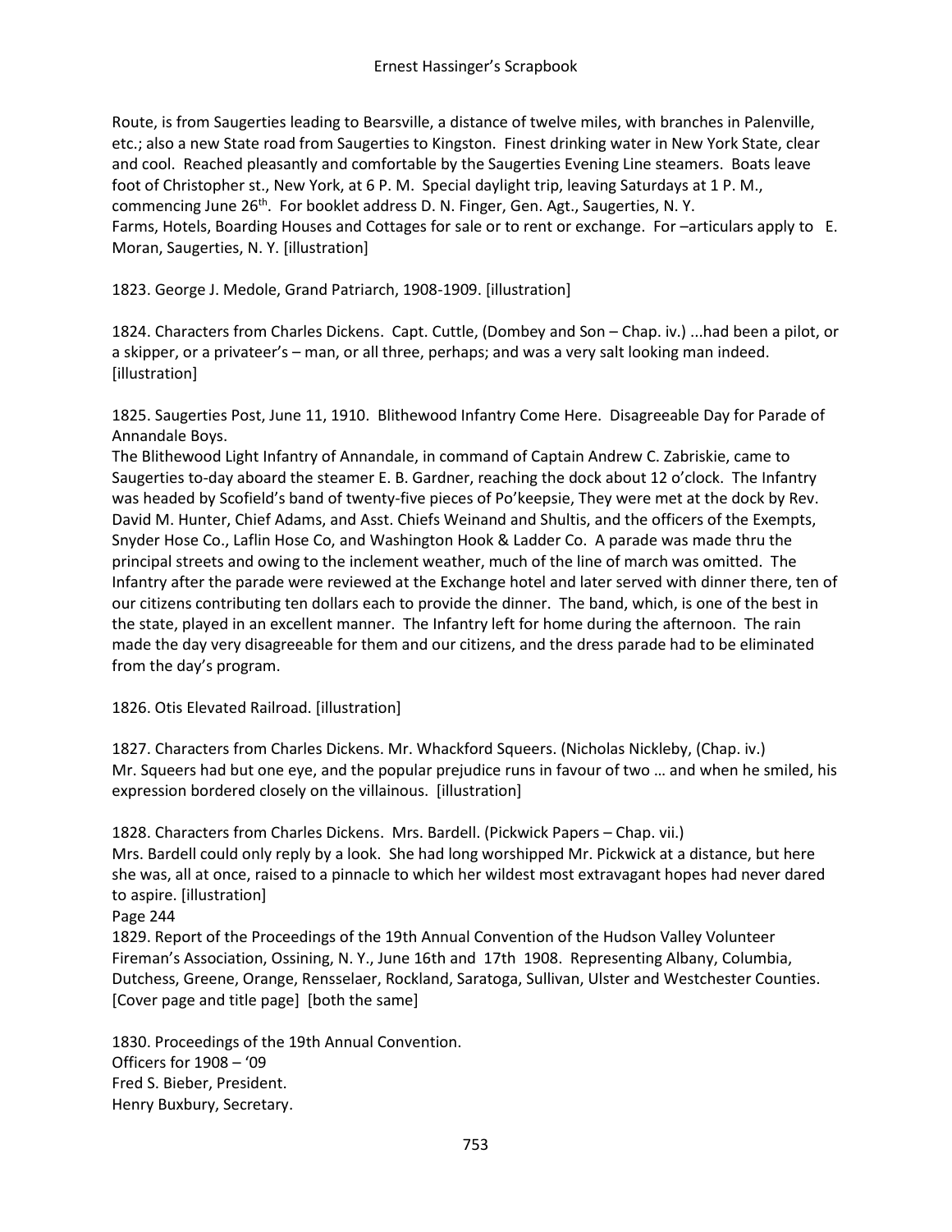Route, is from Saugerties leading to Bearsville, a distance of twelve miles, with branches in Palenville, etc.; also a new State road from Saugerties to Kingston. Finest drinking water in New York State, clear and cool. Reached pleasantly and comfortable by the Saugerties Evening Line steamers. Boats leave foot of Christopher st., New York, at 6 P. M. Special daylight trip, leaving Saturdays at 1 P. M., commencing June 26th. For booklet address D. N. Finger, Gen. Agt., Saugerties, N. Y.
Farms, Hotels, Boarding Houses and Cottages for sale or to rent or exchange. For –articulars apply to E. Moran, Saugerties, N. Y. [illustration]

1823. George J. Medole, Grand Patriarch, 1908-1909. [illustration]

1824. Characters from Charles Dickens. Capt. Cuttle, (Dombey and Son – Chap. iv.) ...had been a pilot, or a skipper, or a privateer's – man, or all three, perhaps; and was a very salt looking man indeed. [illustration]

1825. Saugerties Post, June 11, 1910. Blithewood Infantry Come Here. Disagreeable Day for Parade of Annandale Boys.
The Blithewood Light Infantry of Annandale, in command of Captain Andrew C. Zabriskie, came to Saugerties to-day aboard the steamer E. B. Gardner, reaching the dock about 12 o'clock. The Infantry was headed by Scofield's band of twenty-five pieces of Po'keepsie, They were met at the dock by Rev. David M. Hunter, Chief Adams, and Asst. Chiefs Weinand and Shultis, and the officers of the Exempts, Snyder Hose Co., Laflin Hose Co, and Washington Hook & Ladder Co. A parade was made thru the principal streets and owing to the inclement weather, much of the line of march was omitted. The Infantry after the parade were reviewed at the Exchange hotel and later served with dinner there, ten of our citizens contributing ten dollars each to provide the dinner. The band, which, is one of the best in the state, played in an excellent manner. The Infantry left for home during the afternoon. The rain made the day very disagreeable for them and our citizens, and the dress parade had to be eliminated from the day's program.

1826. Otis Elevated Railroad. [illustration]

1827. Characters from Charles Dickens. Mr. Whackford Squeers. (Nicholas Nickleby, (Chap. iv.)
Mr. Squeers had but one eye, and the popular prejudice runs in favour of two … and when he smiled, his expression bordered closely on the villainous. [illustration]

1828. Characters from Charles Dickens. Mrs. Bardell. (Pickwick Papers – Chap. vii.)
Mrs. Bardell could only reply by a look. She had long worshipped Mr. Pickwick at a distance, but here she was, all at once, raised to a pinnacle to which her wildest most extravagant hopes had never dared to aspire. [illustration]
Page 244
1829. Report of the Proceedings of the 19th Annual Convention of the Hudson Valley Volunteer Fireman's Association, Ossining, N. Y., June 16th and 17th 1908. Representing Albany, Columbia, Dutchess, Greene, Orange, Rensselaer, Rockland, Saratoga, Sullivan, Ulster and Westchester Counties. [Cover page and title page] [both the same]

1830. Proceedings of the 19th Annual Convention.
Officers for 1908 – '09
Fred S. Bieber, President.
Henry Buxbury, Secretary.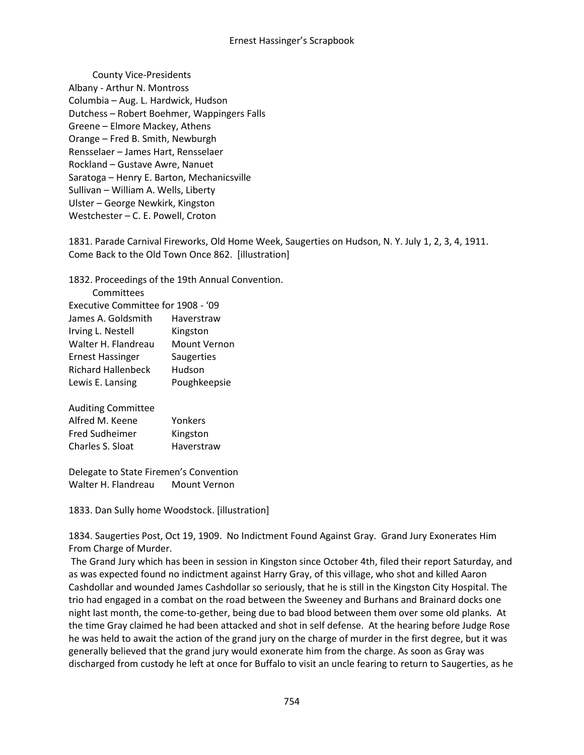County Vice-Presidents
Albany - Arthur N. Montross
Columbia – Aug. L. Hardwick, Hudson
Dutchess – Robert Boehmer, Wappingers Falls
Greene – Elmore Mackey, Athens
Orange – Fred B. Smith, Newburgh
Rensselaer – James Hart, Rensselaer
Rockland – Gustave Awre, Nanuet
Saratoga – Henry E. Barton, Mechanicsville
Sullivan – William A. Wells, Liberty
Ulster – George Newkirk, Kingston
Westchester – C. E. Powell, Croton

1831. Parade Carnival Fireworks, Old Home Week, Saugerties on Hudson, N. Y. July 1, 2, 3, 4, 1911. Come Back to the Old Town Once 862. [illustration]

1832. Proceedings of the 19th Annual Convention.
Committees
Executive Committee for 1908 - '09

| | |
|---|---|
| James A. Goldsmith | Haverstraw |
| Irving L. Nestell | Kingston |
| Walter H. Flandreau | Mount Vernon |
| Ernest Hassinger | Saugerties |
| Richard Hallenbeck | Hudson |
| Lewis E. Lansing | Poughkeepsie |

Auditing Committee

| | |
|---|---|
| Alfred M. Keene | Yonkers |
| Fred Sudheimer | Kingston |
| Charles S. Sloat | Haverstraw |

Delegate to State Firemen's Convention

| | |
|---|---|
| Walter H. Flandreau | Mount Vernon |

1833. Dan Sully home Woodstock. [illustration]

1834. Saugerties Post, Oct 19, 1909. No Indictment Found Against Gray. Grand Jury Exonerates Him From Charge of Murder.

The Grand Jury which has been in session in Kingston since October 4th, filed their report Saturday, and as was expected found no indictment against Harry Gray, of this village, who shot and killed Aaron Cashdollar and wounded James Cashdollar so seriously, that he is still in the Kingston City Hospital. The trio had engaged in a combat on the road between the Sweeney and Burhans and Brainard docks one night last month, the come-to-gether, being due to bad blood between them over some old planks. At the time Gray claimed he had been attacked and shot in self defense. At the hearing before Judge Rose he was held to await the action of the grand jury on the charge of murder in the first degree, but it was generally believed that the grand jury would exonerate him from the charge. As soon as Gray was discharged from custody he left at once for Buffalo to visit an uncle fearing to return to Saugerties, as he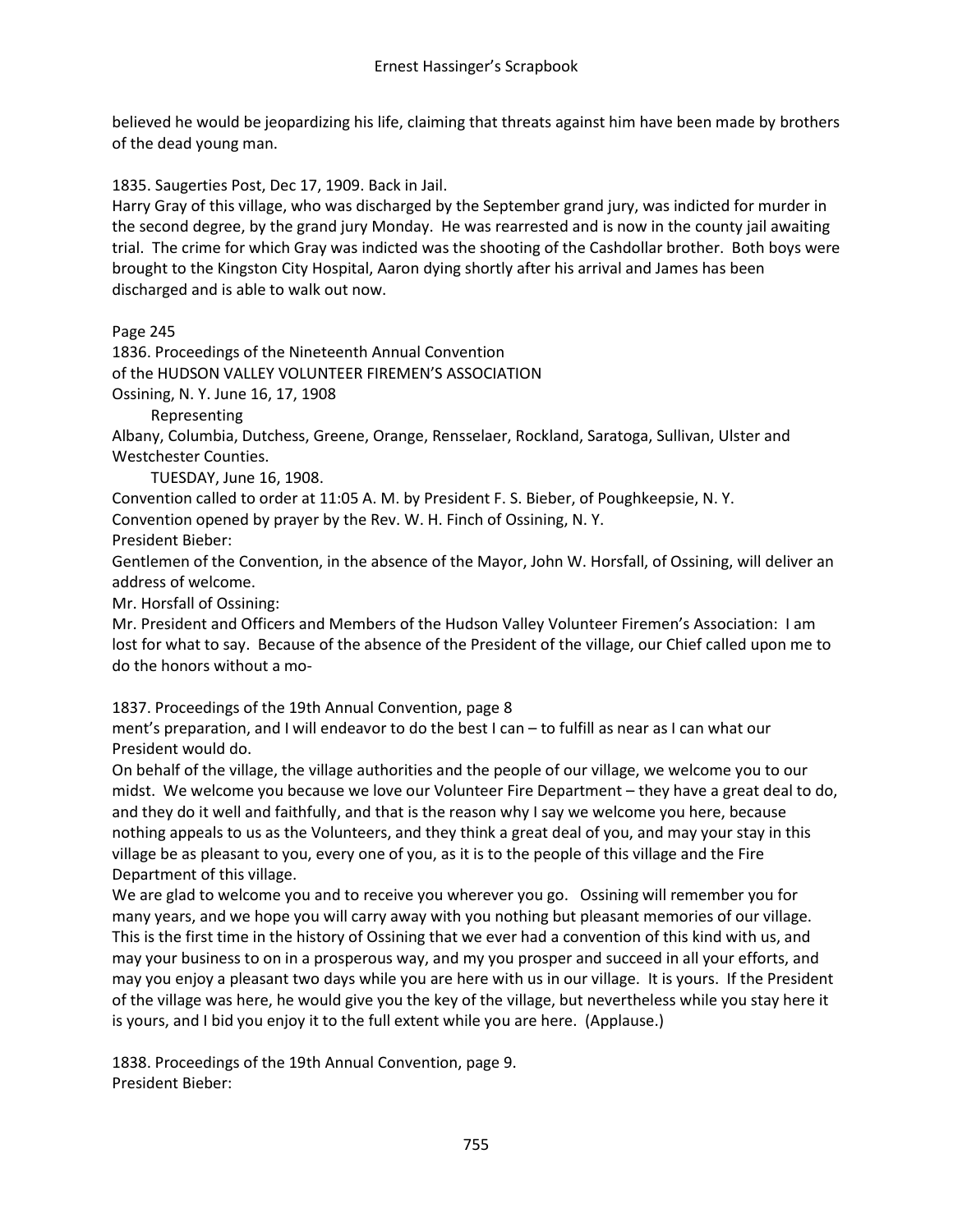believed he would be jeopardizing his life, claiming that threats against him have been made by brothers of the dead young man.

1835. Saugerties Post, Dec 17, 1909. Back in Jail.
Harry Gray of this village, who was discharged by the September grand jury, was indicted for murder in the second degree, by the grand jury Monday. He was rearrested and is now in the county jail awaiting trial. The crime for which Gray was indicted was the shooting of the Cashdollar brother. Both boys were brought to the Kingston City Hospital, Aaron dying shortly after his arrival and James has been discharged and is able to walk out now.

Page 245
1836. Proceedings of the Nineteenth Annual Convention
of the HUDSON VALLEY VOLUNTEER FIREMEN'S ASSOCIATION
Ossining, N. Y. June 16, 17, 1908
Representing
Albany, Columbia, Dutchess, Greene, Orange, Rensselaer, Rockland, Saratoga, Sullivan, Ulster and Westchester Counties.
TUESDAY, June 16, 1908.
Convention called to order at 11:05 A. M. by President F. S. Bieber, of Poughkeepsie, N. Y.
Convention opened by prayer by the Rev. W. H. Finch of Ossining, N. Y.
President Bieber:
Gentlemen of the Convention, in the absence of the Mayor, John W. Horsfall, of Ossining, will deliver an address of welcome.
Mr. Horsfall of Ossining:
Mr. President and Officers and Members of the Hudson Valley Volunteer Firemen's Association: I am lost for what to say. Because of the absence of the President of the village, our Chief called upon me to do the honors without a mo-

1837. Proceedings of the 19th Annual Convention, page 8
ment's preparation, and I will endeavor to do the best I can – to fulfill as near as I can what our President would do.
On behalf of the village, the village authorities and the people of our village, we welcome you to our midst. We welcome you because we love our Volunteer Fire Department – they have a great deal to do, and they do it well and faithfully, and that is the reason why I say we welcome you here, because nothing appeals to us as the Volunteers, and they think a great deal of you, and may your stay in this village be as pleasant to you, every one of you, as it is to the people of this village and the Fire Department of this village.
We are glad to welcome you and to receive you wherever you go. Ossining will remember you for many years, and we hope you will carry away with you nothing but pleasant memories of our village. This is the first time in the history of Ossining that we ever had a convention of this kind with us, and may your business to on in a prosperous way, and my you prosper and succeed in all your efforts, and may you enjoy a pleasant two days while you are here with us in our village. It is yours. If the President of the village was here, he would give you the key of the village, but nevertheless while you stay here it is yours, and I bid you enjoy it to the full extent while you are here. (Applause.)

1838. Proceedings of the 19th Annual Convention, page 9.
President Bieber: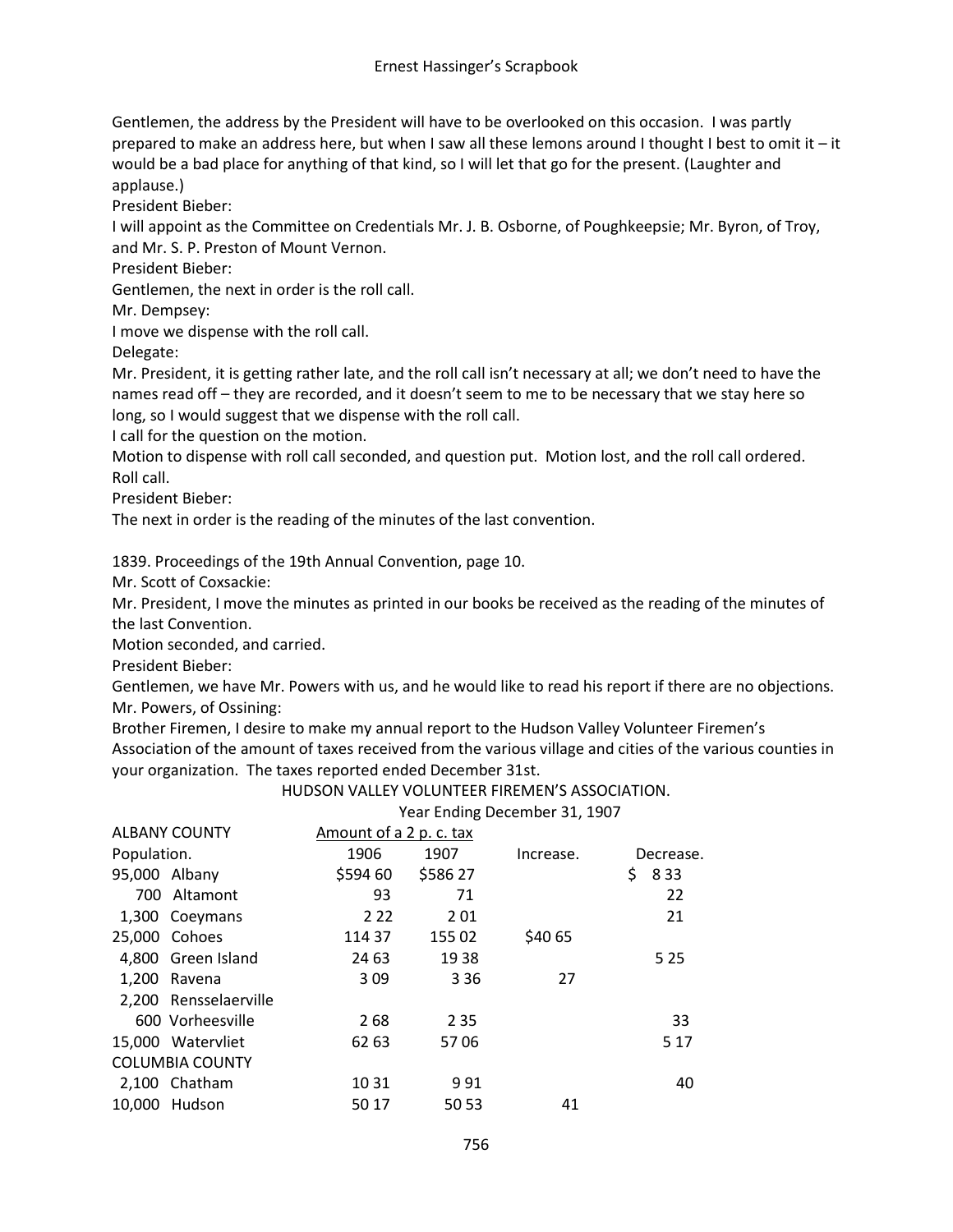Gentlemen, the address by the President will have to be overlooked on this occasion. I was partly prepared to make an address here, but when I saw all these lemons around I thought I best to omit it – it would be a bad place for anything of that kind, so I will let that go for the present. (Laughter and applause.)

President Bieber:

I will appoint as the Committee on Credentials Mr. J. B. Osborne, of Poughkeepsie; Mr. Byron, of Troy, and Mr. S. P. Preston of Mount Vernon.

President Bieber:

Gentlemen, the next in order is the roll call.

Mr. Dempsey:

I move we dispense with the roll call.

Delegate:

Mr. President, it is getting rather late, and the roll call isn't necessary at all; we don't need to have the names read off – they are recorded, and it doesn't seem to me to be necessary that we stay here so long, so I would suggest that we dispense with the roll call.

I call for the question on the motion.

Motion to dispense with roll call seconded, and question put. Motion lost, and the roll call ordered.

Roll call.

President Bieber:

The next in order is the reading of the minutes of the last convention.

1839. Proceedings of the 19th Annual Convention, page 10.

Mr. Scott of Coxsackie:

Mr. President, I move the minutes as printed in our books be received as the reading of the minutes of the last Convention.

Motion seconded, and carried.

President Bieber:

Gentlemen, we have Mr. Powers with us, and he would like to read his report if there are no objections.

Mr. Powers, of Ossining:

Brother Firemen, I desire to make my annual report to the Hudson Valley Volunteer Firemen's Association of the amount of taxes received from the various village and cities of the various counties in your organization. The taxes reported ended December 31st.

HUDSON VALLEY VOLUNTEER FIREMEN'S ASSOCIATION.

Year Ending December 31, 1907

| ALBANY COUNTY | | Amount of a 2 p. c. tax | | | |
|---|---|---|---|---|---|
| Population. | | 1906 | 1907 | Increase. | Decrease. |
| 95,000 | Albany | $594 60 | $586 27 | | $ 8 33 |
| 700 | Altamont | 93 | 71 | | 22 |
| 1,300 | Coeymans | 2 22 | 2 01 | | 21 |
| 25,000 | Cohoes | 114 37 | 155 02 | $40 65 | |
| 4,800 | Green Island | 24 63 | 19 38 | | 5 25 |
| 1,200 | Ravena | 3 09 | 3 36 | 27 | |
| 2,200 | Rensselaerville | | | | |
| 600 | Vorheesville | 2 68 | 2 35 | | 33 |
| 15,000 | Watervliet | 62 63 | 57 06 | | 5 17 |
| COLUMBIA COUNTY | | | | | |
| 2,100 | Chatham | 10 31 | 9 91 | | 40 |
| 10,000 | Hudson | 50 17 | 50 53 | 41 | |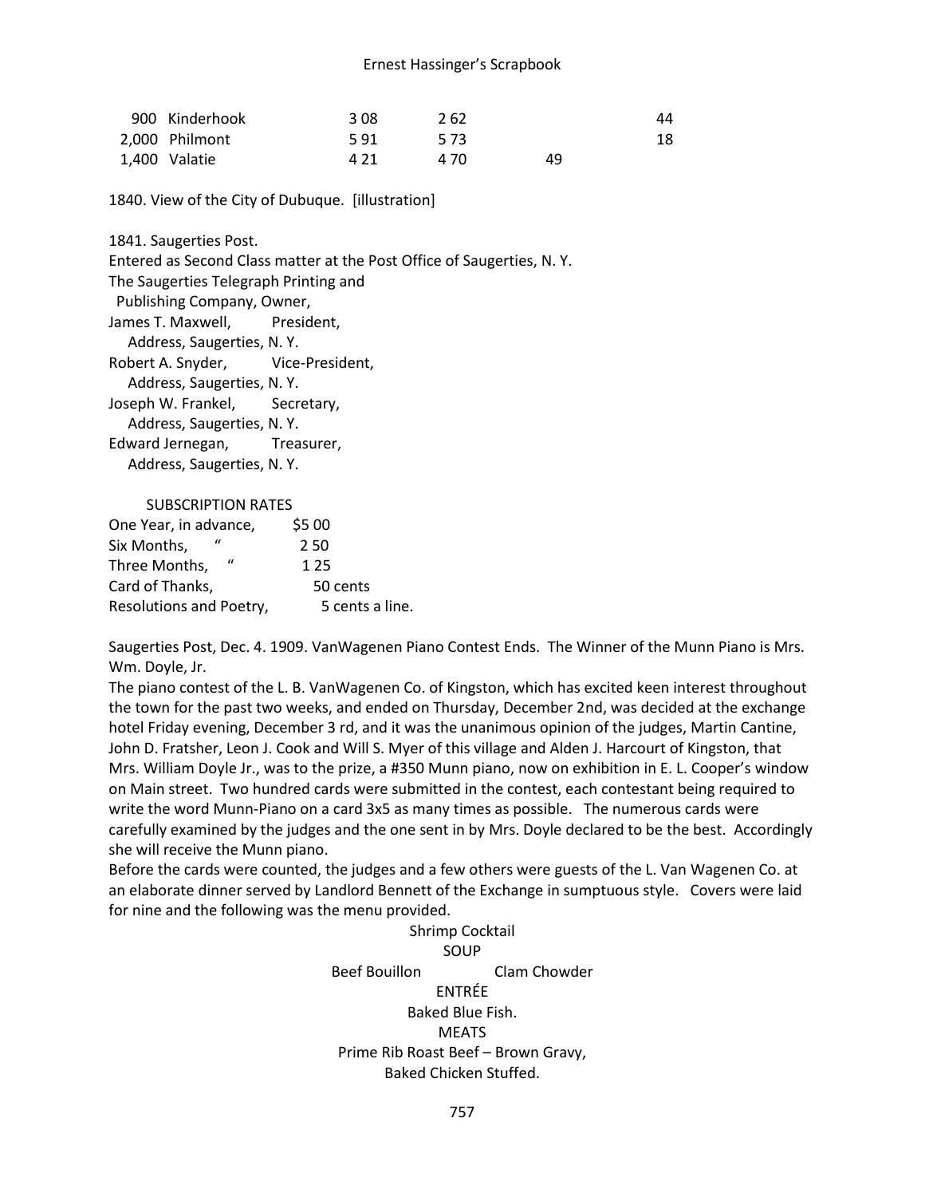| | | | | | |
|---|---|---|---|---|---|
| 900 | Kinderhook | 3 08 | 2 62 | | 44 |
| 2,000 | Philmont | 5 91 | 5 73 | | 18 |
| 1,400 | Valatie | 4 21 | 4 70 | 49 | |

1840. View of the City of Dubuque. [illustration]

1841. Saugerties Post.
Entered as Second Class matter at the Post Office of Saugerties, N. Y.
The Saugerties Telegraph Printing and
Publishing Company, Owner,
James T. Maxwell, President,
Address, Saugerties, N. Y.
Robert A. Snyder, Vice-President,
Address, Saugerties, N. Y.
Joseph W. Frankel, Secretary,
Address, Saugerties, N. Y.
Edward Jernegan, Treasurer,
Address, Saugerties, N. Y.

SUBSCRIPTION RATES

| | |
|---|---|
| One Year, in advance, | $5 00 |
| Six Months, " | 2 50 |
| Three Months, " | 1 25 |
| Card of Thanks, | 50 cents |
| Resolutions and Poetry, | 5 cents a line. |

Saugerties Post, Dec. 4. 1909. VanWagenen Piano Contest Ends. The Winner of the Munn Piano is Mrs. Wm. Doyle, Jr.

The piano contest of the L. B. VanWagenen Co. of Kingston, which has excited keen interest throughout the town for the past two weeks, and ended on Thursday, December 2nd, was decided at the exchange hotel Friday evening, December 3 rd, and it was the unanimous opinion of the judges, Martin Cantine, John D. Fratsher, Leon J. Cook and Will S. Myer of this village and Alden J. Harcourt of Kingston, that Mrs. William Doyle Jr., was to the prize, a #350 Munn piano, now on exhibition in E. L. Cooper's window on Main street. Two hundred cards were submitted in the contest, each contestant being required to write the word Munn-Piano on a card 3x5 as many times as possible. The numerous cards were carefully examined by the judges and the one sent in by Mrs. Doyle declared to be the best. Accordingly she will receive the Munn piano.

Before the cards were counted, the judges and a few others were guests of the L. Van Wagenen Co. at an elaborate dinner served by Landlord Bennett of the Exchange in sumptuous style. Covers were laid for nine and the following was the menu provided.

Shrimp Cocktail

SOUP

Beef Bouillon Clam Chowder

ENTRÉE

Baked Blue Fish.

MEATS

Prime Rib Roast Beef – Brown Gravy,

Baked Chicken Stuffed.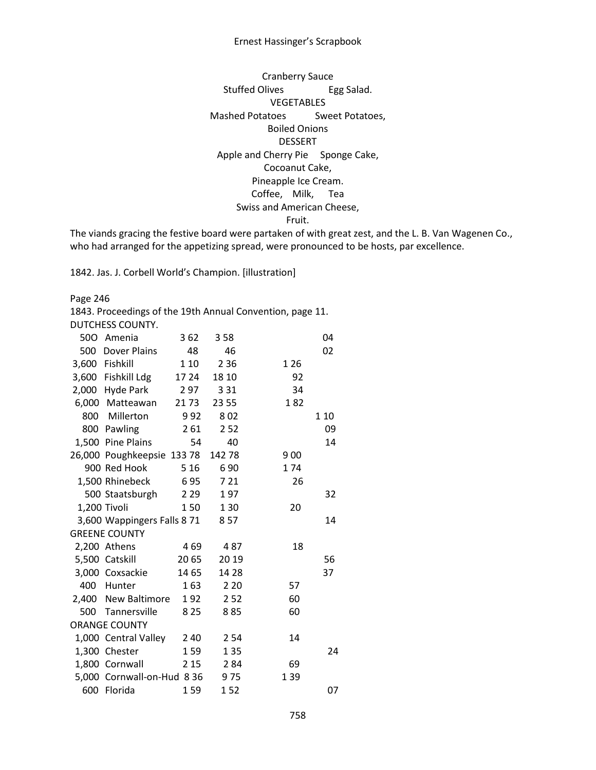Cranberry Sauce
Stuffed Olives Egg Salad.
VEGETABLES
Mashed Potatoes Sweet Potatoes,
Boiled Onions
DESSERT
Apple and Cherry Pie Sponge Cake,
Cocoanut Cake,
Pineapple Ice Cream.
Coffee, Milk, Tea
Swiss and American Cheese,
Fruit.

The viands gracing the festive board were partaken of with great zest, and the L. B. Van Wagenen Co., who had arranged for the appetizing spread, were pronounced to be hosts, par excellence.

1842. Jas. J. Corbell World's Champion. [illustration]

Page 246

1843. Proceedings of the 19th Annual Convention, page 11.

| DUTCHESS COUNTY. | | | | | |
|---|---|---|---|---|---|
| 50O | Amenia | 3 62 | 3 58 | | 04 |
| 500 | Dover Plains | 48 | 46 | | 02 |
| 3,600 | Fishkill | 1 10 | 2 36 | 1 26 | |
| 3,600 | Fishkill Ldg | 17 24 | 18 10 | 92 | |
| 2,000 | Hyde Park | 2 97 | 3 31 | 34 | |
| 6,000 | Matteawan | 21 73 | 23 55 | 1 82 | |
| 800 | Millerton | 9 92 | 8 02 | | 1 10 |
| 800 | Pawling | 2 61 | 2 52 | | 09 |
| 1,500 | Pine Plains | 54 | 40 | | 14 |
| 26,000 | Poughkeepsie | 133 78 | 142 78 | 9 00 | |
| 900 | Red Hook | 5 16 | 6 90 | 1 74 | |
| 1,500 | Rhinebeck | 6 95 | 7 21 | 26 | |
| 500 | Staatsburgh | 2 29 | 1 97 | | 32 |
| 1,200 | Tivoli | 1 50 | 1 30 | 20 | |
| 3,600 | Wappingers Falls | 8 71 | 8 57 | | 14 |
| GREENE COUNTY | | | | | |
| 2,200 | Athens | 4 69 | 4 87 | 18 | |
| 5,500 | Catskill | 20 65 | 20 19 | | 56 |
| 3,000 | Coxsackie | 14 65 | 14 28 | | 37 |
| 400 | Hunter | 1 63 | 2 20 | 57 | |
| 2,400 | New Baltimore | 1 92 | 2 52 | 60 | |
| 500 | Tannersville | 8 25 | 8 85 | 60 | |
| ORANGE COUNTY | | | | | |
| 1,000 | Central Valley | 2 40 | 2 54 | 14 | |
| 1,300 | Chester | 1 59 | 1 35 | | 24 |
| 1,800 | Cornwall | 2 15 | 2 84 | 69 | |
| 5,000 | Cornwall-on-Hud | 8 36 | 9 75 | 1 39 | |
| 600 | Florida | 1 59 | 1 52 | | 07 |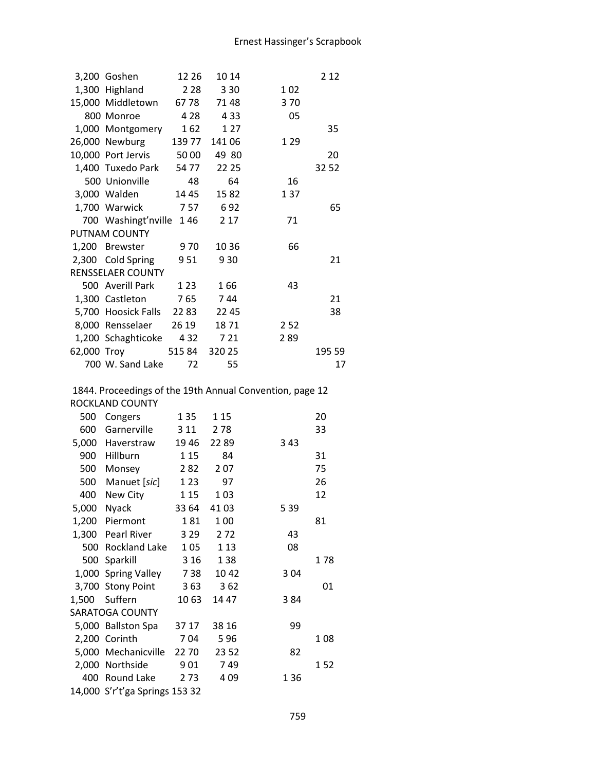| | | | | | |
|---|---|---|---|---|---|
| 3,200 | Goshen | 12 26 | 10 14 | | 2 12 |
| 1,300 | Highland | 2 28 | 3 30 | 1 02 | |
| 15,000 | Middletown | 67 78 | 71 48 | 3 70 | |
| 800 | Monroe | 4 28 | 4 33 | 05 | |
| 1,000 | Montgomery | 1 62 | 1 27 | | 35 |
| 26,000 | Newburg | 139 77 | 141 06 | 1 29 | |
| 10,000 | Port Jervis | 50 00 | 49 80 | | 20 |
| 1,400 | Tuxedo Park | 54 77 | 22 25 | | 32 52 |
| 500 | Unionville | 48 | 64 | 16 | |
| 3,000 | Walden | 14 45 | 15 82 | 1 37 | |
| 1,700 | Warwick | 7 57 | 6 92 | | 65 |
| 700 | Washingt'nville | 1 46 | 2 17 | 71 | |
| PUTNAM COUNTY | | | | | |
| 1,200 | Brewster | 9 70 | 10 36 | 66 | |
| 2,300 | Cold Spring | 9 51 | 9 30 | | 21 |
| RENSSELAER COUNTY | | | | | |
| 500 | Averill Park | 1 23 | 1 66 | 43 | |
| 1,300 | Castleton | 7 65 | 7 44 | | 21 |
| 5,700 | Hoosick Falls | 22 83 | 22 45 | | 38 |
| 8,000 | Rensselaer | 26 19 | 18 71 | 2 52 | |
| 1,200 | Schaghticoke | 4 32 | 7 21 | 2 89 | |
| 62,000 | Troy | 515 84 | 320 25 | | 195 59 |
| 700 | W. Sand Lake | 72 | 55 | | 17 |

1844. Proceedings of the 19th Annual Convention, page 12

| | | | | | |
|---|---|---|---|---|---|
| ROCKLAND COUNTY | | | | | |
| 500 | Congers | 1 35 | 1 15 | | 20 |
| 600 | Garnerville | 3 11 | 2 78 | | 33 |
| 5,000 | Haverstraw | 19 46 | 22 89 | 3 43 | |
| 900 | Hillburn | 1 15 | 84 | | 31 |
| 500 | Monsey | 2 82 | 2 07 | | 75 |
| 500 | Manuet [*sic*] | 1 23 | 97 | | 26 |
| 400 | New City | 1 15 | 1 03 | | 12 |
| 5,000 | Nyack | 33 64 | 41 03 | 5 39 | |
| 1,200 | Piermont | 1 81 | 1 00 | | 81 |
| 1,300 | Pearl River | 3 29 | 2 72 | 43 | |
| 500 | Rockland Lake | 1 05 | 1 13 | 08 | |
| 500 | Sparkill | 3 16 | 1 38 | | 1 78 |
| 1,000 | Spring Valley | 7 38 | 10 42 | 3 04 | |
| 3,700 | Stony Point | 3 63 | 3 62 | | 01 |
| 1,500 | Suffern | 10 63 | 14 47 | 3 84 | |
| SARATOGA COUNTY | | | | | |
| 5,000 | Ballston Spa | 37 17 | 38 16 | 99 | |
| 2,200 | Corinth | 7 04 | 5 96 | | 1 08 |
| 5,000 | Mechanicville | 22 70 | 23 52 | 82 | |
| 2,000 | Northside | 9 01 | 7 49 | | 1 52 |
| 400 | Round Lake | 2 73 | 4 09 | 1 36 | |
| 14,000 | S'r't'ga Springs | 153 32 | | | |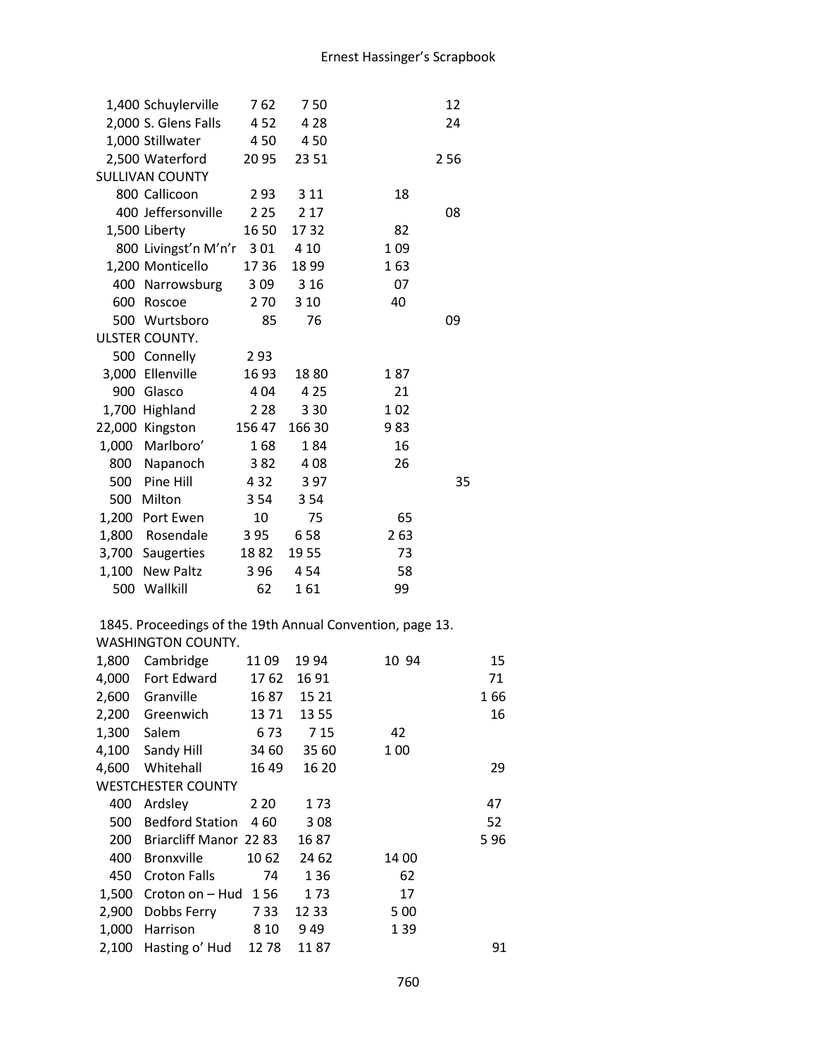| | | | | | |
|---|---|---|---|---|---|
| 1,400 | Schuylerville | 7 62 | 7 50 | | 12 |
| 2,000 | S. Glens Falls | 4 52 | 4 28 | | 24 |
| 1,000 | Stillwater | 4 50 | 4 50 | | |
| 2,500 | Waterford | 20 95 | 23 51 | | 2 56 |
| SULLIVAN COUNTY | | | | | |
| 800 | Callicoon | 2 93 | 3 11 | 18 | |
| 400 | Jeffersonville | 2 25 | 2 17 | | 08 |
| 1,500 | Liberty | 16 50 | 17 32 | 82 | |
| 800 | Livingst'n M'n'r | 3 01 | 4 10 | 1 09 | |
| 1,200 | Monticello | 17 36 | 18 99 | 1 63 | |
| 400 | Narrowsburg | 3 09 | 3 16 | 07 | |
| 600 | Roscoe | 2 70 | 3 10 | 40 | |
| 500 | Wurtsboro | 85 | 76 | | 09 |
| ULSTER COUNTY. | | | | | |
| 500 | Connelly | 2 93 | | | |
| 3,000 | Ellenville | 16 93 | 18 80 | 1 87 | |
| 900 | Glasco | 4 04 | 4 25 | 21 | |
| 1,700 | Highland | 2 28 | 3 30 | 1 02 | |
| 22,000 | Kingston | 156 47 | 166 30 | 9 83 | |
| 1,000 | Marlboro' | 1 68 | 1 84 | 16 | |
| 800 | Napanoch | 3 82 | 4 08 | 26 | |
| 500 | Pine Hill | 4 32 | 3 97 | | 35 |
| 500 | Milton | 3 54 | 3 54 | | |
| 1,200 | Port Ewen | 10 | 75 | 65 | |
| 1,800 | Rosendale | 3 95 | 6 58 | 2 63 | |
| 3,700 | Saugerties | 18 82 | 19 55 | 73 | |
| 1,100 | New Paltz | 3 96 | 4 54 | 58 | |
| 500 | Wallkill | 62 | 1 61 | 99 | |

1845. Proceedings of the 19th Annual Convention, page 13.

| | | | | | |
|---|---|---|---|---|---|
| WASHINGTON COUNTY. | | | | | |
| 1,800 | Cambridge | 11 09 | 19 94 | 10 94 | 15 |
| 4,000 | Fort Edward | 17 62 | 16 91 | | 71 |
| 2,600 | Granville | 16 87 | 15 21 | | 1 66 |
| 2,200 | Greenwich | 13 71 | 13 55 | | 16 |
| 1,300 | Salem | 6 73 | 7 15 | 42 | |
| 4,100 | Sandy Hill | 34 60 | 35 60 | 1 00 | |
| 4,600 | Whitehall | 16 49 | 16 20 | | 29 |
| WESTCHESTER COUNTY | | | | | |
| 400 | Ardsley | 2 20 | 1 73 | | 47 |
| 500 | Bedford Station | 4 60 | 3 08 | | 52 |
| 200 | Briarcliff Manor | 22 83 | 16 87 | | 5 96 |
| 400 | Bronxville | 10 62 | 24 62 | 14 00 | |
| 450 | Croton Falls | 74 | 1 36 | 62 | |
| 1,500 | Croton on – Hud | 1 56 | 1 73 | 17 | |
| 2,900 | Dobbs Ferry | 7 33 | 12 33 | 5 00 | |
| 1,000 | Harrison | 8 10 | 9 49 | 1 39 | |
| 2,100 | Hasting o' Hud | 12 78 | 11 87 | | 91 |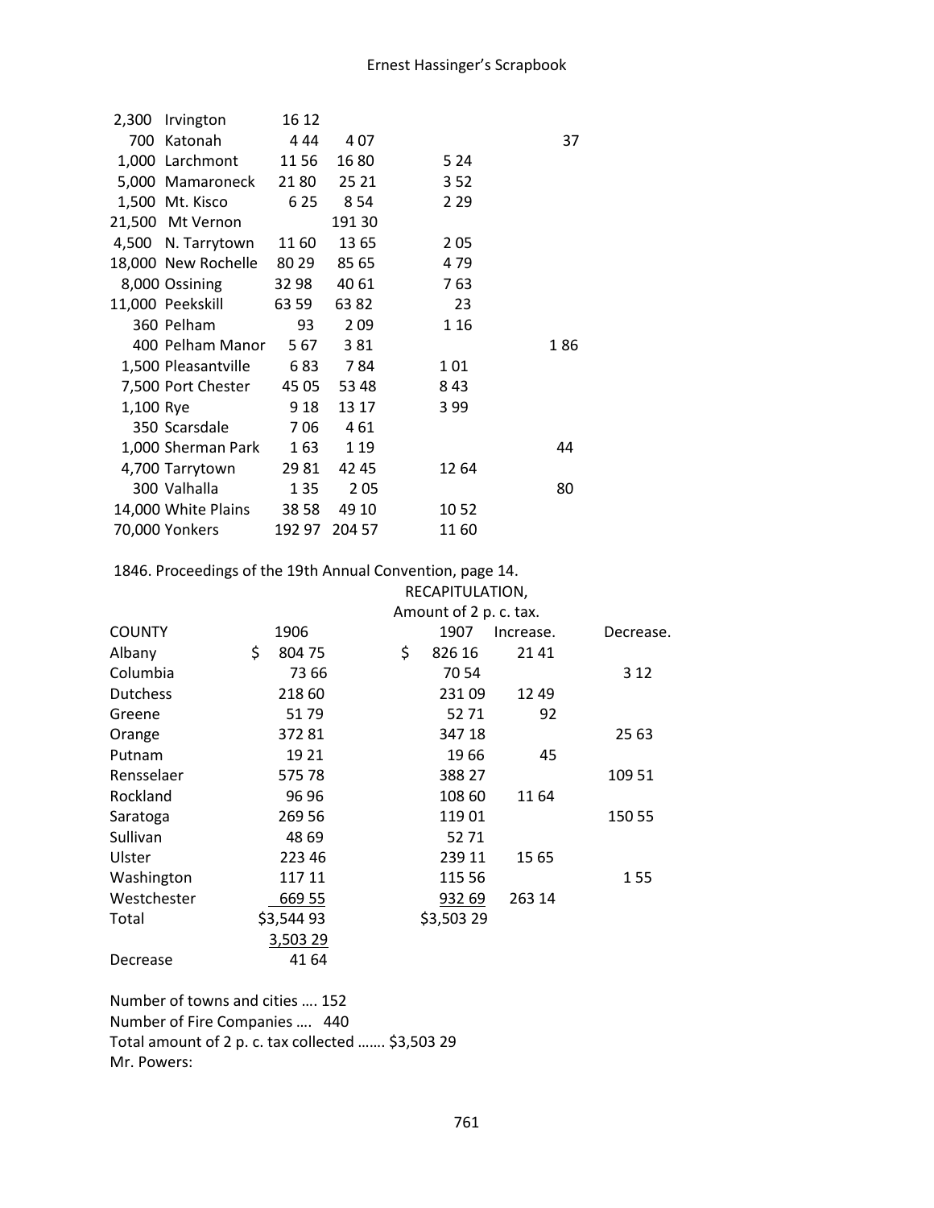| | | | | | |
|---|---|---|---|---|---|
| 2,300 | Irvington | 16 12 | | | |
| 700 | Katonah | 4 44 | 4 07 | | 37 |
| 1,000 | Larchmont | 11 56 | 16 80 | 5 24 | |
| 5,000 | Mamaroneck | 21 80 | 25 21 | 3 52 | |
| 1,500 | Mt. Kisco | 6 25 | 8 54 | 2 29 | |
| 21,500 | Mt Vernon | | 191 30 | | |
| 4,500 | N. Tarrytown | 11 60 | 13 65 | 2 05 | |
| 18,000 | New Rochelle | 80 29 | 85 65 | 4 79 | |
| 8,000 | Ossining | 32 98 | 40 61 | 7 63 | |
| 11,000 | Peekskill | 63 59 | 63 82 | 23 | |
| 360 | Pelham | 93 | 2 09 | 1 16 | |
| 400 | Pelham Manor | 5 67 | 3 81 | | 1 86 |
| 1,500 | Pleasantville | 6 83 | 7 84 | 1 01 | |
| 7,500 | Port Chester | 45 05 | 53 48 | 8 43 | |
| 1,100 | Rye | 9 18 | 13 17 | 3 99 | |
| 350 | Scarsdale | 7 06 | 4 61 | | |
| 1,000 | Sherman Park | 1 63 | 1 19 | | 44 |
| 4,700 | Tarrytown | 29 81 | 42 45 | 12 64 | |
| 300 | Valhalla | 1 35 | 2 05 | | 80 |
| 14,000 | White Plains | 38 58 | 49 10 | 10 52 | |
| 70,000 | Yonkers | 192 97 | 204 57 | 11 60 | |

1846. Proceedings of the 19th Annual Convention, page 14.

RECAPITULATION,
Amount of 2 p. c. tax.

| COUNTY | 1906 | 1907 | Increase. | Decrease. |
|---|---|---|---|---|
| Albany | $ 804 75 | $ 826 16 | 21 41 | |
| Columbia | 73 66 | 70 54 | | 3 12 |
| Dutchess | 218 60 | 231 09 | 12 49 | |
| Greene | 51 79 | 52 71 | 92 | |
| Orange | 372 81 | 347 18 | | 25 63 |
| Putnam | 19 21 | 19 66 | 45 | |
| Rensselaer | 575 78 | 388 27 | | 109 51 |
| Rockland | 96 96 | 108 60 | 11 64 | |
| Saratoga | 269 56 | 119 01 | | 150 55 |
| Sullivan | 48 69 | 52 71 | | |
| Ulster | 223 46 | 239 11 | 15 65 | |
| Washington | 117 11 | 115 56 | | 1 55 |
| Westchester | 669 55 | 932 69 | 263 14 | |
| Total | $3,544 93 | $3,503 29 | | |
| | 3,503 29 | | | |
| Decrease | 41 64 | | | |

Number of towns and cities …. 152
Number of Fire Companies …. 440
Total amount of 2 p. c. tax collected ……. $3,503 29
Mr. Powers: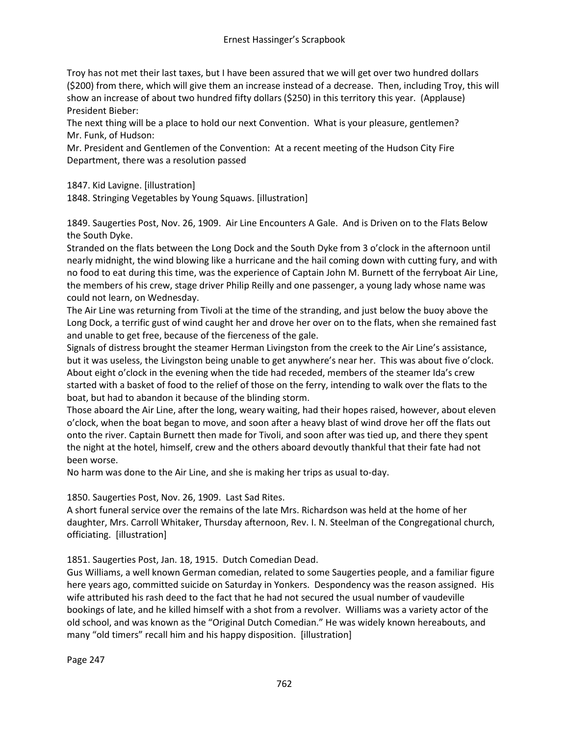Troy has not met their last taxes, but I have been assured that we will get over two hundred dollars ($200) from there, which will give them an increase instead of a decrease. Then, including Troy, this will show an increase of about two hundred fifty dollars ($250) in this territory this year. (Applause)
President Bieber:
The next thing will be a place to hold our next Convention. What is your pleasure, gentlemen?
Mr. Funk, of Hudson:
Mr. President and Gentlemen of the Convention: At a recent meeting of the Hudson City Fire Department, there was a resolution passed

1847. Kid Lavigne. [illustration]
1848. Stringing Vegetables by Young Squaws. [illustration]

1849. Saugerties Post, Nov. 26, 1909. Air Line Encounters A Gale. And is Driven on to the Flats Below the South Dyke.
Stranded on the flats between the Long Dock and the South Dyke from 3 o'clock in the afternoon until nearly midnight, the wind blowing like a hurricane and the hail coming down with cutting fury, and with no food to eat during this time, was the experience of Captain John M. Burnett of the ferryboat Air Line, the members of his crew, stage driver Philip Reilly and one passenger, a young lady whose name was could not learn, on Wednesday.
The Air Line was returning from Tivoli at the time of the stranding, and just below the buoy above the Long Dock, a terrific gust of wind caught her and drove her over on to the flats, when she remained fast and unable to get free, because of the fierceness of the gale.
Signals of distress brought the steamer Herman Livingston from the creek to the Air Line's assistance, but it was useless, the Livingston being unable to get anywhere's near her. This was about five o'clock. About eight o'clock in the evening when the tide had receded, members of the steamer Ida's crew started with a basket of food to the relief of those on the ferry, intending to walk over the flats to the boat, but had to abandon it because of the blinding storm.
Those aboard the Air Line, after the long, weary waiting, had their hopes raised, however, about eleven o'clock, when the boat began to move, and soon after a heavy blast of wind drove her off the flats out onto the river. Captain Burnett then made for Tivoli, and soon after was tied up, and there they spent the night at the hotel, himself, crew and the others aboard devoutly thankful that their fate had not been worse.
No harm was done to the Air Line, and she is making her trips as usual to-day.

1850. Saugerties Post, Nov. 26, 1909. Last Sad Rites.
A short funeral service over the remains of the late Mrs. Richardson was held at the home of her daughter, Mrs. Carroll Whitaker, Thursday afternoon, Rev. I. N. Steelman of the Congregational church, officiating. [illustration]

1851. Saugerties Post, Jan. 18, 1915. Dutch Comedian Dead.
Gus Williams, a well known German comedian, related to some Saugerties people, and a familiar figure here years ago, committed suicide on Saturday in Yonkers. Despondency was the reason assigned. His wife attributed his rash deed to the fact that he had not secured the usual number of vaudeville bookings of late, and he killed himself with a shot from a revolver. Williams was a variety actor of the old school, and was known as the "Original Dutch Comedian." He was widely known hereabouts, and many "old timers" recall him and his happy disposition. [illustration]

Page 247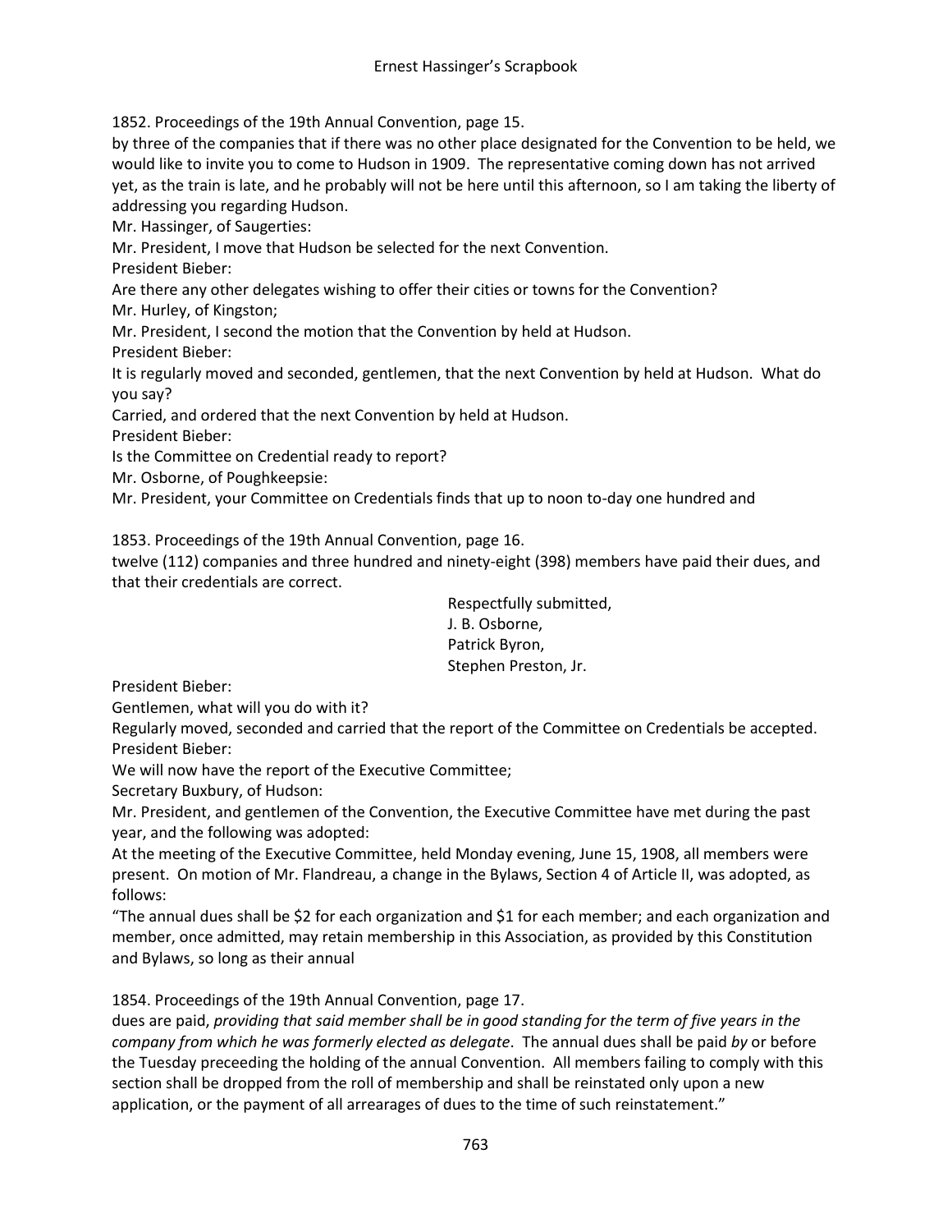1852. Proceedings of the 19th Annual Convention, page 15.

by three of the companies that if there was no other place designated for the Convention to be held, we would like to invite you to come to Hudson in 1909. The representative coming down has not arrived yet, as the train is late, and he probably will not be here until this afternoon, so I am taking the liberty of addressing you regarding Hudson.

Mr. Hassinger, of Saugerties:

Mr. President, I move that Hudson be selected for the next Convention.

President Bieber:

Are there any other delegates wishing to offer their cities or towns for the Convention?

Mr. Hurley, of Kingston;

Mr. President, I second the motion that the Convention by held at Hudson.

President Bieber:

It is regularly moved and seconded, gentlemen, that the next Convention by held at Hudson. What do you say?

Carried, and ordered that the next Convention by held at Hudson.

President Bieber:

Is the Committee on Credential ready to report?

Mr. Osborne, of Poughkeepsie:

Mr. President, your Committee on Credentials finds that up to noon to-day one hundred and

1853. Proceedings of the 19th Annual Convention, page 16.

twelve (112) companies and three hundred and ninety-eight (398) members have paid their dues, and that their credentials are correct.

Respectfully submitted,  
J. B. Osborne,  
Patrick Byron,  
Stephen Preston, Jr.

President Bieber:

Gentlemen, what will you do with it?

Regularly moved, seconded and carried that the report of the Committee on Credentials be accepted.

President Bieber:

We will now have the report of the Executive Committee;

Secretary Buxbury, of Hudson:

Mr. President, and gentlemen of the Convention, the Executive Committee have met during the past year, and the following was adopted:

At the meeting of the Executive Committee, held Monday evening, June 15, 1908, all members were present. On motion of Mr. Flandreau, a change in the Bylaws, Section 4 of Article II, was adopted, as follows:

"The annual dues shall be $2 for each organization and $1 for each member; and each organization and member, once admitted, may retain membership in this Association, as provided by this Constitution and Bylaws, so long as their annual

1854. Proceedings of the 19th Annual Convention, page 17.

dues are paid, *providing that said member shall be in good standing for the term of five years in the company from which he was formerly elected as delegate*. The annual dues shall be paid *by* or before the Tuesday preceeding the holding of the annual Convention. All members failing to comply with this section shall be dropped from the roll of membership and shall be reinstated only upon a new application, or the payment of all arrearages of dues to the time of such reinstatement."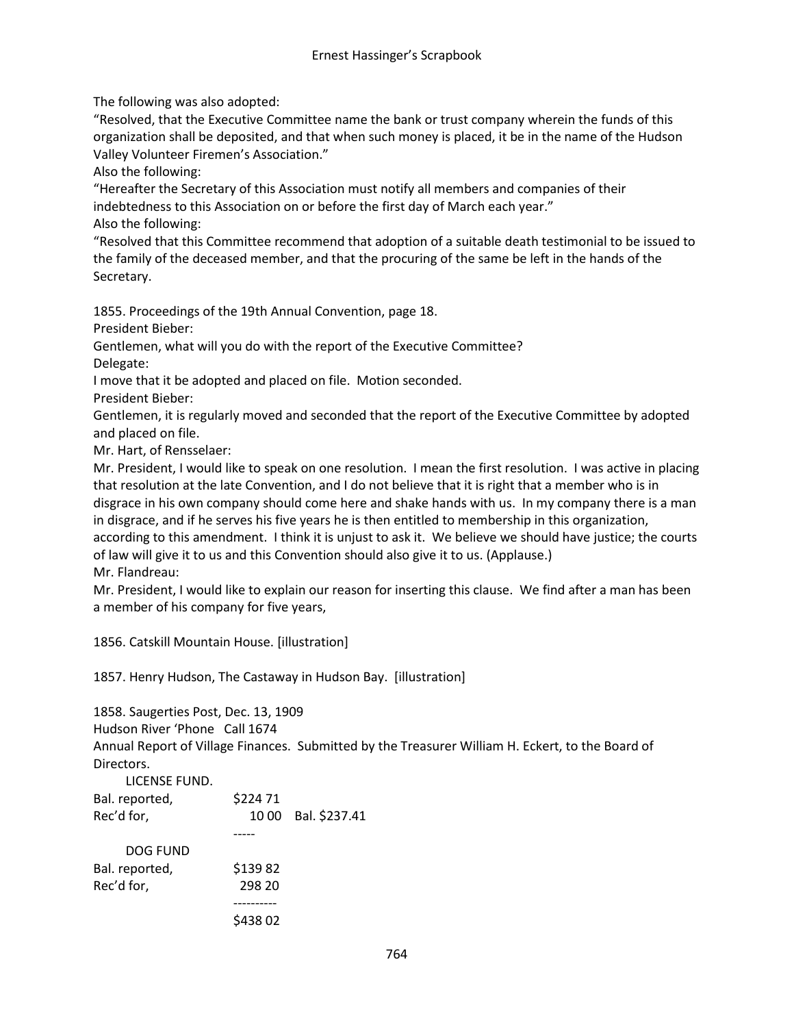The following was also adopted:

"Resolved, that the Executive Committee name the bank or trust company wherein the funds of this organization shall be deposited, and that when such money is placed, it be in the name of the Hudson Valley Volunteer Firemen's Association."

Also the following:

"Hereafter the Secretary of this Association must notify all members and companies of their indebtedness to this Association on or before the first day of March each year."

Also the following:

"Resolved that this Committee recommend that adoption of a suitable death testimonial to be issued to the family of the deceased member, and that the procuring of the same be left in the hands of the Secretary.

1855. Proceedings of the 19th Annual Convention, page 18.

President Bieber:

Gentlemen, what will you do with the report of the Executive Committee?

Delegate:

I move that it be adopted and placed on file. Motion seconded.

President Bieber:

Gentlemen, it is regularly moved and seconded that the report of the Executive Committee by adopted and placed on file.

Mr. Hart, of Rensselaer:

Mr. President, I would like to speak on one resolution. I mean the first resolution. I was active in placing that resolution at the late Convention, and I do not believe that it is right that a member who is in disgrace in his own company should come here and shake hands with us. In my company there is a man in disgrace, and if he serves his five years he is then entitled to membership in this organization, according to this amendment. I think it is unjust to ask it. We believe we should have justice; the courts of law will give it to us and this Convention should also give it to us. (Applause.)

Mr. Flandreau:

Mr. President, I would like to explain our reason for inserting this clause. We find after a man has been a member of his company for five years,

1856. Catskill Mountain House. [illustration]

1857. Henry Hudson, The Castaway in Hudson Bay. [illustration]

1858. Saugerties Post, Dec. 13, 1909

Hudson River 'Phone Call 1674

Annual Report of Village Finances. Submitted by the Treasurer William H. Eckert, to the Board of Directors.

LICENSE FUND.

| | | |
|---|---|---|
| Bal. reported, | $224 71 | |
| Rec'd for, | 10 00 | Bal. $237.41 |
| | ----- | |

DOG FUND

| | |
|---|---|
| Bal. reported, | $139 82 |
| Rec'd for, | 298 20 |
| | ---------- |
| | $438 02 |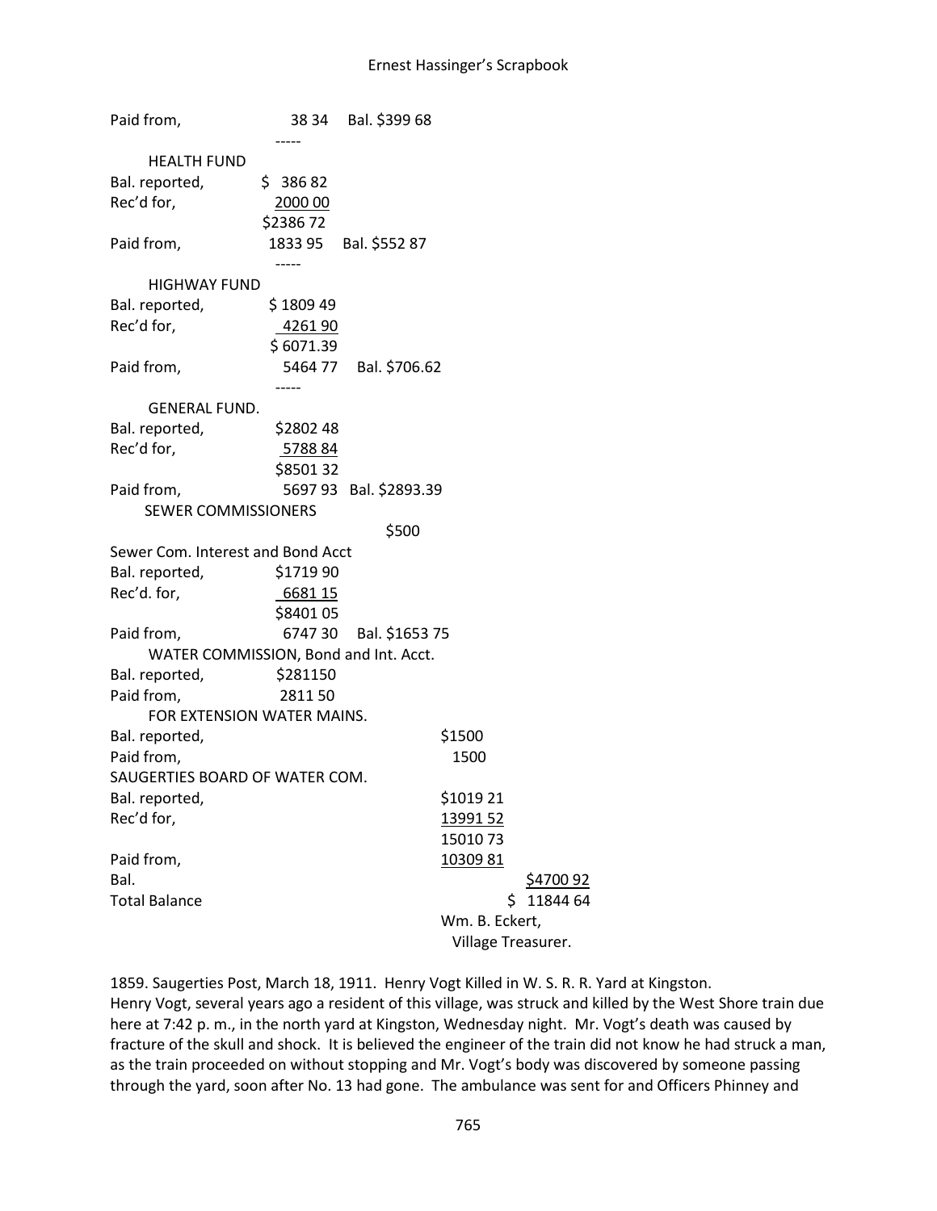Paid from, 38 34 Bal. $399 68

-----

HEALTH FUND

| | | |
|---|---|---|
| Bal. reported, | $ 386 82 | |
| Rec'd for, | 2000 00 | |
| | $2386 72 | |
| Paid from, | 1833 95 | Bal. $552 87 |

-----

HIGHWAY FUND

| | | |
|---|---|---|
| Bal. reported, | $ 1809 49 | |
| Rec'd for, | 4261 90 | |
| | $ 6071.39 | |
| Paid from, | 5464 77 | Bal. $706.62 |

-----

GENERAL FUND.

| | | |
|---|---|---|
| Bal. reported, | $2802 48 | |
| Rec'd for, | 5788 84 | |
| | $8501 32 | |
| Paid from, | 5697 93 | Bal. $2893.39 |

SEWER COMMISSIONERS

$500

Sewer Com. Interest and Bond Acct

| | | |
|---|---|---|
| Bal. reported, | $1719 90 | |
| Rec'd. for, | 6681 15 | |
| | $8401 05 | |
| Paid from, | 6747 30 | Bal. $1653 75 |

WATER COMMISSION, Bond and Int. Acct.

| | |
|---|---|
| Bal. reported, | $281150 |
| Paid from, | 2811 50 |

FOR EXTENSION WATER MAINS.

| | |
|---|---|
| Bal. reported, | $1500 |
| Paid from, | 1500 |

SAUGERTIES BOARD OF WATER COM.

| | | |
|---|---|---|
| Bal. reported, | $1019 21 | |
| Rec'd for, | 13991 52 | |
| | 15010 73 | |
| Paid from, | 10309 81 | |
| Bal. | | $4700 92 |
| Total Balance | | $ 11844 64 |

Wm. B. Eckert,
Village Treasurer.

1859. Saugerties Post, March 18, 1911. Henry Vogt Killed in W. S. R. R. Yard at Kingston.
Henry Vogt, several years ago a resident of this village, was struck and killed by the West Shore train due here at 7:42 p. m., in the north yard at Kingston, Wednesday night. Mr. Vogt's death was caused by fracture of the skull and shock. It is believed the engineer of the train did not know he had struck a man, as the train proceeded on without stopping and Mr. Vogt's body was discovered by someone passing through the yard, soon after No. 13 had gone. The ambulance was sent for and Officers Phinney and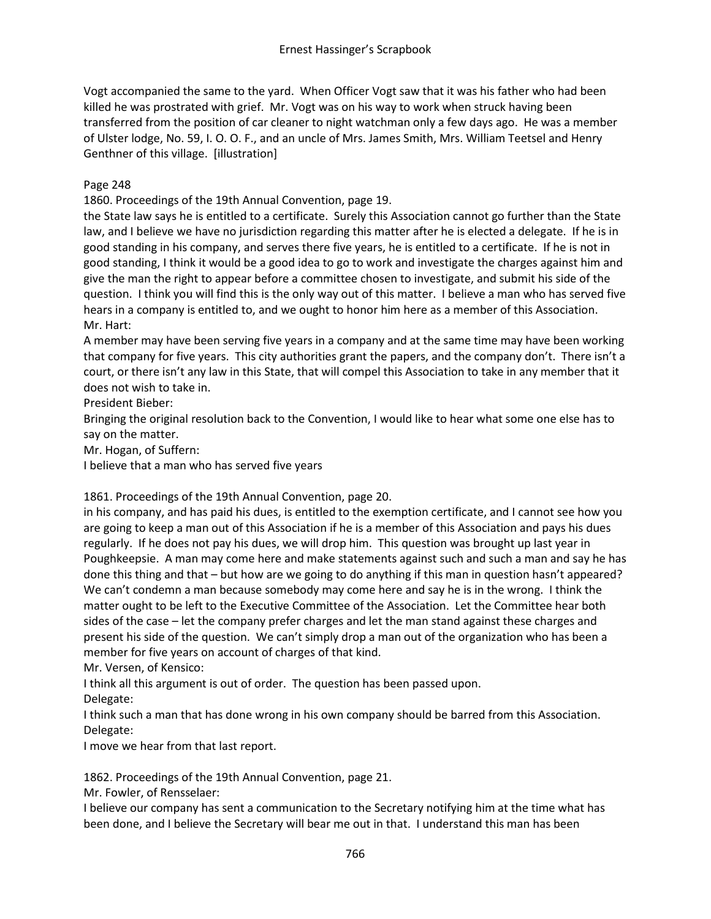Vogt accompanied the same to the yard. When Officer Vogt saw that it was his father who had been killed he was prostrated with grief. Mr. Vogt was on his way to work when struck having been transferred from the position of car cleaner to night watchman only a few days ago. He was a member of Ulster lodge, No. 59, I. O. O. F., and an uncle of Mrs. James Smith, Mrs. William Teetsel and Henry Genthner of this village. [illustration]

Page 248

1860. Proceedings of the 19th Annual Convention, page 19.

the State law says he is entitled to a certificate. Surely this Association cannot go further than the State law, and I believe we have no jurisdiction regarding this matter after he is elected a delegate. If he is in good standing in his company, and serves there five years, he is entitled to a certificate. If he is not in good standing, I think it would be a good idea to go to work and investigate the charges against him and give the man the right to appear before a committee chosen to investigate, and submit his side of the question. I think you will find this is the only way out of this matter. I believe a man who has served five hears in a company is entitled to, and we ought to honor him here as a member of this Association.

Mr. Hart:

A member may have been serving five years in a company and at the same time may have been working that company for five years. This city authorities grant the papers, and the company don't. There isn't a court, or there isn't any law in this State, that will compel this Association to take in any member that it does not wish to take in.

President Bieber:

Bringing the original resolution back to the Convention, I would like to hear what some one else has to say on the matter.

Mr. Hogan, of Suffern:

I believe that a man who has served five years

1861. Proceedings of the 19th Annual Convention, page 20.

in his company, and has paid his dues, is entitled to the exemption certificate, and I cannot see how you are going to keep a man out of this Association if he is a member of this Association and pays his dues regularly. If he does not pay his dues, we will drop him. This question was brought up last year in Poughkeepsie. A man may come here and make statements against such and such a man and say he has done this thing and that – but how are we going to do anything if this man in question hasn't appeared? We can't condemn a man because somebody may come here and say he is in the wrong. I think the matter ought to be left to the Executive Committee of the Association. Let the Committee hear both sides of the case – let the company prefer charges and let the man stand against these charges and present his side of the question. We can't simply drop a man out of the organization who has been a member for five years on account of charges of that kind.

Mr. Versen, of Kensico:

I think all this argument is out of order. The question has been passed upon.

Delegate:

I think such a man that has done wrong in his own company should be barred from this Association.

Delegate:

I move we hear from that last report.

1862. Proceedings of the 19th Annual Convention, page 21.

Mr. Fowler, of Rensselaer:

I believe our company has sent a communication to the Secretary notifying him at the time what has been done, and I believe the Secretary will bear me out in that. I understand this man has been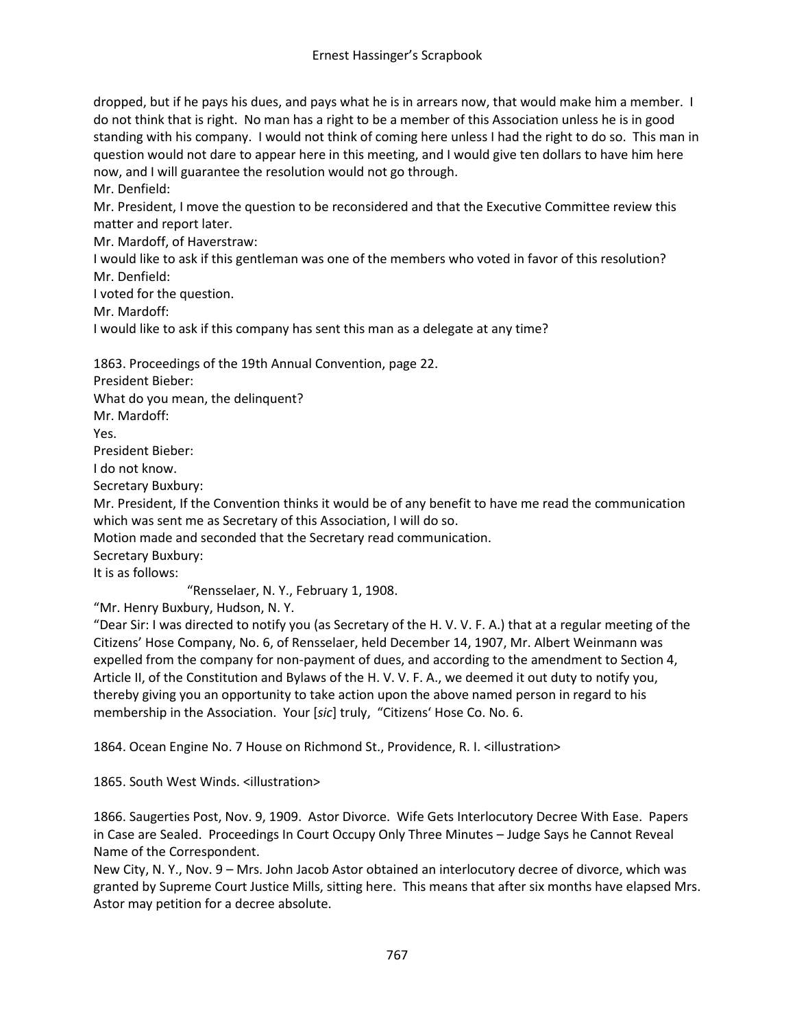dropped, but if he pays his dues, and pays what he is in arrears now, that would make him a member. I do not think that is right. No man has a right to be a member of this Association unless he is in good standing with his company. I would not think of coming here unless I had the right to do so. This man in question would not dare to appear here in this meeting, and I would give ten dollars to have him here now, and I will guarantee the resolution would not go through.

Mr. Denfield:

Mr. President, I move the question to be reconsidered and that the Executive Committee review this matter and report later.

Mr. Mardoff, of Haverstraw:

I would like to ask if this gentleman was one of the members who voted in favor of this resolution?

Mr. Denfield:

I voted for the question.

Mr. Mardoff:

I would like to ask if this company has sent this man as a delegate at any time?

1863. Proceedings of the 19th Annual Convention, page 22.

President Bieber:

What do you mean, the delinquent?

Mr. Mardoff:

Yes.

President Bieber:

I do not know.

Secretary Buxbury:

Mr. President, If the Convention thinks it would be of any benefit to have me read the communication which was sent me as Secretary of this Association, I will do so.

Motion made and seconded that the Secretary read communication.

Secretary Buxbury:

It is as follows:

"Rensselaer, N. Y., February 1, 1908.

"Mr. Henry Buxbury, Hudson, N. Y.

"Dear Sir: I was directed to notify you (as Secretary of the H. V. V. F. A.) that at a regular meeting of the Citizens' Hose Company, No. 6, of Rensselaer, held December 14, 1907, Mr. Albert Weinmann was expelled from the company for non-payment of dues, and according to the amendment to Section 4, Article II, of the Constitution and Bylaws of the H. V. V. F. A., we deemed it out duty to notify you, thereby giving you an opportunity to take action upon the above named person in regard to his membership in the Association. Your [*sic*] truly, "Citizens' Hose Co. No. 6.

1864. Ocean Engine No. 7 House on Richmond St., Providence, R. I. <illustration>

1865. South West Winds. <illustration>

1866. Saugerties Post, Nov. 9, 1909. Astor Divorce. Wife Gets Interlocutory Decree With Ease. Papers in Case are Sealed. Proceedings In Court Occupy Only Three Minutes – Judge Says he Cannot Reveal Name of the Correspondent.

New City, N. Y., Nov. 9 – Mrs. John Jacob Astor obtained an interlocutory decree of divorce, which was granted by Supreme Court Justice Mills, sitting here. This means that after six months have elapsed Mrs. Astor may petition for a decree absolute.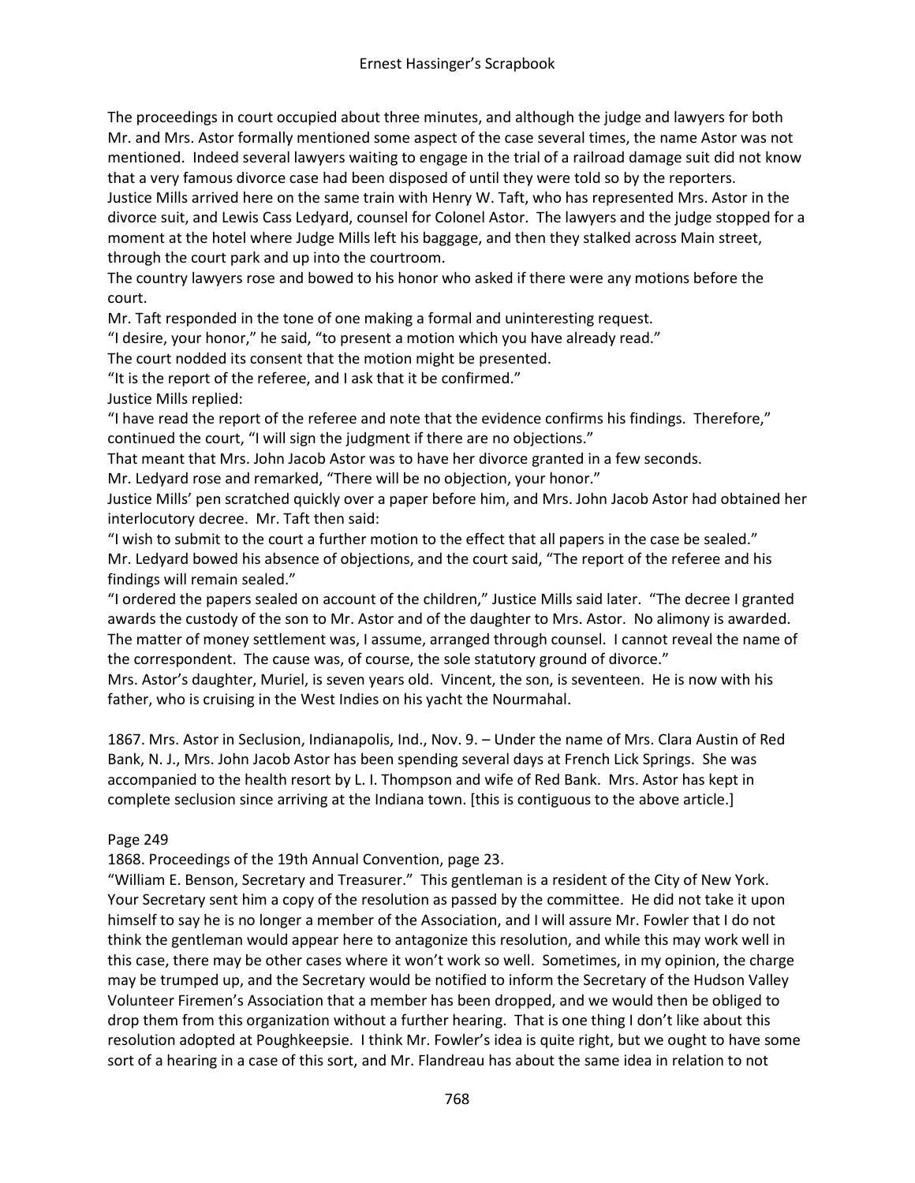The proceedings in court occupied about three minutes, and although the judge and lawyers for both Mr. and Mrs. Astor formally mentioned some aspect of the case several times, the name Astor was not mentioned. Indeed several lawyers waiting to engage in the trial of a railroad damage suit did not know that a very famous divorce case had been disposed of until they were told so by the reporters.

Justice Mills arrived here on the same train with Henry W. Taft, who has represented Mrs. Astor in the divorce suit, and Lewis Cass Ledyard, counsel for Colonel Astor. The lawyers and the judge stopped for a moment at the hotel where Judge Mills left his baggage, and then they stalked across Main street, through the court park and up into the courtroom.

The country lawyers rose and bowed to his honor who asked if there were any motions before the court.

Mr. Taft responded in the tone of one making a formal and uninteresting request.

"I desire, your honor," he said, "to present a motion which you have already read."

The court nodded its consent that the motion might be presented.

"It is the report of the referee, and I ask that it be confirmed."

Justice Mills replied:

"I have read the report of the referee and note that the evidence confirms his findings. Therefore," continued the court, "I will sign the judgment if there are no objections."

That meant that Mrs. John Jacob Astor was to have her divorce granted in a few seconds.

Mr. Ledyard rose and remarked, "There will be no objection, your honor."

Justice Mills' pen scratched quickly over a paper before him, and Mrs. John Jacob Astor had obtained her interlocutory decree. Mr. Taft then said:

"I wish to submit to the court a further motion to the effect that all papers in the case be sealed."

Mr. Ledyard bowed his absence of objections, and the court said, "The report of the referee and his findings will remain sealed."

"I ordered the papers sealed on account of the children," Justice Mills said later. "The decree I granted awards the custody of the son to Mr. Astor and of the daughter to Mrs. Astor. No alimony is awarded. The matter of money settlement was, I assume, arranged through counsel. I cannot reveal the name of the correspondent. The cause was, of course, the sole statutory ground of divorce."

Mrs. Astor's daughter, Muriel, is seven years old. Vincent, the son, is seventeen. He is now with his father, who is cruising in the West Indies on his yacht the Nourmahal.

1867. Mrs. Astor in Seclusion, Indianapolis, Ind., Nov. 9. – Under the name of Mrs. Clara Austin of Red Bank, N. J., Mrs. John Jacob Astor has been spending several days at French Lick Springs. She was accompanied to the health resort by L. I. Thompson and wife of Red Bank. Mrs. Astor has kept in complete seclusion since arriving at the Indiana town. [this is contiguous to the above article.]

Page 249

1868. Proceedings of the 19th Annual Convention, page 23.

"William E. Benson, Secretary and Treasurer." This gentleman is a resident of the City of New York. Your Secretary sent him a copy of the resolution as passed by the committee. He did not take it upon himself to say he is no longer a member of the Association, and I will assure Mr. Fowler that I do not think the gentleman would appear here to antagonize this resolution, and while this may work well in this case, there may be other cases where it won't work so well. Sometimes, in my opinion, the charge may be trumped up, and the Secretary would be notified to inform the Secretary of the Hudson Valley Volunteer Firemen's Association that a member has been dropped, and we would then be obliged to drop them from this organization without a further hearing. That is one thing I don't like about this resolution adopted at Poughkeepsie. I think Mr. Fowler's idea is quite right, but we ought to have some sort of a hearing in a case of this sort, and Mr. Flandreau has about the same idea in relation to not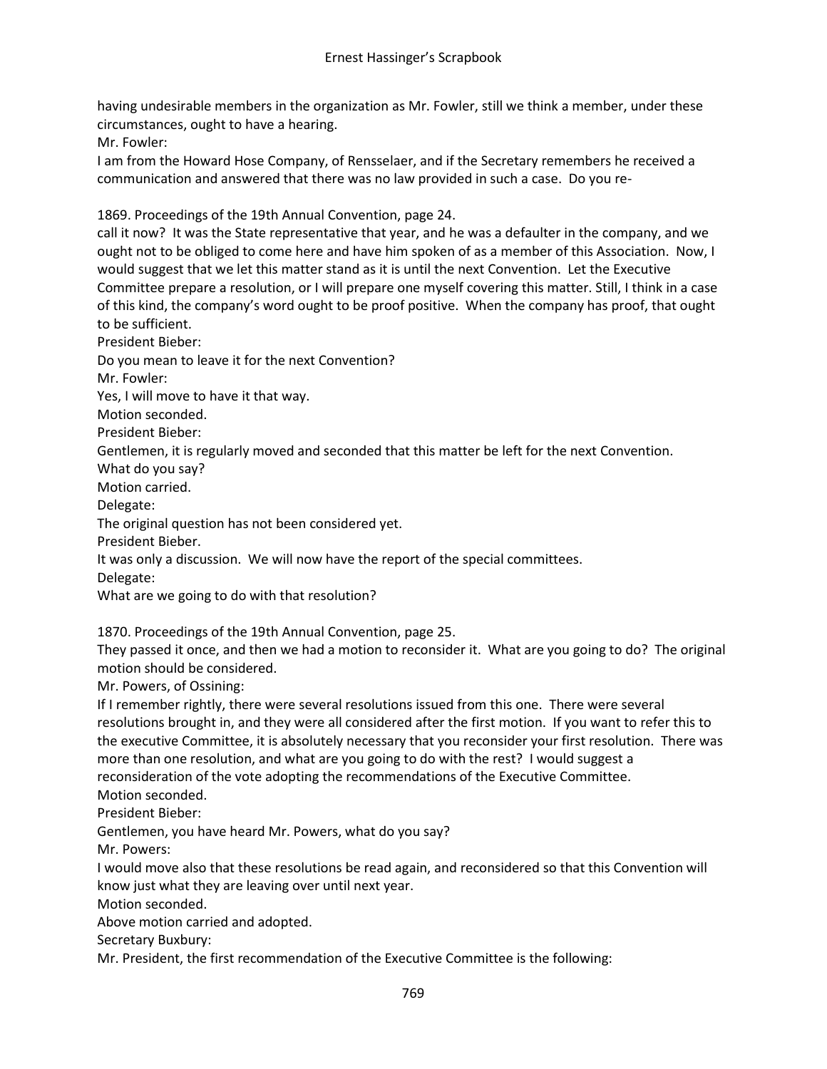having undesirable members in the organization as Mr. Fowler, still we think a member, under these circumstances, ought to have a hearing.

Mr. Fowler:

I am from the Howard Hose Company, of Rensselaer, and if the Secretary remembers he received a communication and answered that there was no law provided in such a case. Do you re-

1869. Proceedings of the 19th Annual Convention, page 24.

call it now? It was the State representative that year, and he was a defaulter in the company, and we ought not to be obliged to come here and have him spoken of as a member of this Association. Now, I would suggest that we let this matter stand as it is until the next Convention. Let the Executive Committee prepare a resolution, or I will prepare one myself covering this matter. Still, I think in a case of this kind, the company's word ought to be proof positive. When the company has proof, that ought to be sufficient.

President Bieber:

Do you mean to leave it for the next Convention?

Mr. Fowler:

Yes, I will move to have it that way.

Motion seconded.

President Bieber:

Gentlemen, it is regularly moved and seconded that this matter be left for the next Convention. What do you say?

Motion carried.

Delegate:

The original question has not been considered yet.

President Bieber.

It was only a discussion. We will now have the report of the special committees.

Delegate:

What are we going to do with that resolution?

1870. Proceedings of the 19th Annual Convention, page 25.

They passed it once, and then we had a motion to reconsider it. What are you going to do? The original motion should be considered.

Mr. Powers, of Ossining:

If I remember rightly, there were several resolutions issued from this one. There were several resolutions brought in, and they were all considered after the first motion. If you want to refer this to the executive Committee, it is absolutely necessary that you reconsider your first resolution. There was more than one resolution, and what are you going to do with the rest? I would suggest a reconsideration of the vote adopting the recommendations of the Executive Committee.

Motion seconded.

President Bieber:

Gentlemen, you have heard Mr. Powers, what do you say?

Mr. Powers:

I would move also that these resolutions be read again, and reconsidered so that this Convention will know just what they are leaving over until next year.

Motion seconded.

Above motion carried and adopted.

Secretary Buxbury:

Mr. President, the first recommendation of the Executive Committee is the following: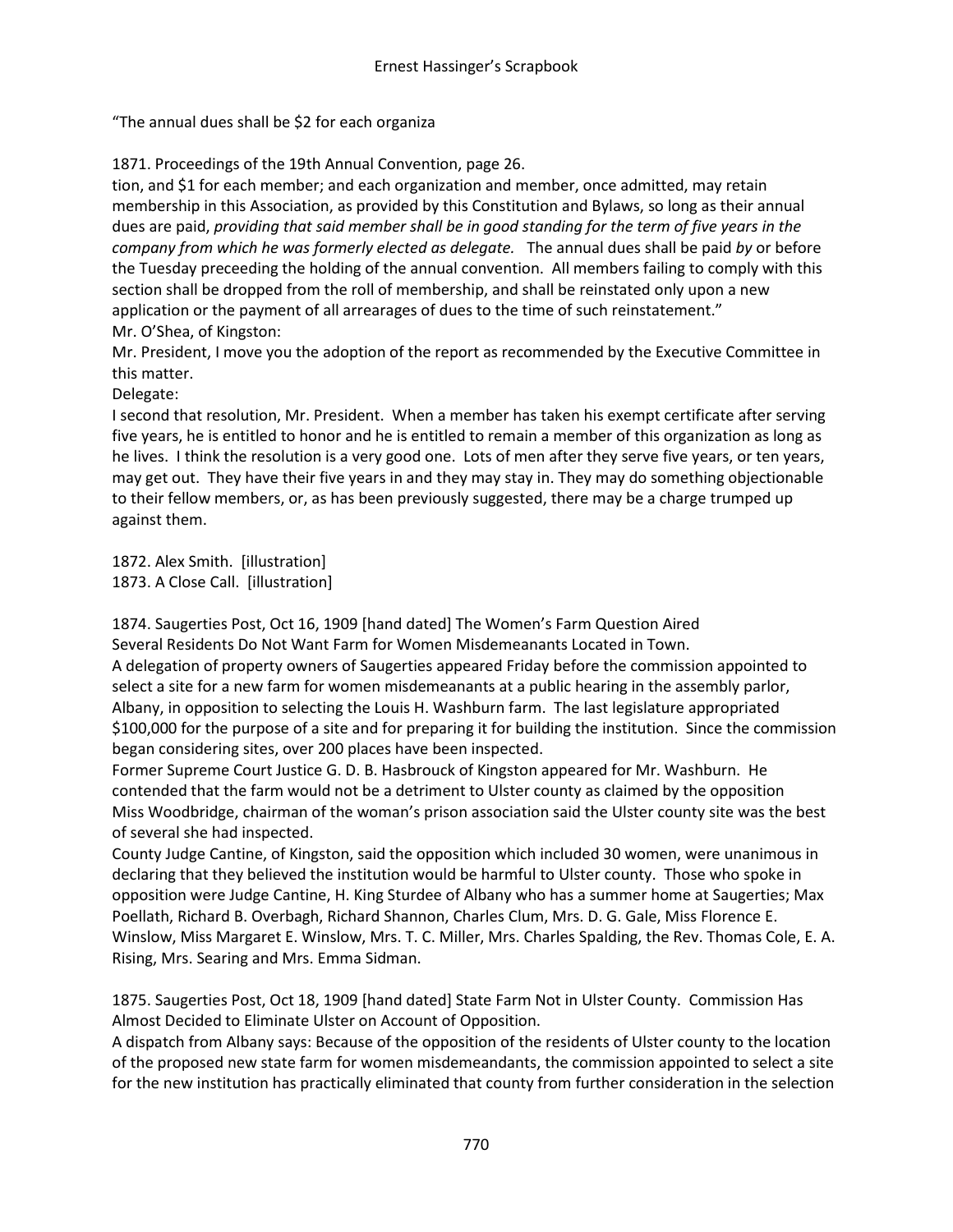"The annual dues shall be $2 for each organiza

1871. Proceedings of the 19th Annual Convention, page 26.
tion, and $1 for each member; and each organization and member, once admitted, may retain membership in this Association, as provided by this Constitution and Bylaws, so long as their annual dues are paid, *providing that said member shall be in good standing for the term of five years in the company from which he was formerly elected as delegate.* The annual dues shall be paid *by* or before the Tuesday preceeding the holding of the annual convention. All members failing to comply with this section shall be dropped from the roll of membership, and shall be reinstated only upon a new application or the payment of all arrearages of dues to the time of such reinstatement."
Mr. O'Shea, of Kingston:
Mr. President, I move you the adoption of the report as recommended by the Executive Committee in this matter.
Delegate:
I second that resolution, Mr. President. When a member has taken his exempt certificate after serving five years, he is entitled to honor and he is entitled to remain a member of this organization as long as he lives. I think the resolution is a very good one. Lots of men after they serve five years, or ten years, may get out. They have their five years in and they may stay in. They may do something objectionable to their fellow members, or, as has been previously suggested, there may be a charge trumped up against them.

1872. Alex Smith. [illustration]
1873. A Close Call. [illustration]

1874. Saugerties Post, Oct 16, 1909 [hand dated] The Women's Farm Question Aired
Several Residents Do Not Want Farm for Women Misdemeanants Located in Town.
A delegation of property owners of Saugerties appeared Friday before the commission appointed to select a site for a new farm for women misdemeanants at a public hearing in the assembly parlor, Albany, in opposition to selecting the Louis H. Washburn farm. The last legislature appropriated $100,000 for the purpose of a site and for preparing it for building the institution. Since the commission began considering sites, over 200 places have been inspected.
Former Supreme Court Justice G. D. B. Hasbrouck of Kingston appeared for Mr. Washburn. He contended that the farm would not be a detriment to Ulster county as claimed by the opposition
Miss Woodbridge, chairman of the woman's prison association said the Ulster county site was the best of several she had inspected.
County Judge Cantine, of Kingston, said the opposition which included 30 women, were unanimous in declaring that they believed the institution would be harmful to Ulster county. Those who spoke in opposition were Judge Cantine, H. King Sturdee of Albany who has a summer home at Saugerties; Max Poellath, Richard B. Overbagh, Richard Shannon, Charles Clum, Mrs. D. G. Gale, Miss Florence E. Winslow, Miss Margaret E. Winslow, Mrs. T. C. Miller, Mrs. Charles Spalding, the Rev. Thomas Cole, E. A. Rising, Mrs. Searing and Mrs. Emma Sidman.

1875. Saugerties Post, Oct 18, 1909 [hand dated] State Farm Not in Ulster County. Commission Has Almost Decided to Eliminate Ulster on Account of Opposition.
A dispatch from Albany says: Because of the opposition of the residents of Ulster county to the location of the proposed new state farm for women misdemeandants, the commission appointed to select a site for the new institution has practically eliminated that county from further consideration in the selection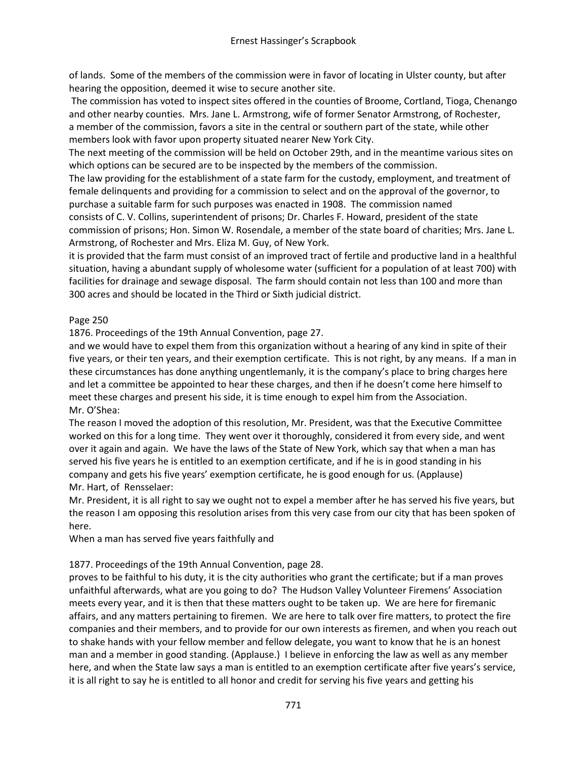of lands. Some of the members of the commission were in favor of locating in Ulster county, but after hearing the opposition, deemed it wise to secure another site.

The commission has voted to inspect sites offered in the counties of Broome, Cortland, Tioga, Chenango and other nearby counties. Mrs. Jane L. Armstrong, wife of former Senator Armstrong, of Rochester, a member of the commission, favors a site in the central or southern part of the state, while other members look with favor upon property situated nearer New York City.

The next meeting of the commission will be held on October 29th, and in the meantime various sites on which options can be secured are to be inspected by the members of the commission.

The law providing for the establishment of a state farm for the custody, employment, and treatment of female delinquents and providing for a commission to select and on the approval of the governor, to purchase a suitable farm for such purposes was enacted in 1908. The commission named consists of C. V. Collins, superintendent of prisons; Dr. Charles F. Howard, president of the state commission of prisons; Hon. Simon W. Rosendale, a member of the state board of charities; Mrs. Jane L. Armstrong, of Rochester and Mrs. Eliza M. Guy, of New York.

it is provided that the farm must consist of an improved tract of fertile and productive land in a healthful situation, having a abundant supply of wholesome water (sufficient for a population of at least 700) with facilities for drainage and sewage disposal. The farm should contain not less than 100 and more than 300 acres and should be located in the Third or Sixth judicial district.

Page 250

1876. Proceedings of the 19th Annual Convention, page 27.

and we would have to expel them from this organization without a hearing of any kind in spite of their five years, or their ten years, and their exemption certificate. This is not right, by any means. If a man in these circumstances has done anything ungentlemanly, it is the company's place to bring charges here and let a committee be appointed to hear these charges, and then if he doesn't come here himself to meet these charges and present his side, it is time enough to expel him from the Association.

Mr. O'Shea:

The reason I moved the adoption of this resolution, Mr. President, was that the Executive Committee worked on this for a long time. They went over it thoroughly, considered it from every side, and went over it again and again. We have the laws of the State of New York, which say that when a man has served his five years he is entitled to an exemption certificate, and if he is in good standing in his company and gets his five years' exemption certificate, he is good enough for us. (Applause)

Mr. Hart, of Rensselaer:

Mr. President, it is all right to say we ought not to expel a member after he has served his five years, but the reason I am opposing this resolution arises from this very case from our city that has been spoken of here.

When a man has served five years faithfully and

1877. Proceedings of the 19th Annual Convention, page 28.

proves to be faithful to his duty, it is the city authorities who grant the certificate; but if a man proves unfaithful afterwards, what are you going to do? The Hudson Valley Volunteer Firemens' Association meets every year, and it is then that these matters ought to be taken up. We are here for firemanic affairs, and any matters pertaining to firemen. We are here to talk over fire matters, to protect the fire companies and their members, and to provide for our own interests as firemen, and when you reach out to shake hands with your fellow member and fellow delegate, you want to know that he is an honest man and a member in good standing. (Applause.) I believe in enforcing the law as well as any member here, and when the State law says a man is entitled to an exemption certificate after five years's service, it is all right to say he is entitled to all honor and credit for serving his five years and getting his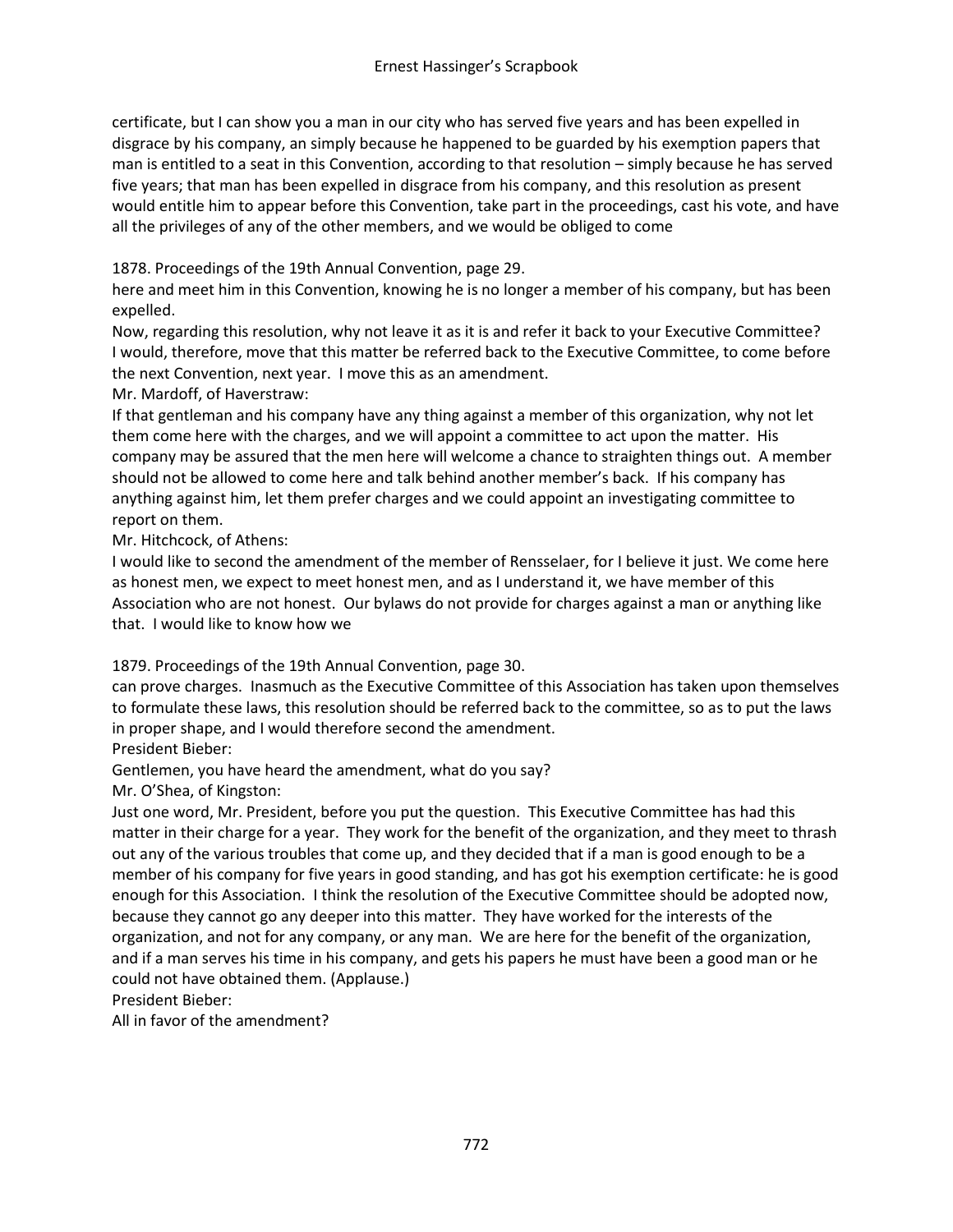certificate, but I can show you a man in our city who has served five years and has been expelled in disgrace by his company, an simply because he happened to be guarded by his exemption papers that man is entitled to a seat in this Convention, according to that resolution – simply because he has served five years; that man has been expelled in disgrace from his company, and this resolution as present would entitle him to appear before this Convention, take part in the proceedings, cast his vote, and have all the privileges of any of the other members, and we would be obliged to come

1878. Proceedings of the 19th Annual Convention, page 29.

here and meet him in this Convention, knowing he is no longer a member of his company, but has been expelled.

Now, regarding this resolution, why not leave it as it is and refer it back to your Executive Committee? I would, therefore, move that this matter be referred back to the Executive Committee, to come before the next Convention, next year. I move this as an amendment.

Mr. Mardoff, of Haverstraw:

If that gentleman and his company have any thing against a member of this organization, why not let them come here with the charges, and we will appoint a committee to act upon the matter. His company may be assured that the men here will welcome a chance to straighten things out. A member should not be allowed to come here and talk behind another member's back. If his company has anything against him, let them prefer charges and we could appoint an investigating committee to report on them.

Mr. Hitchcock, of Athens:

I would like to second the amendment of the member of Rensselaer, for I believe it just. We come here as honest men, we expect to meet honest men, and as I understand it, we have member of this Association who are not honest. Our bylaws do not provide for charges against a man or anything like that. I would like to know how we

1879. Proceedings of the 19th Annual Convention, page 30.

can prove charges. Inasmuch as the Executive Committee of this Association has taken upon themselves to formulate these laws, this resolution should be referred back to the committee, so as to put the laws in proper shape, and I would therefore second the amendment.

President Bieber:

Gentlemen, you have heard the amendment, what do you say?

Mr. O'Shea, of Kingston:

Just one word, Mr. President, before you put the question. This Executive Committee has had this matter in their charge for a year. They work for the benefit of the organization, and they meet to thrash out any of the various troubles that come up, and they decided that if a man is good enough to be a member of his company for five years in good standing, and has got his exemption certificate: he is good enough for this Association. I think the resolution of the Executive Committee should be adopted now, because they cannot go any deeper into this matter. They have worked for the interests of the organization, and not for any company, or any man. We are here for the benefit of the organization, and if a man serves his time in his company, and gets his papers he must have been a good man or he could not have obtained them. (Applause.)

President Bieber:

All in favor of the amendment?